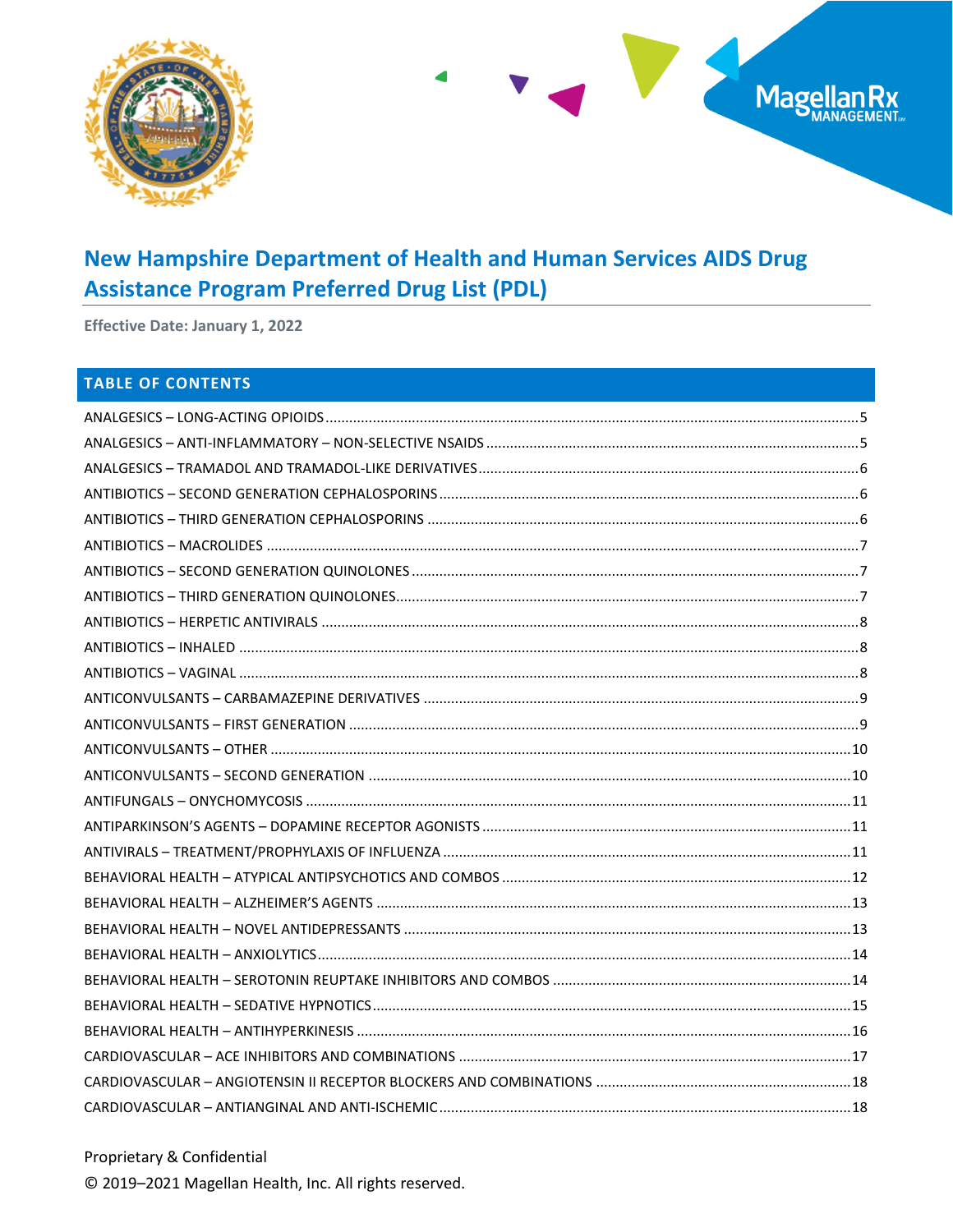# New Hampshire Department of Health and Human Services AIDS Drug Assistance Program Preferred Drug List (PDL)

**Effective Date: January 1, 2022**

## TABLE OF CONTENTS

| | |
|---|---|
| ANALGESICS – LONG-ACTING OPIOIDS | 5 |
| ANALGESICS – ANTI-INFLAMMATORY – NON-SELECTIVE NSAIDS | 5 |
| ANALGESICS – TRAMADOL AND TRAMADOL-LIKE DERIVATIVES | 6 |
| ANTIBIOTICS – SECOND GENERATION CEPHALOSPORINS | 6 |
| ANTIBIOTICS – THIRD GENERATION CEPHALOSPORINS | 6 |
| ANTIBIOTICS – MACROLIDES | 7 |
| ANTIBIOTICS – SECOND GENERATION QUINOLONES | 7 |
| ANTIBIOTICS – THIRD GENERATION QUINOLONES | 7 |
| ANTIBIOTICS – HERPETIC ANTIVIRALS | 8 |
| ANTIBIOTICS – INHALED | 8 |
| ANTIBIOTICS – VAGINAL | 8 |
| ANTICONVULSANTS – CARBAMAZEPINE DERIVATIVES | 9 |
| ANTICONVULSANTS – FIRST GENERATION | 9 |
| ANTICONVULSANTS – OTHER | 10 |
| ANTICONVULSANTS – SECOND GENERATION | 10 |
| ANTIFUNGALS – ONYCHOMYCOSIS | 11 |
| ANTIPARKINSON'S AGENTS – DOPAMINE RECEPTOR AGONISTS | 11 |
| ANTIVIRALS – TREATMENT/PROPHYLAXIS OF INFLUENZA | 11 |
| BEHAVIORAL HEALTH – ATYPICAL ANTIPSYCHOTICS AND COMBOS | 12 |
| BEHAVIORAL HEALTH – ALZHEIMER'S AGENTS | 13 |
| BEHAVIORAL HEALTH – NOVEL ANTIDEPRESSANTS | 13 |
| BEHAVIORAL HEALTH – ANXIOLYTICS | 14 |
| BEHAVIORAL HEALTH – SEROTONIN REUPTAKE INHIBITORS AND COMBOS | 14 |
| BEHAVIORAL HEALTH – SEDATIVE HYPNOTICS | 15 |
| BEHAVIORAL HEALTH – ANTIHYPERKINESIS | 16 |
| CARDIOVASCULAR – ACE INHIBITORS AND COMBINATIONS | 17 |
| CARDIOVASCULAR – ANGIOTENSIN II RECEPTOR BLOCKERS AND COMBINATIONS | 18 |
| CARDIOVASCULAR – ANTIANGINAL AND ANTI-ISCHEMIC | 18 |

Proprietary & Confidential

© 2019–2021 Magellan Health, Inc. All rights reserved.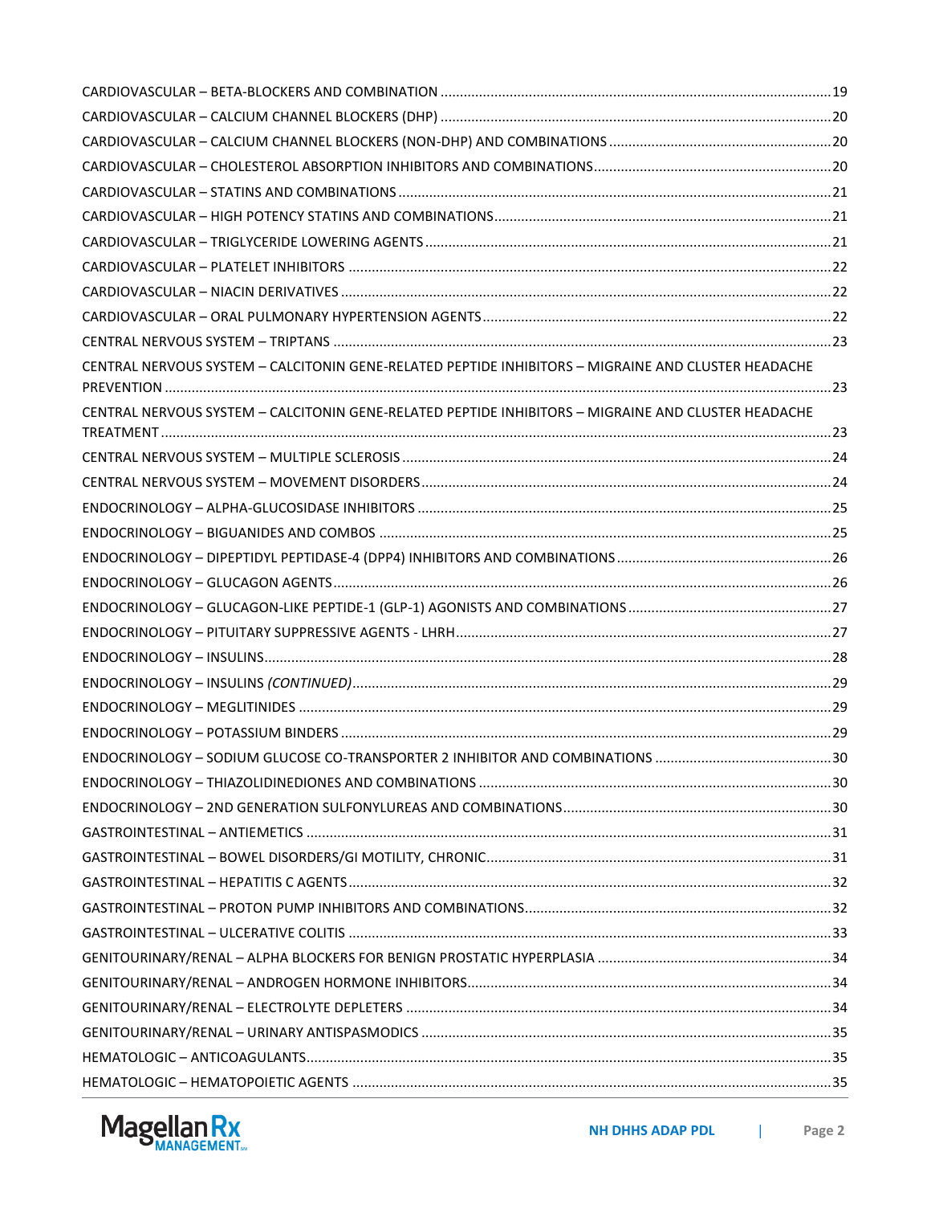CARDIOVASCULAR – BETA-BLOCKERS AND COMBINATION ....................................................................................................19
CARDIOVASCULAR – CALCIUM CHANNEL BLOCKERS (DHP) ......................................................................................20
CARDIOVASCULAR – CALCIUM CHANNEL BLOCKERS (NON-DHP) AND COMBINATIONS .........................................20
CARDIOVASCULAR – CHOLESTEROL ABSORPTION INHIBITORS AND COMBINATIONS.............................................20
CARDIOVASCULAR – STATINS AND COMBINATIONS ...................................................................................................21
CARDIOVASCULAR – HIGH POTENCY STATINS AND COMBINATIONS.........................................................................21
CARDIOVASCULAR – TRIGLYCERIDE LOWERING AGENTS ............................................................................................21
CARDIOVASCULAR – PLATELET INHIBITORS ................................................................................................................22
CARDIOVASCULAR – NIACIN DERIVATIVES .................................................................................................................22
CARDIOVASCULAR – ORAL PULMONARY HYPERTENSION AGENTS..............................................................................22
CENTRAL NERVOUS SYSTEM – TRIPTANS ....................................................................................................................23
CENTRAL NERVOUS SYSTEM – CALCITONIN GENE-RELATED PEPTIDE INHIBITORS – MIGRAINE AND CLUSTER HEADACHE PREVENTION ......................................................................................................................................................23
CENTRAL NERVOUS SYSTEM – CALCITONIN GENE-RELATED PEPTIDE INHIBITORS – MIGRAINE AND CLUSTER HEADACHE TREATMENT ......................................................................................................................................................23
CENTRAL NERVOUS SYSTEM – MULTIPLE SCLEROSIS ..................................................................................................24
CENTRAL NERVOUS SYSTEM – MOVEMENT DISORDERS...............................................................................................24
ENDOCRINOLOGY – ALPHA-GLUCOSIDASE INHIBITORS ...............................................................................................25
ENDOCRINOLOGY – BIGUANIDES AND COMBOS .........................................................................................................25
ENDOCRINOLOGY – DIPEPTIDYL PEPTIDASE-4 (DPP4) INHIBITORS AND COMBINATIONS ..........................................26
ENDOCRINOLOGY – GLUCAGON AGENTS......................................................................................................................26
ENDOCRINOLOGY – GLUCAGON-LIKE PEPTIDE-1 (GLP-1) AGONISTS AND COMBINATIONS ......................................27
ENDOCRINOLOGY – PITUITARY SUPPRESSIVE AGENTS - LHRH......................................................................................27
ENDOCRINOLOGY – INSULINS........................................................................................................................................28
ENDOCRINOLOGY – INSULINS *(CONTINUED)*.................................................................................................................29
ENDOCRINOLOGY – MEGLITINIDES ...............................................................................................................................29
ENDOCRINOLOGY – POTASSIUM BINDERS .....................................................................................................................29
ENDOCRINOLOGY – SODIUM GLUCOSE CO-TRANSPORTER 2 INHIBITOR AND COMBINATIONS ..............................30
ENDOCRINOLOGY – THIAZOLIDINEDIONES AND COMBINATIONS ................................................................................30
ENDOCRINOLOGY – 2ND GENERATION SULFONYLUREAS AND COMBINATIONS.........................................................30
GASTROINTESTINAL – ANTIEMETICS ............................................................................................................................31
GASTROINTESTINAL – BOWEL DISORDERS/GI MOTILITY, CHRONIC.............................................................................31
GASTROINTESTINAL – HEPATITIS C AGENTS..................................................................................................................32
GASTROINTESTINAL – PROTON PUMP INHIBITORS AND COMBINATIONS...................................................................32
GASTROINTESTINAL – ULCERATIVE COLITIS .................................................................................................................33
GENITOURINARY/RENAL – ALPHA BLOCKERS FOR BENIGN PROSTATIC HYPERPLASIA ..............................................34
GENITOURINARY/RENAL – ANDROGEN HORMONE INHIBITORS...................................................................................34
GENITOURINARY/RENAL – ELECTROLYTE DEPLETERS ...................................................................................................34
GENITOURINARY/RENAL – URINARY ANTISPASMODICS ..............................................................................................35
HEMATOLOGIC – ANTICOAGULANTS.............................................................................................................................35
HEMATOLOGIC – HEMATOPOIETIC AGENTS .................................................................................................................35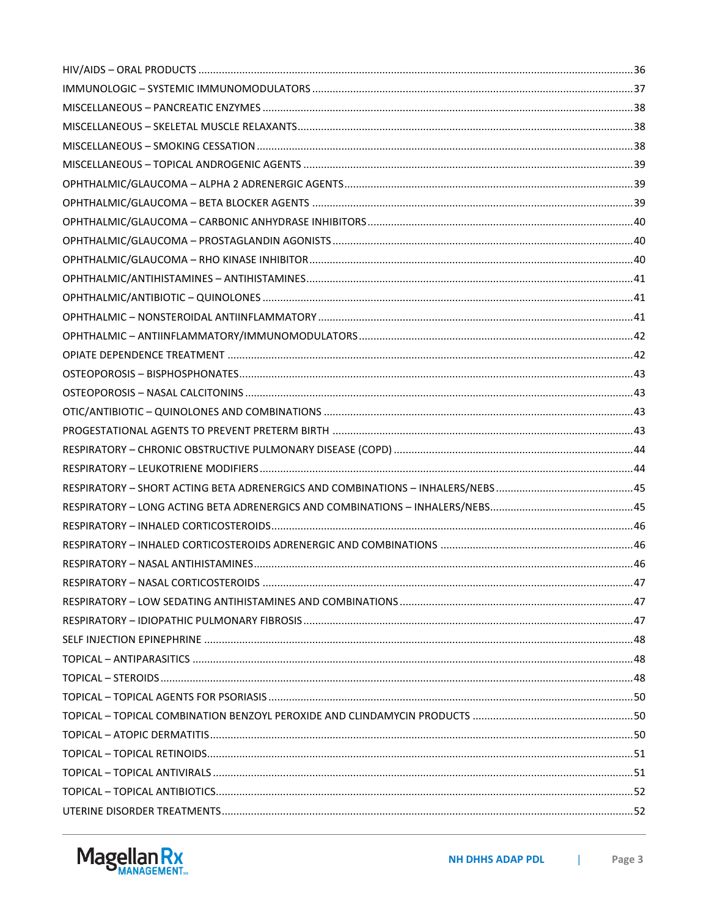HIV/AIDS – ORAL PRODUCTS ....... 36
IMMUNOLOGIC – SYSTEMIC IMMUNOMODULATORS ....... 37
MISCELLANEOUS – PANCREATIC ENZYMES ....... 38
MISCELLANEOUS – SKELETAL MUSCLE RELAXANTS ....... 38
MISCELLANEOUS – SMOKING CESSATION ....... 38
MISCELLANEOUS – TOPICAL ANDROGENIC AGENTS ....... 39
OPHTHALMIC/GLAUCOMA – ALPHA 2 ADRENERGIC AGENTS ....... 39
OPHTHALMIC/GLAUCOMA – BETA BLOCKER AGENTS ....... 39
OPHTHALMIC/GLAUCOMA – CARBONIC ANHYDRASE INHIBITORS ....... 40
OPHTHALMIC/GLAUCOMA – PROSTAGLANDIN AGONISTS ....... 40
OPHTHALMIC/GLAUCOMA – RHO KINASE INHIBITOR ....... 40
OPHTHALMIC/ANTIHISTAMINES – ANTIHISTAMINES ....... 41
OPHTHALMIC/ANTIBIOTIC – QUINOLONES ....... 41
OPHTHALMIC – NONSTEROIDAL ANTIINFLAMMATORY ....... 41
OPHTHALMIC – ANTIINFLAMMATORY/IMMUNOMODULATORS ....... 42
OPIATE DEPENDENCE TREATMENT ....... 42
OSTEOPOROSIS – BISPHOSPHONATES ....... 43
OSTEOPOROSIS – NASAL CALCITONINS ....... 43
OTIC/ANTIBIOTIC – QUINOLONES AND COMBINATIONS ....... 43
PROGESTATIONAL AGENTS TO PREVENT PRETERM BIRTH ....... 43
RESPIRATORY – CHRONIC OBSTRUCTIVE PULMONARY DISEASE (COPD) ....... 44
RESPIRATORY – LEUKOTRIENE MODIFIERS ....... 44
RESPIRATORY – SHORT ACTING BETA ADRENERGICS AND COMBINATIONS – INHALERS/NEBS ....... 45
RESPIRATORY – LONG ACTING BETA ADRENERGICS AND COMBINATIONS – INHALERS/NEBS ....... 45
RESPIRATORY – INHALED CORTICOSTEROIDS ....... 46
RESPIRATORY – INHALED CORTICOSTEROIDS ADRENERGIC AND COMBINATIONS ....... 46
RESPIRATORY – NASAL ANTIHISTAMINES ....... 46
RESPIRATORY – NASAL CORTICOSTEROIDS ....... 47
RESPIRATORY – LOW SEDATING ANTIHISTAMINES AND COMBINATIONS ....... 47
RESPIRATORY – IDIOPATHIC PULMONARY FIBROSIS ....... 47
SELF INJECTION EPINEPHRINE ....... 48
TOPICAL – ANTIPARASITICS ....... 48
TOPICAL – STEROIDS ....... 48
TOPICAL – TOPICAL AGENTS FOR PSORIASIS ....... 50
TOPICAL – TOPICAL COMBINATION BENZOYL PEROXIDE AND CLINDAMYCIN PRODUCTS ....... 50
TOPICAL – ATOPIC DERMATITIS ....... 50
TOPICAL – TOPICAL RETINOIDS ....... 51
TOPICAL – TOPICAL ANTIVIRALS ....... 51
TOPICAL – TOPICAL ANTIBIOTICS ....... 52
UTERINE DISORDER TREATMENTS ....... 52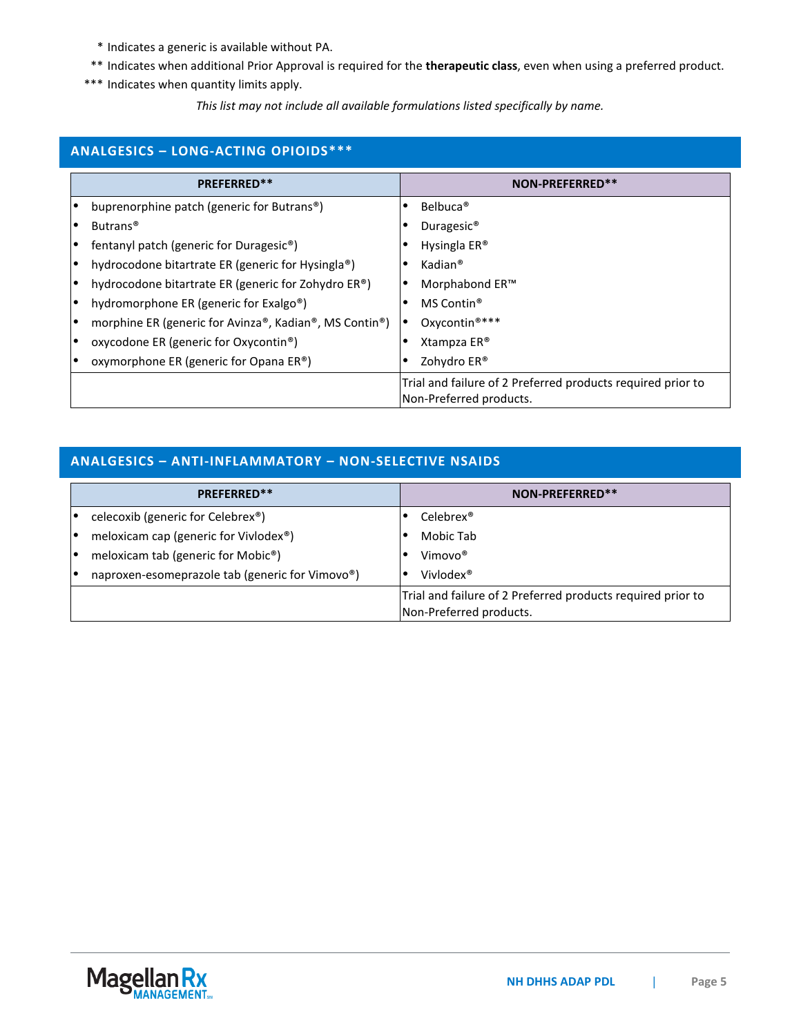&nbsp;&nbsp;&nbsp;&nbsp;* Indicates a generic is available without PA.
&nbsp;&nbsp;** Indicates when additional Prior Approval is required for the **therapeutic class**, even when using a preferred product.
*** Indicates when quantity limits apply.

*This list may not include all available formulations listed specifically by name.*

## ANALGESICS – LONG-ACTING OPIOIDS***

| PREFERRED** | NON-PREFERRED** |
|---|---|
| • buprenorphine patch (generic for Butrans®) | • Belbuca® |
| • Butrans® | • Duragesic® |
| • fentanyl patch (generic for Duragesic®) | • Hysingla ER® |
| • hydrocodone bitartrate ER (generic for Hysingla®) | • Kadian® |
| • hydrocodone bitartrate ER (generic for Zohydro ER®) | • Morphabond ER™ |
| • hydromorphone ER (generic for Exalgo®) | • MS Contin® |
| • morphine ER (generic for Avinza®, Kadian®, MS Contin®) | • Oxycontin®*** |
| • oxycodone ER (generic for Oxycontin®) | • Xtampza ER® |
| • oxymorphone ER (generic for Opana ER®) | • Zohydro ER® |
| | Trial and failure of 2 Preferred products required prior to Non-Preferred products. |

## ANALGESICS – ANTI-INFLAMMATORY – NON-SELECTIVE NSAIDS

| PREFERRED** | NON-PREFERRED** |
|---|---|
| • celecoxib (generic for Celebrex®) | • Celebrex® |
| • meloxicam cap (generic for Vivlodex®) | • Mobic Tab |
| • meloxicam tab (generic for Mobic®) | • Vimovo® |
| • naproxen-esomeprazole tab (generic for Vimovo®) | • Vivlodex® |
| | Trial and failure of 2 Preferred products required prior to Non-Preferred products. |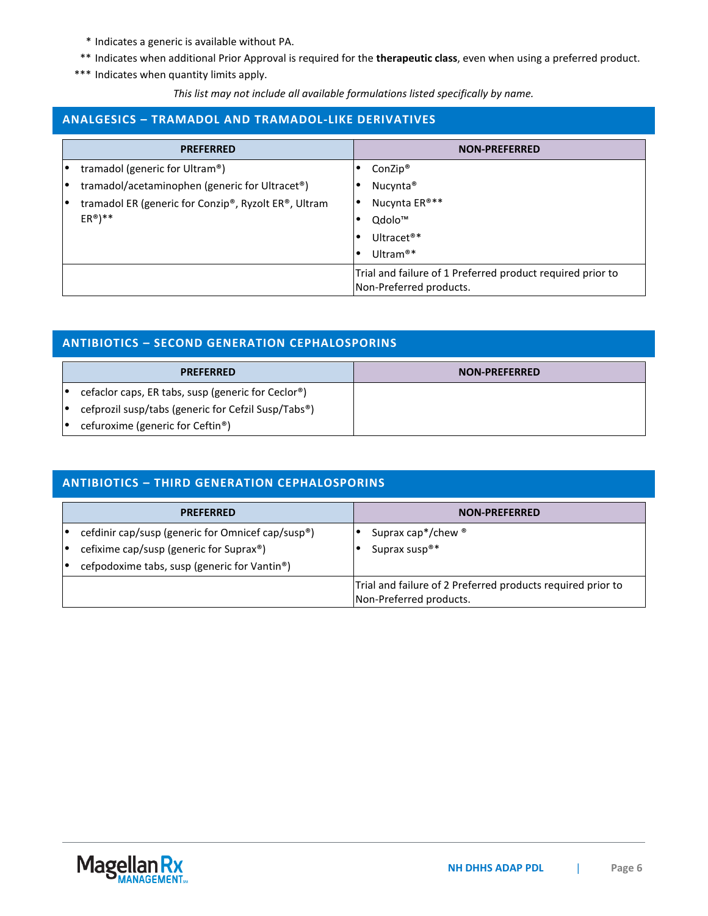\* Indicates a generic is available without PA.

\*\* Indicates when additional Prior Approval is required for the **therapeutic class**, even when using a preferred product.

\*\*\* Indicates when quantity limits apply.

*This list may not include all available formulations listed specifically by name.*

## ANALGESICS – TRAMADOL AND TRAMADOL-LIKE DERIVATIVES

| PREFERRED | NON-PREFERRED |
|---|---|
| • tramadol (generic for Ultram®)<br>• tramadol/acetaminophen (generic for Ultracet®)<br>• tramadol ER (generic for Conzip®, Ryzolt ER®, Ultram ER®)** | • ConZip®<br>• Nucynta®<br>• Nucynta ER®**<br>• Qdolo™<br>• Ultracet®*<br>• Ultram®* |
| | Trial and failure of 1 Preferred product required prior to Non-Preferred products. |

## ANTIBIOTICS – SECOND GENERATION CEPHALOSPORINS

| PREFERRED | NON-PREFERRED |
|---|---|
| • cefaclor caps, ER tabs, susp (generic for Ceclor®)<br>• cefprozil susp/tabs (generic for Cefzil Susp/Tabs®)<br>• cefuroxime (generic for Ceftin®) | |

## ANTIBIOTICS – THIRD GENERATION CEPHALOSPORINS

| PREFERRED | NON-PREFERRED |
|---|---|
| • cefdinir cap/susp (generic for Omnicef cap/susp®)<br>• cefixime cap/susp (generic for Suprax®)<br>• cefpodoxime tabs, susp (generic for Vantin®) | • Suprax cap*/chew ®<br>• Suprax susp®* |
| | Trial and failure of 2 Preferred products required prior to Non-Preferred products. |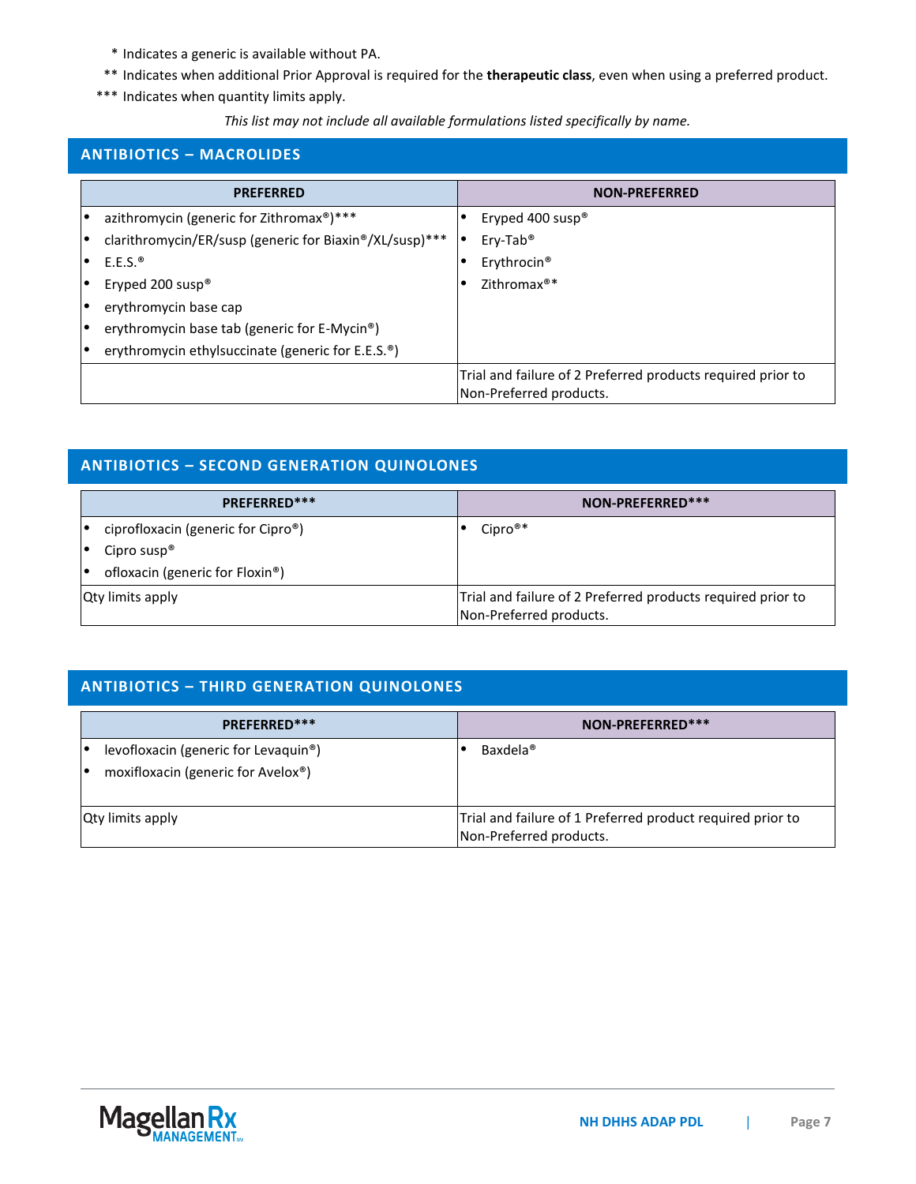\* Indicates a generic is available without PA.

\*\* Indicates when additional Prior Approval is required for the **therapeutic class**, even when using a preferred product.

\*\*\* Indicates when quantity limits apply.

*This list may not include all available formulations listed specifically by name.*

## ANTIBIOTICS – MACROLIDES

| PREFERRED | NON-PREFERRED |
|---|---|
| • azithromycin (generic for Zithromax®)***<br>• clarithromycin/ER/susp (generic for Biaxin®/XL/susp)***<br>• E.E.S.®<br>• Eryped 200 susp®<br>• erythromycin base cap<br>• erythromycin base tab (generic for E-Mycin®)<br>• erythromycin ethylsuccinate (generic for E.E.S.®) | • Eryped 400 susp®<br>• Ery-Tab®<br>• Erythrocin®<br>• Zithromax®* |
| | Trial and failure of 2 Preferred products required prior to Non-Preferred products. |

## ANTIBIOTICS – SECOND GENERATION QUINOLONES

| PREFERRED*** | NON-PREFERRED*** |
|---|---|
| • ciprofloxacin (generic for Cipro®)<br>• Cipro susp®<br>• ofloxacin (generic for Floxin®) | • Cipro®* |
| Qty limits apply | Trial and failure of 2 Preferred products required prior to Non-Preferred products. |

## ANTIBIOTICS – THIRD GENERATION QUINOLONES

| PREFERRED*** | NON-PREFERRED*** |
|---|---|
| • levofloxacin (generic for Levaquin®)<br>• moxifloxacin (generic for Avelox®) | • Baxdela® |
| Qty limits apply | Trial and failure of 1 Preferred product required prior to Non-Preferred products. |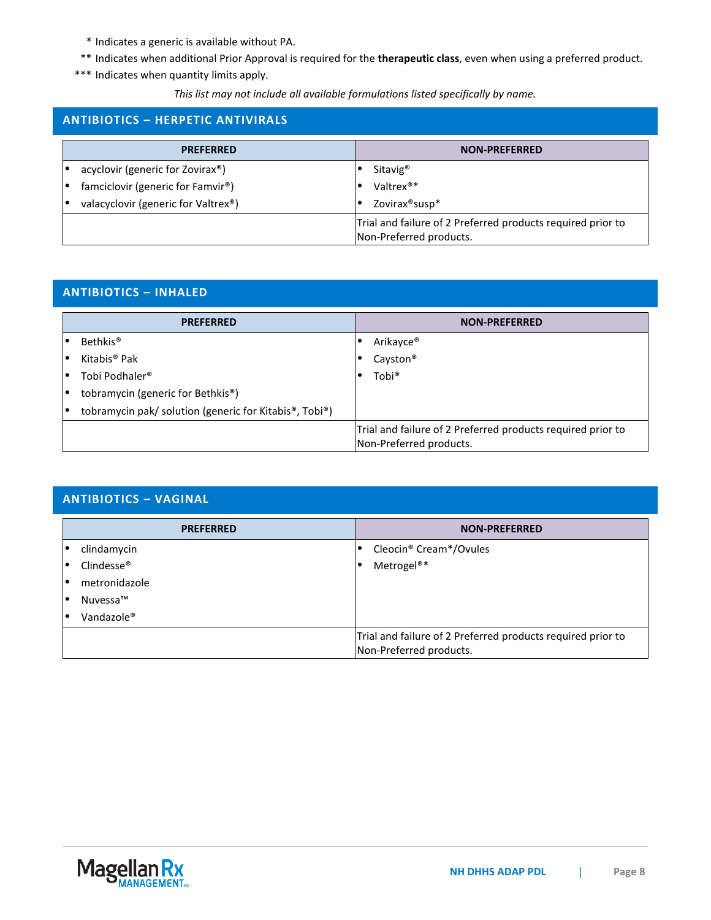\* Indicates a generic is available without PA.

\*\* Indicates when additional Prior Approval is required for the **therapeutic class**, even when using a preferred product.

\*\*\* Indicates when quantity limits apply.

*This list may not include all available formulations listed specifically by name.*

## ANTIBIOTICS – HERPETIC ANTIVIRALS

| PREFERRED | NON-PREFERRED |
|---|---|
| • acyclovir (generic for Zovirax®)<br>• famciclovir (generic for Famvir®)<br>• valacyclovir (generic for Valtrex®) | • Sitavig®<br>• Valtrex®*<br>• Zovirax®susp* |
| | Trial and failure of 2 Preferred products required prior to Non-Preferred products. |

## ANTIBIOTICS – INHALED

| PREFERRED | NON-PREFERRED |
|---|---|
| • Bethkis®<br>• Kitabis® Pak<br>• Tobi Podhaler®<br>• tobramycin (generic for Bethkis®)<br>• tobramycin pak/ solution (generic for Kitabis®, Tobi®) | • Arikayce®<br>• Cayston®<br>• Tobi® |
| | Trial and failure of 2 Preferred products required prior to Non-Preferred products. |

## ANTIBIOTICS – VAGINAL

| PREFERRED | NON-PREFERRED |
|---|---|
| • clindamycin<br>• Clindesse®<br>• metronidazole<br>• Nuvessa™<br>• Vandazole® | • Cleocin® Cream*/Ovules<br>• Metrogel®* |
| | Trial and failure of 2 Preferred products required prior to Non-Preferred products. |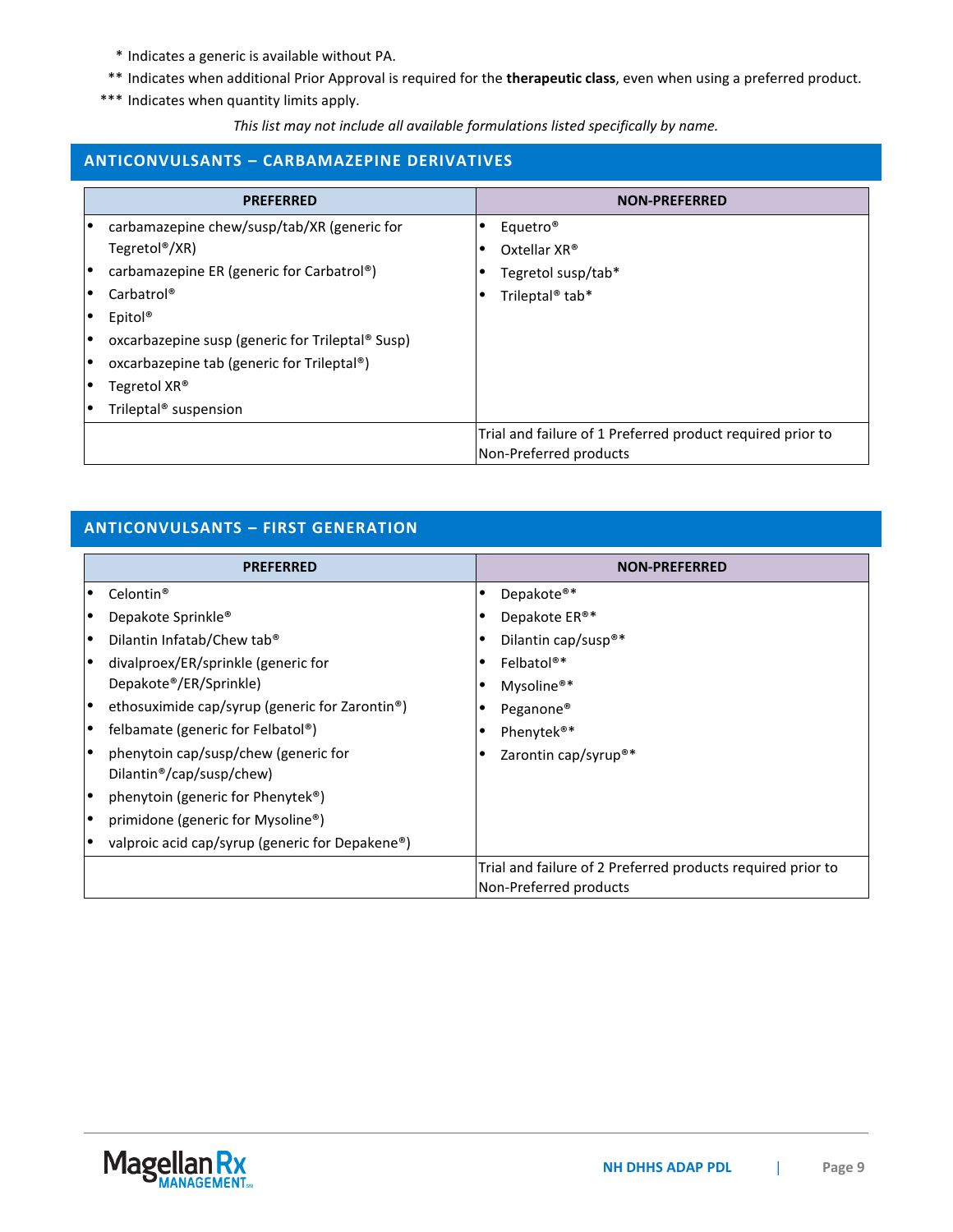\* Indicates a generic is available without PA.

\*\* Indicates when additional Prior Approval is required for the **therapeutic class**, even when using a preferred product.

\*\*\* Indicates when quantity limits apply.

*This list may not include all available formulations listed specifically by name.*

## ANTICONVULSANTS – CARBAMAZEPINE DERIVATIVES

| PREFERRED | NON-PREFERRED |
|---|---|
| • carbamazepine chew/susp/tab/XR (generic for Tegretol®/XR)<br>• carbamazepine ER (generic for Carbatrol®)<br>• Carbatrol®<br>• Epitol®<br>• oxcarbazepine susp (generic for Trileptal® Susp)<br>• oxcarbazepine tab (generic for Trileptal®)<br>• Tegretol XR®<br>• Trileptal® suspension | • Equetro®<br>• Oxtellar XR®<br>• Tegretol susp/tab*<br>• Trileptal® tab* |
| | Trial and failure of 1 Preferred product required prior to Non-Preferred products |

## ANTICONVULSANTS – FIRST GENERATION

| PREFERRED | NON-PREFERRED |
|---|---|
| • Celontin®<br>• Depakote Sprinkle®<br>• Dilantin Infatab/Chew tab®<br>• divalproex/ER/sprinkle (generic for Depakote®/ER/Sprinkle)<br>• ethosuximide cap/syrup (generic for Zarontin®)<br>• felbamate (generic for Felbatol®)<br>• phenytoin cap/susp/chew (generic for Dilantin®/cap/susp/chew)<br>• phenytoin (generic for Phenytek®)<br>• primidone (generic for Mysoline®)<br>• valproic acid cap/syrup (generic for Depakene®) | • Depakote®*<br>• Depakote ER®*<br>• Dilantin cap/susp®*<br>• Felbatol®*<br>• Mysoline®*<br>• Peganone®<br>• Phenytek®*<br>• Zarontin cap/syrup®* |
| | Trial and failure of 2 Preferred products required prior to Non-Preferred products |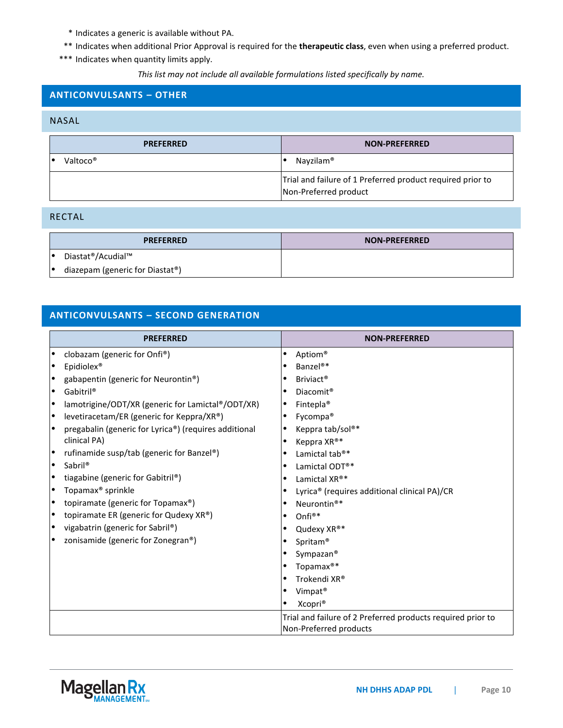\* Indicates a generic is available without PA.

\*\* Indicates when additional Prior Approval is required for the **therapeutic class**, even when using a preferred product.

\*\*\* Indicates when quantity limits apply.

*This list may not include all available formulations listed specifically by name.*

## ANTICONVULSANTS – OTHER

### NASAL

| PREFERRED | NON-PREFERRED |
|---|---|
| • Valtoco® | • Nayzilam® |
| | Trial and failure of 1 Preferred product required prior to Non-Preferred product |

### RECTAL

| PREFERRED | NON-PREFERRED |
|---|---|
| • Diastat®/Acudial™<br>• diazepam (generic for Diastat®) | |

## ANTICONVULSANTS – SECOND GENERATION

| PREFERRED | NON-PREFERRED |
|---|---|
| • clobazam (generic for Onfi®)<br>• Epidiolex®<br>• gabapentin (generic for Neurontin®)<br>• Gabitril®<br>• lamotrigine/ODT/XR (generic for Lamictal®/ODT/XR)<br>• levetiracetam/ER (generic for Keppra/XR®)<br>• pregabalin (generic for Lyrica®) (requires additional clinical PA)<br>• rufinamide susp/tab (generic for Banzel®)<br>• Sabril®<br>• tiagabine (generic for Gabitril®)<br>• Topamax® sprinkle<br>• topiramate (generic for Topamax®)<br>• topiramate ER (generic for Qudexy XR®)<br>• vigabatrin (generic for Sabril®)<br>• zonisamide (generic for Zonegran®) | • Aptiom®<br>• Banzel®*<br>• Briviact®<br>• Diacomit®<br>• Fintepla®<br>• Fycompa®<br>• Keppra tab/sol®*<br>• Keppra XR®*<br>• Lamictal tab®*<br>• Lamictal ODT®*<br>• Lamictal XR®*<br>• Lyrica® (requires additional clinical PA)/CR<br>• Neurontin®*<br>• Onfi®*<br>• Qudexy XR®*<br>• Spritam®<br>• Sympazan®<br>• Topamax®*<br>• Trokendi XR®<br>• Vimpat®<br>• Xcopri® |
| | Trial and failure of 2 Preferred products required prior to Non-Preferred products |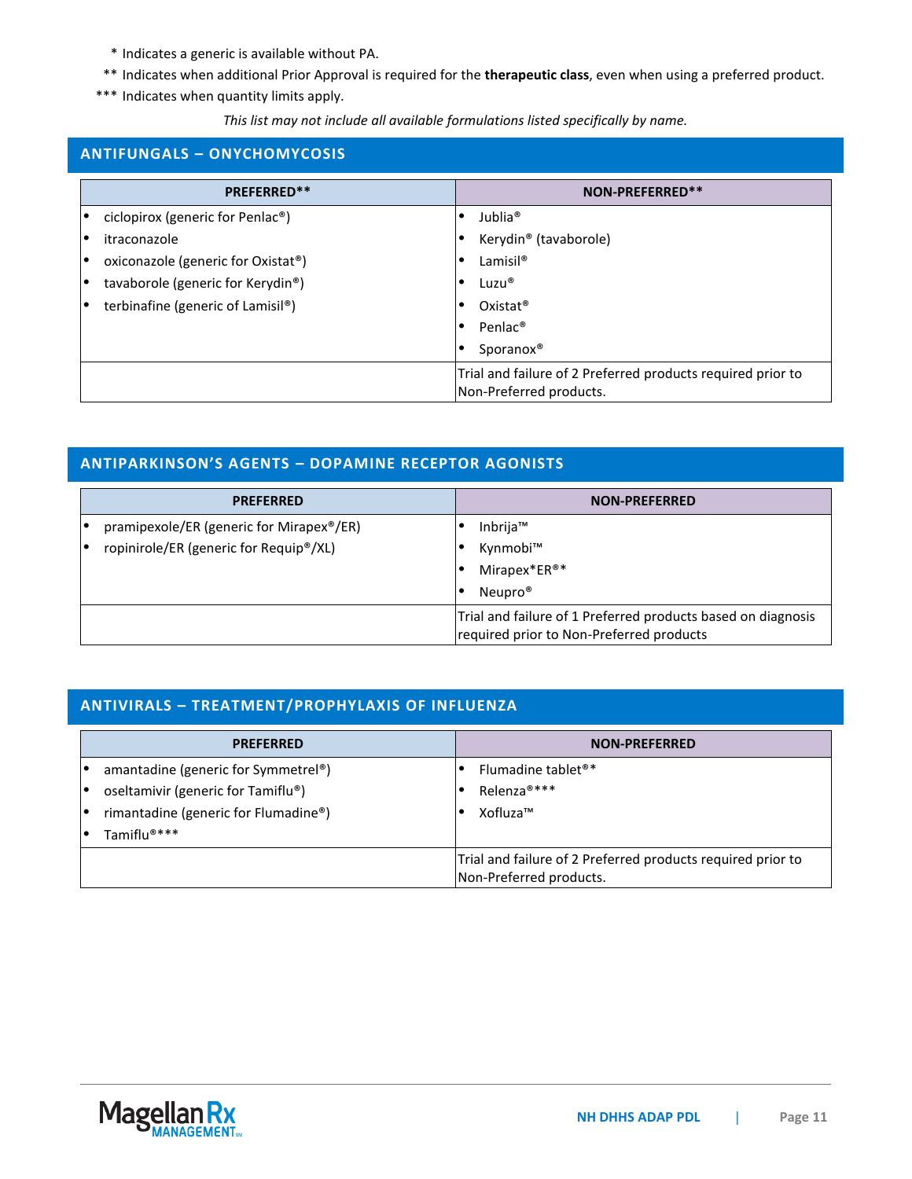\* Indicates a generic is available without PA.

\*\* Indicates when additional Prior Approval is required for the **therapeutic class**, even when using a preferred product.

\*\*\* Indicates when quantity limits apply.

*This list may not include all available formulations listed specifically by name.*

## ANTIFUNGALS – ONYCHOMYCOSIS

| PREFERRED** | NON-PREFERRED** |
|---|---|
| • ciclopirox (generic for Penlac®)<br>• itraconazole<br>• oxiconazole (generic for Oxistat®)<br>• tavaborole (generic for Kerydin®)<br>• terbinafine (generic of Lamisil®) | • Jublia®<br>• Kerydin® (tavaborole)<br>• Lamisil®<br>• Luzu®<br>• Oxistat®<br>• Penlac®<br>• Sporanox® |
| | Trial and failure of 2 Preferred products required prior to Non-Preferred products. |

## ANTIPARKINSON'S AGENTS – DOPAMINE RECEPTOR AGONISTS

| PREFERRED | NON-PREFERRED |
|---|---|
| • pramipexole/ER (generic for Mirapex®/ER)<br>• ropinirole/ER (generic for Requip®/XL) | • Inbrija™<br>• Kynmobi™<br>• Mirapex*ER®*<br>• Neupro® |
| | Trial and failure of 1 Preferred products based on diagnosis required prior to Non-Preferred products |

## ANTIVIRALS – TREATMENT/PROPHYLAXIS OF INFLUENZA

| PREFERRED | NON-PREFERRED |
|---|---|
| • amantadine (generic for Symmetrel®)<br>• oseltamivir (generic for Tamiflu®)<br>• rimantadine (generic for Flumadine®)<br>• Tamiflu®*** | • Flumadine tablet®*<br>• Relenza®***<br>• Xofluza™ |
| | Trial and failure of 2 Preferred products required prior to Non-Preferred products. |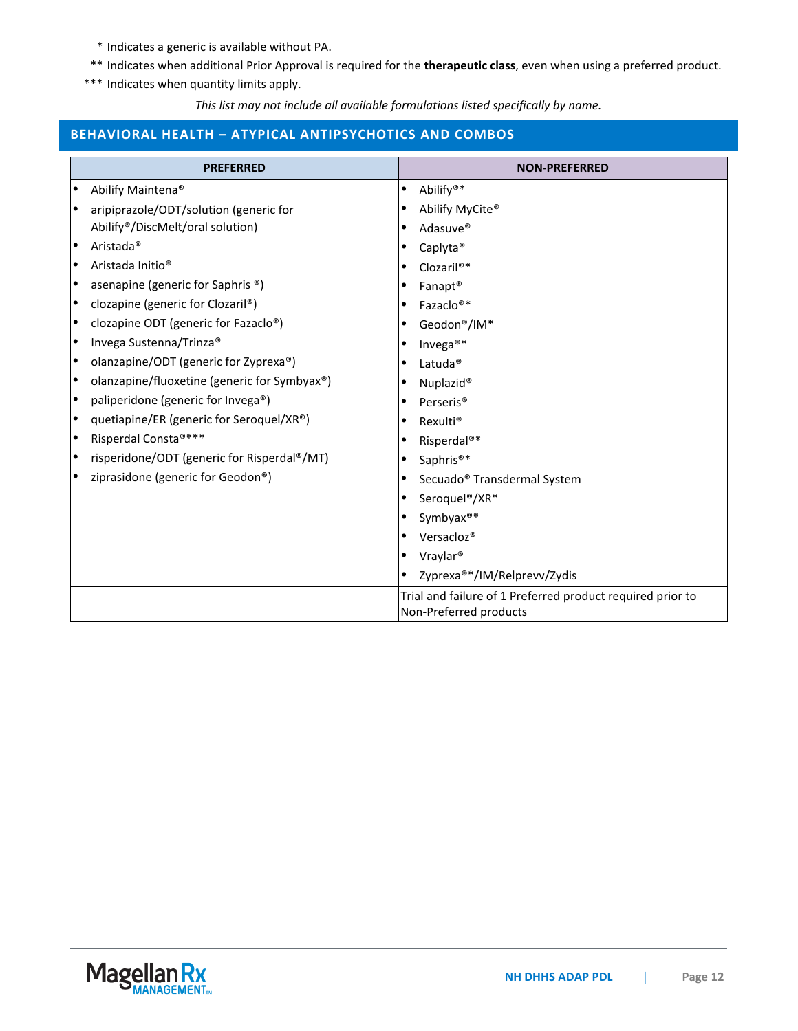\* Indicates a generic is available without PA.

\*\* Indicates when additional Prior Approval is required for the **therapeutic class**, even when using a preferred product.

\*\*\* Indicates when quantity limits apply.

*This list may not include all available formulations listed specifically by name.*

## BEHAVIORAL HEALTH – ATYPICAL ANTIPSYCHOTICS AND COMBOS

| PREFERRED | NON-PREFERRED |
|---|---|
| • Abilify Maintena®<br>• aripiprazole/ODT/solution (generic for Abilify®/DiscMelt/oral solution)<br>• Aristada®<br>• Aristada Initio®<br>• asenapine (generic for Saphris ®)<br>• clozapine (generic for Clozaril®)<br>• clozapine ODT (generic for Fazaclo®)<br>• Invega Sustenna/Trinza®<br>• olanzapine/ODT (generic for Zyprexa®)<br>• olanzapine/fluoxetine (generic for Symbyax®)<br>• paliperidone (generic for Invega®)<br>• quetiapine/ER (generic for Seroquel/XR®)<br>• Risperdal Consta®***<br>• risperidone/ODT (generic for Risperdal®/MT)<br>• ziprasidone (generic for Geodon®) | • Abilify®*<br>• Abilify MyCite®<br>• Adasuve®<br>• Caplyta®<br>• Clozaril®*<br>• Fanapt®<br>• Fazaclo®*<br>• Geodon®/IM*<br>• Invega®*<br>• Latuda®<br>• Nuplazid®<br>• Perseris®<br>• Rexulti®<br>• Risperdal®*<br>• Saphris®*<br>• Secuado® Transdermal System<br>• Seroquel®/XR*<br>• Symbyax®*<br>• Versacloz®<br>• Vraylar®<br>• Zyprexa®*/IM/Relprevv/Zydis |
| | Trial and failure of 1 Preferred product required prior to Non-Preferred products |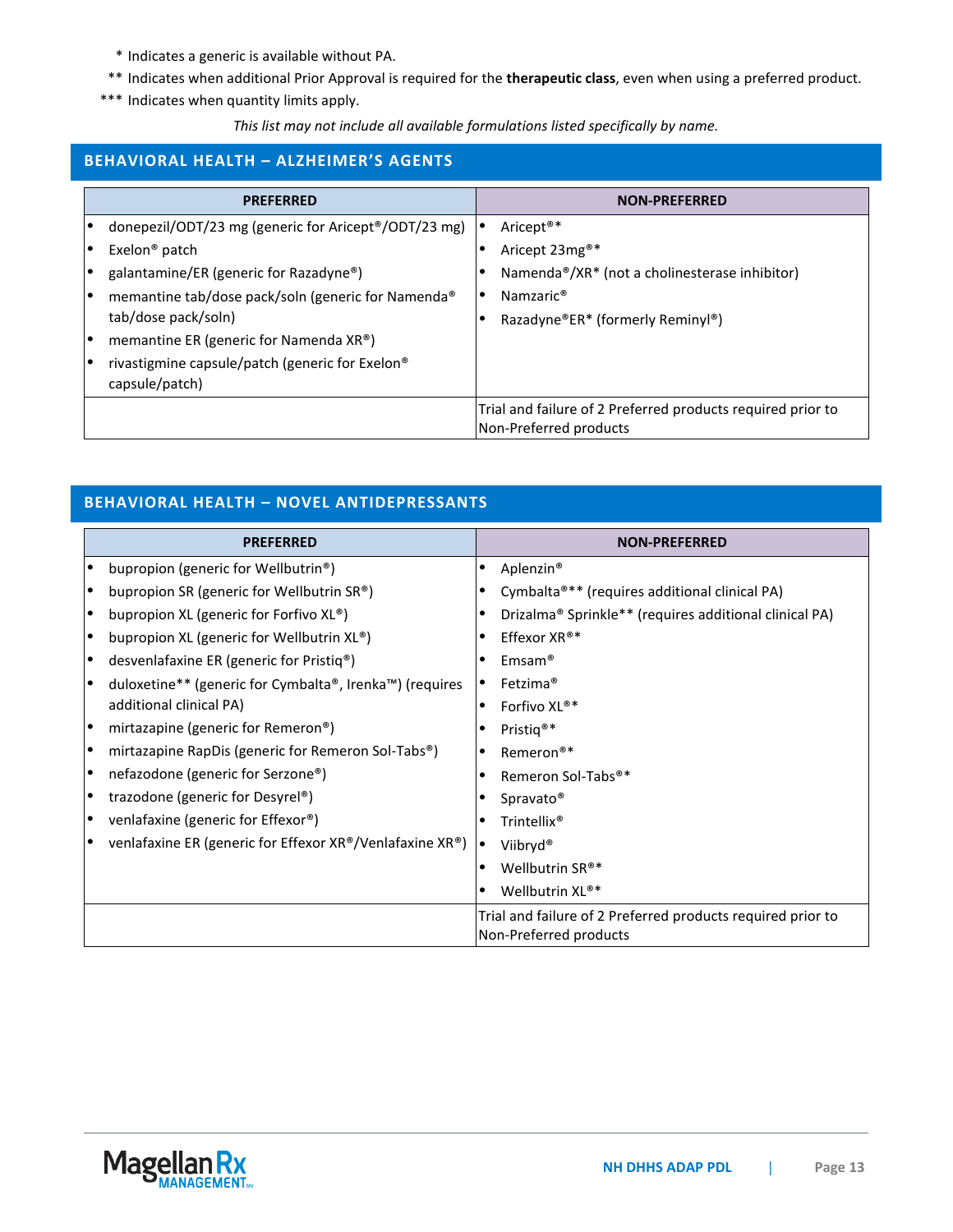\* Indicates a generic is available without PA.

\*\* Indicates when additional Prior Approval is required for the **therapeutic class**, even when using a preferred product.

\*\*\* Indicates when quantity limits apply.

*This list may not include all available formulations listed specifically by name.*

## BEHAVIORAL HEALTH – ALZHEIMER'S AGENTS

| PREFERRED | NON-PREFERRED |
|---|---|
| • donepezil/ODT/23 mg (generic for Aricept®/ODT/23 mg)<br>• Exelon® patch<br>• galantamine/ER (generic for Razadyne®)<br>• memantine tab/dose pack/soln (generic for Namenda® tab/dose pack/soln)<br>• memantine ER (generic for Namenda XR®)<br>• rivastigmine capsule/patch (generic for Exelon® capsule/patch) | • Aricept®*<br>• Aricept 23mg®*<br>• Namenda®/XR* (not a cholinesterase inhibitor)<br>• Namzaric®<br>• Razadyne®ER* (formerly Reminyl®) |
| | Trial and failure of 2 Preferred products required prior to Non-Preferred products |

## BEHAVIORAL HEALTH – NOVEL ANTIDEPRESSANTS

| PREFERRED | NON-PREFERRED |
|---|---|
| • bupropion (generic for Wellbutrin®)<br>• bupropion SR (generic for Wellbutrin SR®)<br>• bupropion XL (generic for Forfivo XL®)<br>• bupropion XL (generic for Wellbutrin XL®)<br>• desvenlafaxine ER (generic for Pristiq®)<br>• duloxetine** (generic for Cymbalta®, Irenka™) (requires additional clinical PA)<br>• mirtazapine (generic for Remeron®)<br>• mirtazapine RapDis (generic for Remeron Sol-Tabs®)<br>• nefazodone (generic for Serzone®)<br>• trazodone (generic for Desyrel®)<br>• venlafaxine (generic for Effexor®)<br>• venlafaxine ER (generic for Effexor XR®/Venlafaxine XR®) | • Aplenzin®<br>• Cymbalta®** (requires additional clinical PA)<br>• Drizalma® Sprinkle** (requires additional clinical PA)<br>• Effexor XR®*<br>• Emsam®<br>• Fetzima®<br>• Forfivo XL®*<br>• Pristiq®*<br>• Remeron®*<br>• Remeron Sol-Tabs®*<br>• Spravato®<br>• Trintellix®<br>• Viibryd®<br>• Wellbutrin SR®*<br>• Wellbutrin XL®* |
| | Trial and failure of 2 Preferred products required prior to Non-Preferred products |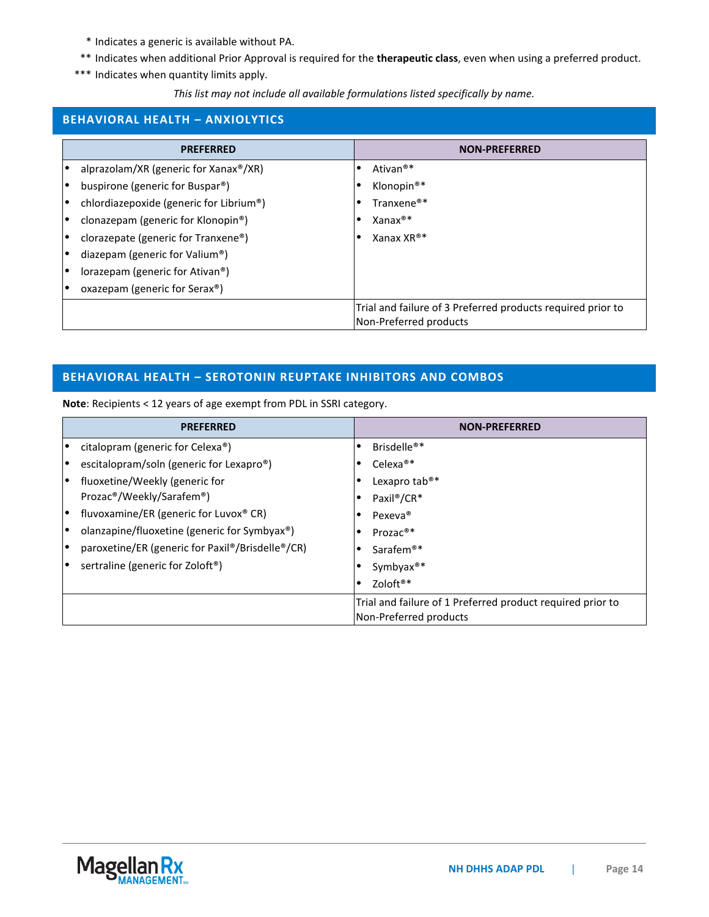\* Indicates a generic is available without PA.

\*\* Indicates when additional Prior Approval is required for the **therapeutic class**, even when using a preferred product.

\*\*\* Indicates when quantity limits apply.

*This list may not include all available formulations listed specifically by name.*

## BEHAVIORAL HEALTH – ANXIOLYTICS

| PREFERRED | NON-PREFERRED |
|---|---|
| • alprazolam/XR (generic for Xanax®/XR)<br>• buspirone (generic for Buspar®)<br>• chlordiazepoxide (generic for Librium®)<br>• clonazepam (generic for Klonopin®)<br>• clorazepate (generic for Tranxene®)<br>• diazepam (generic for Valium®)<br>• lorazepam (generic for Ativan®)<br>• oxazepam (generic for Serax®) | • Ativan®*<br>• Klonopin®*<br>• Tranxene®*<br>• Xanax®*<br>• Xanax XR®* |
| | Trial and failure of 3 Preferred products required prior to Non-Preferred products |

## BEHAVIORAL HEALTH – SEROTONIN REUPTAKE INHIBITORS AND COMBOS

**Note**: Recipients < 12 years of age exempt from PDL in SSRI category.

| PREFERRED | NON-PREFERRED |
|---|---|
| • citalopram (generic for Celexa®)<br>• escitalopram/soln (generic for Lexapro®)<br>• fluoxetine/Weekly (generic for Prozac®/Weekly/Sarafem®)<br>• fluvoxamine/ER (generic for Luvox® CR)<br>• olanzapine/fluoxetine (generic for Symbyax®)<br>• paroxetine/ER (generic for Paxil®/Brisdelle®/CR)<br>• sertraline (generic for Zoloft®) | • Brisdelle®*<br>• Celexa®*<br>• Lexapro tab®*<br>• Paxil®/CR*<br>• Pexeva®<br>• Prozac®*<br>• Sarafem®*<br>• Symbyax®*<br>• Zoloft®* |
| | Trial and failure of 1 Preferred product required prior to Non-Preferred products |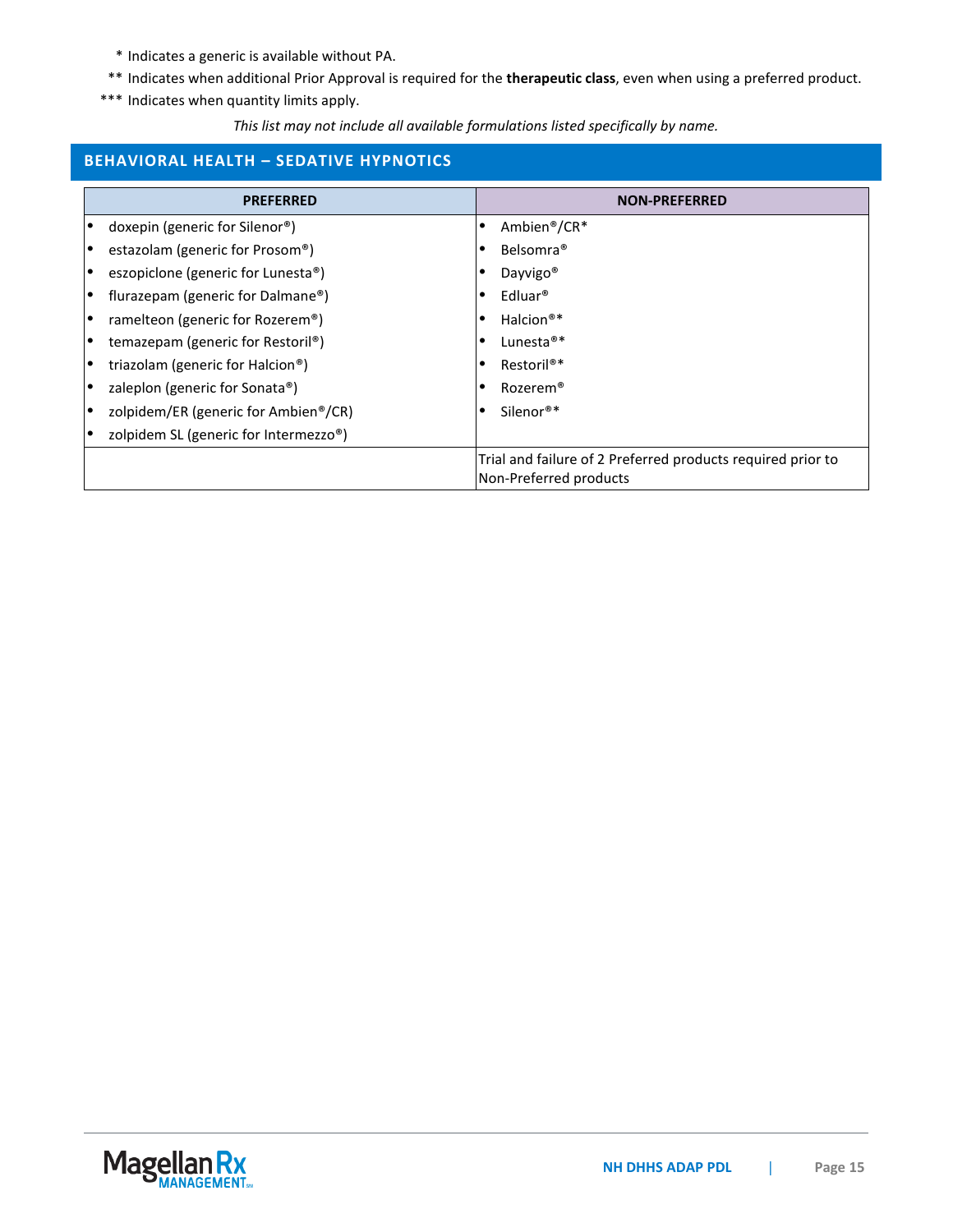\* Indicates a generic is available without PA.

\*\* Indicates when additional Prior Approval is required for the **therapeutic class**, even when using a preferred product.

\*\*\* Indicates when quantity limits apply.

*This list may not include all available formulations listed specifically by name.*

## BEHAVIORAL HEALTH – SEDATIVE HYPNOTICS

| PREFERRED | NON-PREFERRED |
|---|---|
| • doxepin (generic for Silenor®) | • Ambien®/CR* |
| • estazolam (generic for Prosom®) | • Belsomra® |
| • eszopiclone (generic for Lunesta®) | • Dayvigo® |
| • flurazepam (generic for Dalmane®) | • Edluar® |
| • ramelteon (generic for Rozerem®) | • Halcion®* |
| • temazepam (generic for Restoril®) | • Lunesta®* |
| • triazolam (generic for Halcion®) | • Restoril®* |
| • zaleplon (generic for Sonata®) | • Rozerem® |
| • zolpidem/ER (generic for Ambien®/CR) | • Silenor®* |
| • zolpidem SL (generic for Intermezzo®) | |
| | Trial and failure of 2 Preferred products required prior to Non-Preferred products |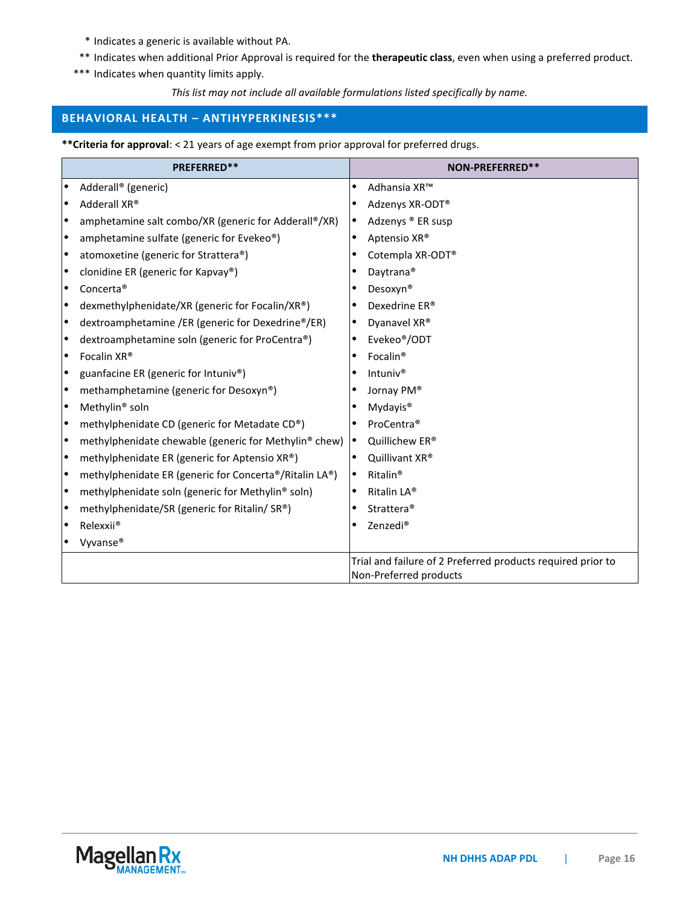\* Indicates a generic is available without PA.

\*\* Indicates when additional Prior Approval is required for the **therapeutic class**, even when using a preferred product.

\*\*\* Indicates when quantity limits apply.

*This list may not include all available formulations listed specifically by name.*

## BEHAVIORAL HEALTH – ANTIHYPERKINESIS***

****Criteria for approval**: < 21 years of age exempt from prior approval for preferred drugs.

| PREFERRED** | NON-PREFERRED** |
|---|---|
| • Adderall® (generic) | • Adhansia XR™ |
| • Adderall XR® | • Adzenys XR-ODT® |
| • amphetamine salt combo/XR (generic for Adderall®/XR) | • Adzenys ® ER susp |
| • amphetamine sulfate (generic for Evekeo®) | • Aptensio XR® |
| • atomoxetine (generic for Strattera®) | • Cotempla XR-ODT® |
| • clonidine ER (generic for Kapvay®) | • Daytrana® |
| • Concerta® | • Desoxyn® |
| • dexmethylphenidate/XR (generic for Focalin/XR®) | • Dexedrine ER® |
| • dextroamphetamine /ER (generic for Dexedrine®/ER) | • Dyanavel XR® |
| • dextroamphetamine soln (generic for ProCentra®) | • Evekeo®/ODT |
| • Focalin XR® | • Focalin® |
| • guanfacine ER (generic for Intuniv®) | • Intuniv® |
| • methamphetamine (generic for Desoxyn®) | • Jornay PM® |
| • Methylin® soln | • Mydayis® |
| • methylphenidate CD (generic for Metadate CD®) | • ProCentra® |
| • methylphenidate chewable (generic for Methylin® chew) | • Quillichew ER® |
| • methylphenidate ER (generic for Aptensio XR®) | • Quillivant XR® |
| • methylphenidate ER (generic for Concerta®/Ritalin LA®) | • Ritalin® |
| • methylphenidate soln (generic for Methylin® soln) | • Ritalin LA® |
| • methylphenidate/SR (generic for Ritalin/ SR®) | • Strattera® |
| • Relexxii® | • Zenzedi® |
| • Vyvanse® | |
| | Trial and failure of 2 Preferred products required prior to Non-Preferred products |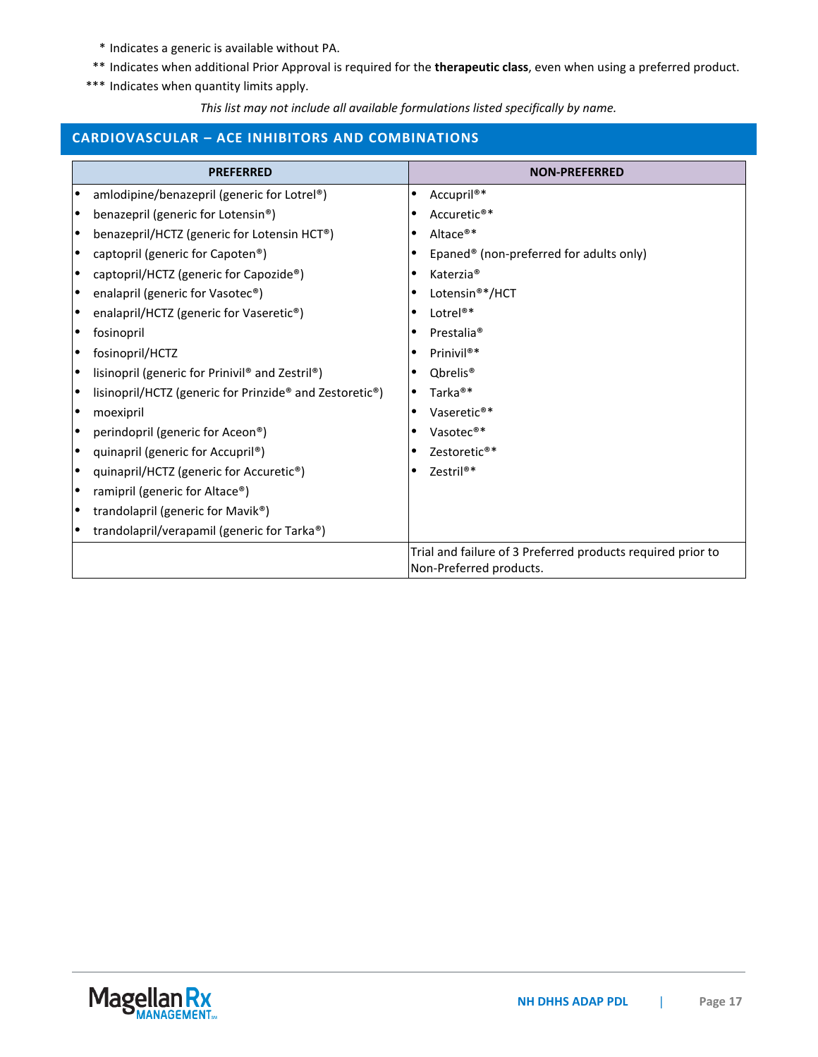\* Indicates a generic is available without PA.

\*\* Indicates when additional Prior Approval is required for the **therapeutic class**, even when using a preferred product.

\*\*\* Indicates when quantity limits apply.

*This list may not include all available formulations listed specifically by name.*

## CARDIOVASCULAR – ACE INHIBITORS AND COMBINATIONS

| PREFERRED | NON-PREFERRED |
|---|---|
| • amlodipine/benazepril (generic for Lotrel®) | • Accupril®* |
| • benazepril (generic for Lotensin®) | • Accuretic®* |
| • benazepril/HCTZ (generic for Lotensin HCT®) | • Altace®* |
| • captopril (generic for Capoten®) | • Epaned® (non-preferred for adults only) |
| • captopril/HCTZ (generic for Capozide®) | • Katerzia® |
| • enalapril (generic for Vasotec®) | • Lotensin®*/HCT |
| • enalapril/HCTZ (generic for Vaseretic®) | • Lotrel®* |
| • fosinopril | • Prestalia® |
| • fosinopril/HCTZ | • Prinivil®* |
| • lisinopril (generic for Prinivil® and Zestril®) | • Qbrelis® |
| • lisinopril/HCTZ (generic for Prinzide® and Zestoretic®) | • Tarka®* |
| • moexipril | • Vaseretic®* |
| • perindopril (generic for Aceon®) | • Vasotec®* |
| • quinapril (generic for Accupril®) | • Zestoretic®* |
| • quinapril/HCTZ (generic for Accuretic®) | • Zestril®* |
| • ramipril (generic for Altace®) | |
| • trandolapril (generic for Mavik®) | |
| • trandolapril/verapamil (generic for Tarka®) | |
| | Trial and failure of 3 Preferred products required prior to Non-Preferred products. |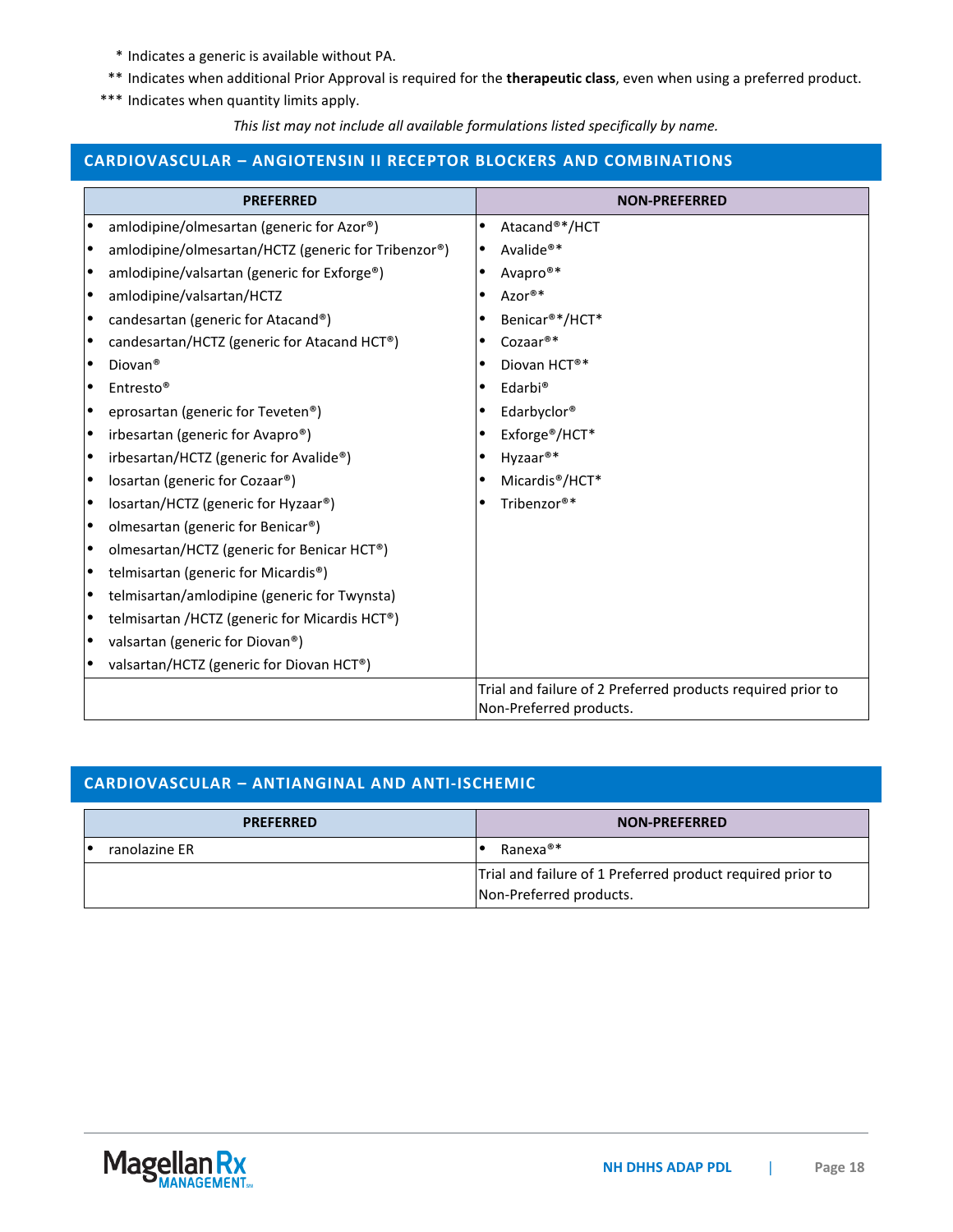\* Indicates a generic is available without PA.

\*\* Indicates when additional Prior Approval is required for the **therapeutic class**, even when using a preferred product.

\*\*\* Indicates when quantity limits apply.

*This list may not include all available formulations listed specifically by name.*

## CARDIOVASCULAR – ANGIOTENSIN II RECEPTOR BLOCKERS AND COMBINATIONS

| PREFERRED | NON-PREFERRED |
|---|---|
| • amlodipine/olmesartan (generic for Azor®)<br>• amlodipine/olmesartan/HCTZ (generic for Tribenzor®)<br>• amlodipine/valsartan (generic for Exforge®)<br>• amlodipine/valsartan/HCTZ<br>• candesartan (generic for Atacand®)<br>• candesartan/HCTZ (generic for Atacand HCT®)<br>• Diovan®<br>• Entresto®<br>• eprosartan (generic for Teveten®)<br>• irbesartan (generic for Avapro®)<br>• irbesartan/HCTZ (generic for Avalide®)<br>• losartan (generic for Cozaar®)<br>• losartan/HCTZ (generic for Hyzaar®)<br>• olmesartan (generic for Benicar®)<br>• olmesartan/HCTZ (generic for Benicar HCT®)<br>• telmisartan (generic for Micardis®)<br>• telmisartan/amlodipine (generic for Twynsta)<br>• telmisartan /HCTZ (generic for Micardis HCT®)<br>• valsartan (generic for Diovan®)<br>• valsartan/HCTZ (generic for Diovan HCT®) | • Atacand®*/HCT<br>• Avalide®*<br>• Avapro®*<br>• Azor®*<br>• Benicar®*/HCT*<br>• Cozaar®*<br>• Diovan HCT®*<br>• Edarbi®<br>• Edarbyclor®<br>• Exforge®/HCT*<br>• Hyzaar®*<br>• Micardis®/HCT*<br>• Tribenzor®* |
| | Trial and failure of 2 Preferred products required prior to Non-Preferred products. |

## CARDIOVASCULAR – ANTIANGINAL AND ANTI-ISCHEMIC

| PREFERRED | NON-PREFERRED |
|---|---|
| • ranolazine ER | • Ranexa®* |
| | Trial and failure of 1 Preferred product required prior to Non-Preferred products. |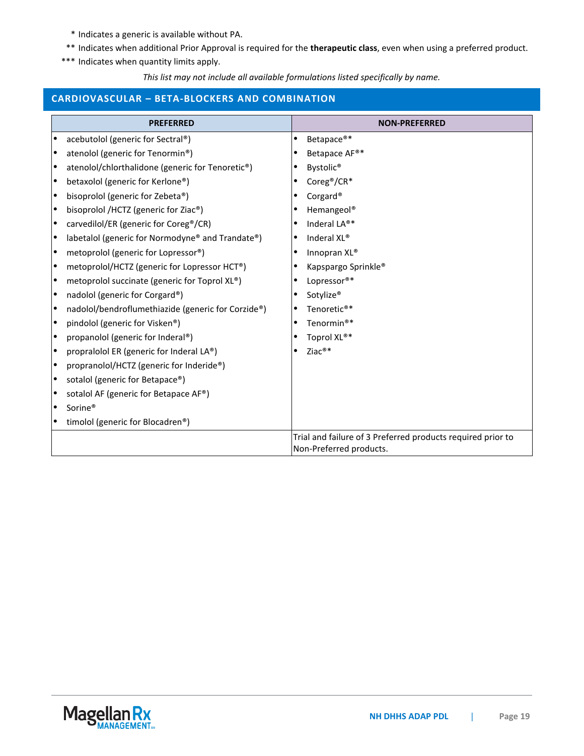\* Indicates a generic is available without PA.

\*\* Indicates when additional Prior Approval is required for the **therapeutic class**, even when using a preferred product.

\*\*\* Indicates when quantity limits apply.

*This list may not include all available formulations listed specifically by name.*

## CARDIOVASCULAR – BETA-BLOCKERS AND COMBINATION

| PREFERRED | NON-PREFERRED |
|---|---|
| • acebutolol (generic for Sectral®) | • Betapace®* |
| • atenolol (generic for Tenormin®) | • Betapace AF®* |
| • atenolol/chlorthalidone (generic for Tenoretic®) | • Bystolic® |
| • betaxolol (generic for Kerlone®) | • Coreg®/CR* |
| • bisoprolol (generic for Zebeta®) | • Corgard® |
| • bisoprolol /HCTZ (generic for Ziac®) | • Hemangeol® |
| • carvedilol/ER (generic for Coreg®/CR) | • Inderal LA®* |
| • labetalol (generic for Normodyne® and Trandate®) | • Inderal XL® |
| • metoprolol (generic for Lopressor®) | • Innopran XL® |
| • metoprolol/HCTZ (generic for Lopressor HCT®) | • Kapspargo Sprinkle® |
| • metoprolol succinate (generic for Toprol XL®) | • Lopressor®* |
| • nadolol (generic for Corgard®) | • Sotylize® |
| • nadolol/bendroflumethiazide (generic for Corzide®) | • Tenoretic®* |
| • pindolol (generic for Visken®) | • Tenormin®* |
| • propanolol (generic for Inderal®) | • Toprol XL®* |
| • propralolol ER (generic for Inderal LA®) | • Ziac®* |
| • propranolol/HCTZ (generic for Inderide®) | |
| • sotalol (generic for Betapace®) | |
| • sotalol AF (generic for Betapace AF®) | |
| • Sorine® | |
| • timolol (generic for Blocadren®) | |
| | Trial and failure of 3 Preferred products required prior to Non-Preferred products. |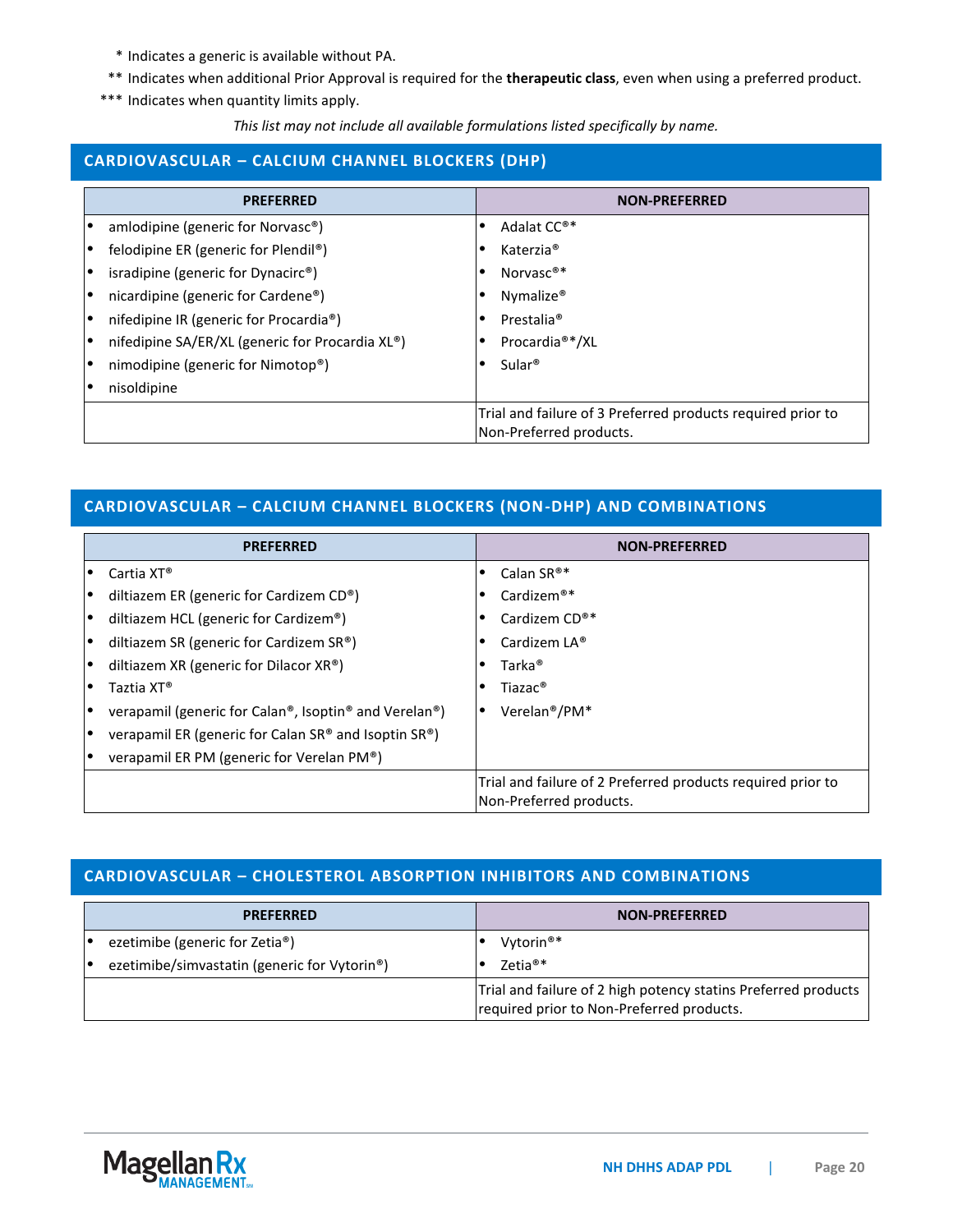\* Indicates a generic is available without PA.

\*\* Indicates when additional Prior Approval is required for the **therapeutic class**, even when using a preferred product.

\*\*\* Indicates when quantity limits apply.

*This list may not include all available formulations listed specifically by name.*

## CARDIOVASCULAR – CALCIUM CHANNEL BLOCKERS (DHP)

| PREFERRED | NON-PREFERRED |
|---|---|
| • amlodipine (generic for Norvasc®)<br>• felodipine ER (generic for Plendil®)<br>• isradipine (generic for Dynacirc®)<br>• nicardipine (generic for Cardene®)<br>• nifedipine IR (generic for Procardia®)<br>• nifedipine SA/ER/XL (generic for Procardia XL®)<br>• nimodipine (generic for Nimotop®)<br>• nisoldipine | • Adalat CC®*<br>• Katerzia®<br>• Norvasc®*<br>• Nymalize®<br>• Prestalia®<br>• Procardia®*/XL<br>• Sular® |
| | Trial and failure of 3 Preferred products required prior to Non-Preferred products. |

## CARDIOVASCULAR – CALCIUM CHANNEL BLOCKERS (NON-DHP) AND COMBINATIONS

| PREFERRED | NON-PREFERRED |
|---|---|
| • Cartia XT®<br>• diltiazem ER (generic for Cardizem CD®)<br>• diltiazem HCL (generic for Cardizem®)<br>• diltiazem SR (generic for Cardizem SR®)<br>• diltiazem XR (generic for Dilacor XR®)<br>• Taztia XT®<br>• verapamil (generic for Calan®, Isoptin® and Verelan®)<br>• verapamil ER (generic for Calan SR® and Isoptin SR®)<br>• verapamil ER PM (generic for Verelan PM®) | • Calan SR®*<br>• Cardizem®*<br>• Cardizem CD®*<br>• Cardizem LA®<br>• Tarka®<br>• Tiazac®<br>• Verelan®/PM* |
| | Trial and failure of 2 Preferred products required prior to Non-Preferred products. |

## CARDIOVASCULAR – CHOLESTEROL ABSORPTION INHIBITORS AND COMBINATIONS

| PREFERRED | NON-PREFERRED |
|---|---|
| • ezetimibe (generic for Zetia®)<br>• ezetimibe/simvastatin (generic for Vytorin®) | • Vytorin®*<br>• Zetia®* |
| | Trial and failure of 2 high potency statins Preferred products required prior to Non-Preferred products. |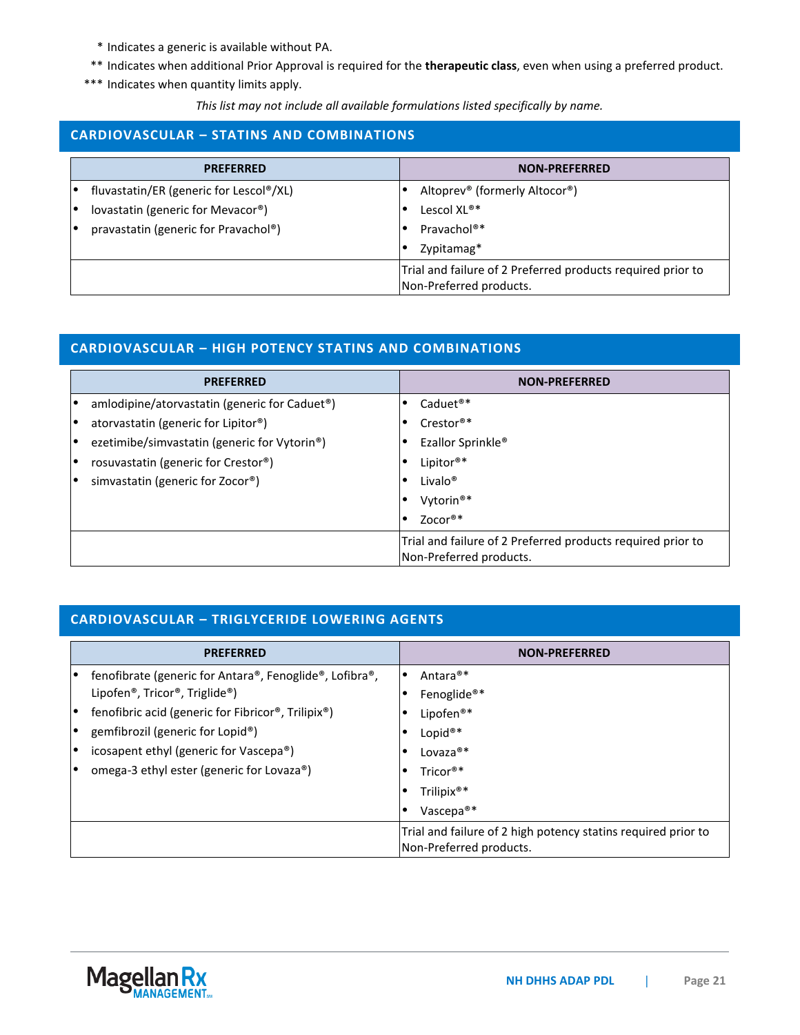\* Indicates a generic is available without PA.

\*\* Indicates when additional Prior Approval is required for the **therapeutic class**, even when using a preferred product.

\*\*\* Indicates when quantity limits apply.

*This list may not include all available formulations listed specifically by name.*

## CARDIOVASCULAR – STATINS AND COMBINATIONS

| PREFERRED | NON-PREFERRED |
|---|---|
| • fluvastatin/ER (generic for Lescol®/XL)<br>• lovastatin (generic for Mevacor®)<br>• pravastatin (generic for Pravachol®) | • Altoprev® (formerly Altocor®)<br>• Lescol XL®*<br>• Pravachol®*<br>• Zypitamag* |
| | Trial and failure of 2 Preferred products required prior to Non-Preferred products. |

## CARDIOVASCULAR – HIGH POTENCY STATINS AND COMBINATIONS

| PREFERRED | NON-PREFERRED |
|---|---|
| • amlodipine/atorvastatin (generic for Caduet®)<br>• atorvastatin (generic for Lipitor®)<br>• ezetimibe/simvastatin (generic for Vytorin®)<br>• rosuvastatin (generic for Crestor®)<br>• simvastatin (generic for Zocor®) | • Caduet®*<br>• Crestor®*<br>• Ezallor Sprinkle®<br>• Lipitor®*<br>• Livalo®<br>• Vytorin®*<br>• Zocor®* |
| | Trial and failure of 2 Preferred products required prior to Non-Preferred products. |

## CARDIOVASCULAR – TRIGLYCERIDE LOWERING AGENTS

| PREFERRED | NON-PREFERRED |
|---|---|
| • fenofibrate (generic for Antara®, Fenoglide®, Lofibra®, Lipofen®, Tricor®, Triglide®)<br>• fenofibric acid (generic for Fibricor®, Trilipix®)<br>• gemfibrozil (generic for Lopid®)<br>• icosapent ethyl (generic for Vascepa®)<br>• omega-3 ethyl ester (generic for Lovaza®) | • Antara®*<br>• Fenoglide®*<br>• Lipofen®*<br>• Lopid®*<br>• Lovaza®*<br>• Tricor®*<br>• Trilipix®*<br>• Vascepa®* |
| | Trial and failure of 2 high potency statins required prior to Non-Preferred products. |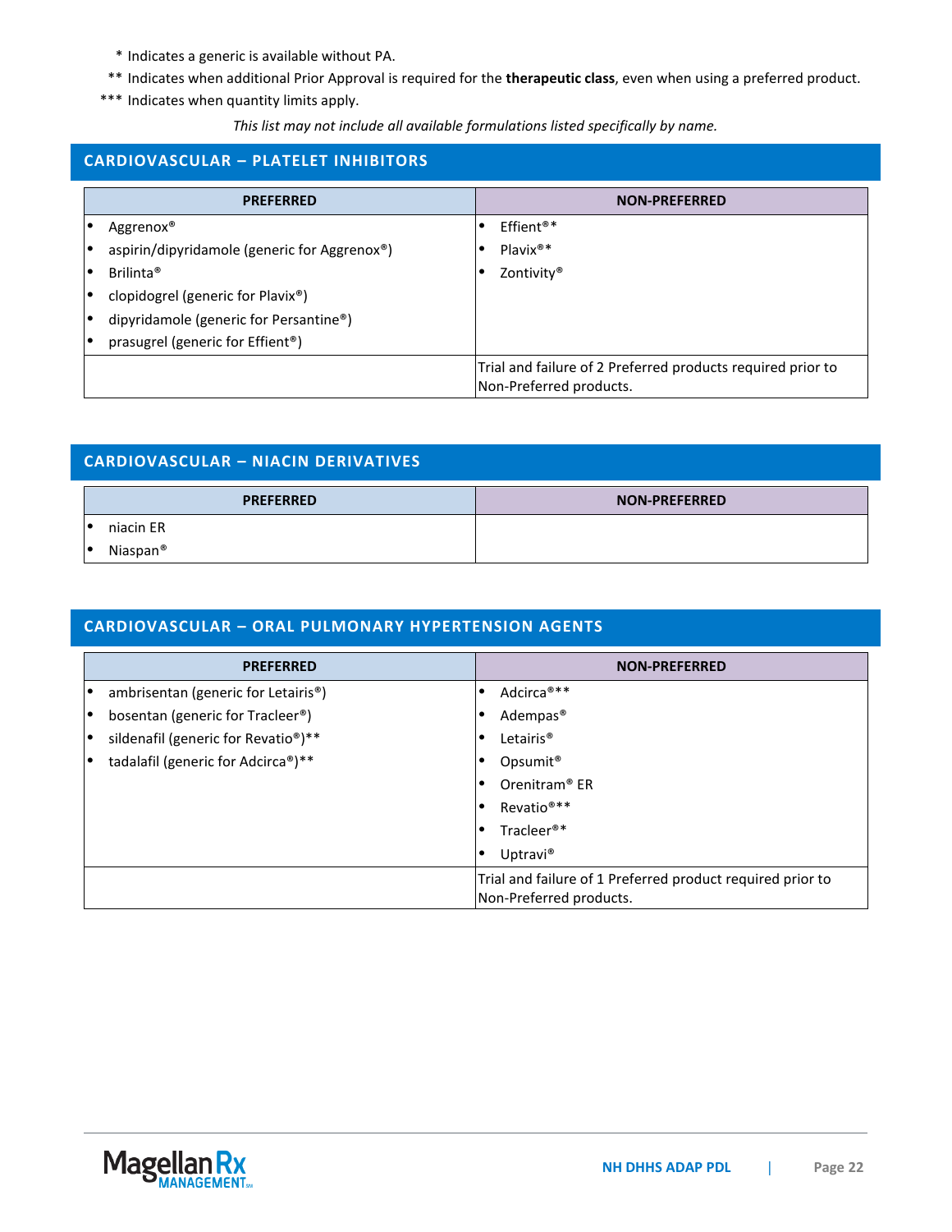\* Indicates a generic is available without PA.
\*\* Indicates when additional Prior Approval is required for the **therapeutic class**, even when using a preferred product.
\*\*\* Indicates when quantity limits apply.

*This list may not include all available formulations listed specifically by name.*

## CARDIOVASCULAR – PLATELET INHIBITORS

| PREFERRED | NON-PREFERRED |
|---|---|
| • Aggrenox®<br>• aspirin/dipyridamole (generic for Aggrenox®)<br>• Brilinta®<br>• clopidogrel (generic for Plavix®)<br>• dipyridamole (generic for Persantine®)<br>• prasugrel (generic for Effient®) | • Effient®*<br>• Plavix®*<br>• Zontivity® |
| | Trial and failure of 2 Preferred products required prior to Non-Preferred products. |

## CARDIOVASCULAR – NIACIN DERIVATIVES

| PREFERRED | NON-PREFERRED |
|---|---|
| • niacin ER<br>• Niaspan® | |

## CARDIOVASCULAR – ORAL PULMONARY HYPERTENSION AGENTS

| PREFERRED | NON-PREFERRED |
|---|---|
| • ambrisentan (generic for Letairis®)<br>• bosentan (generic for Tracleer®)<br>• sildenafil (generic for Revatio®)**<br>• tadalafil (generic for Adcirca®)** | • Adcirca®**<br>• Adempas®<br>• Letairis®<br>• Opsumit®<br>• Orenitram® ER<br>• Revatio®**<br>• Tracleer®*<br>• Uptravi® |
| | Trial and failure of 1 Preferred product required prior to Non-Preferred products. |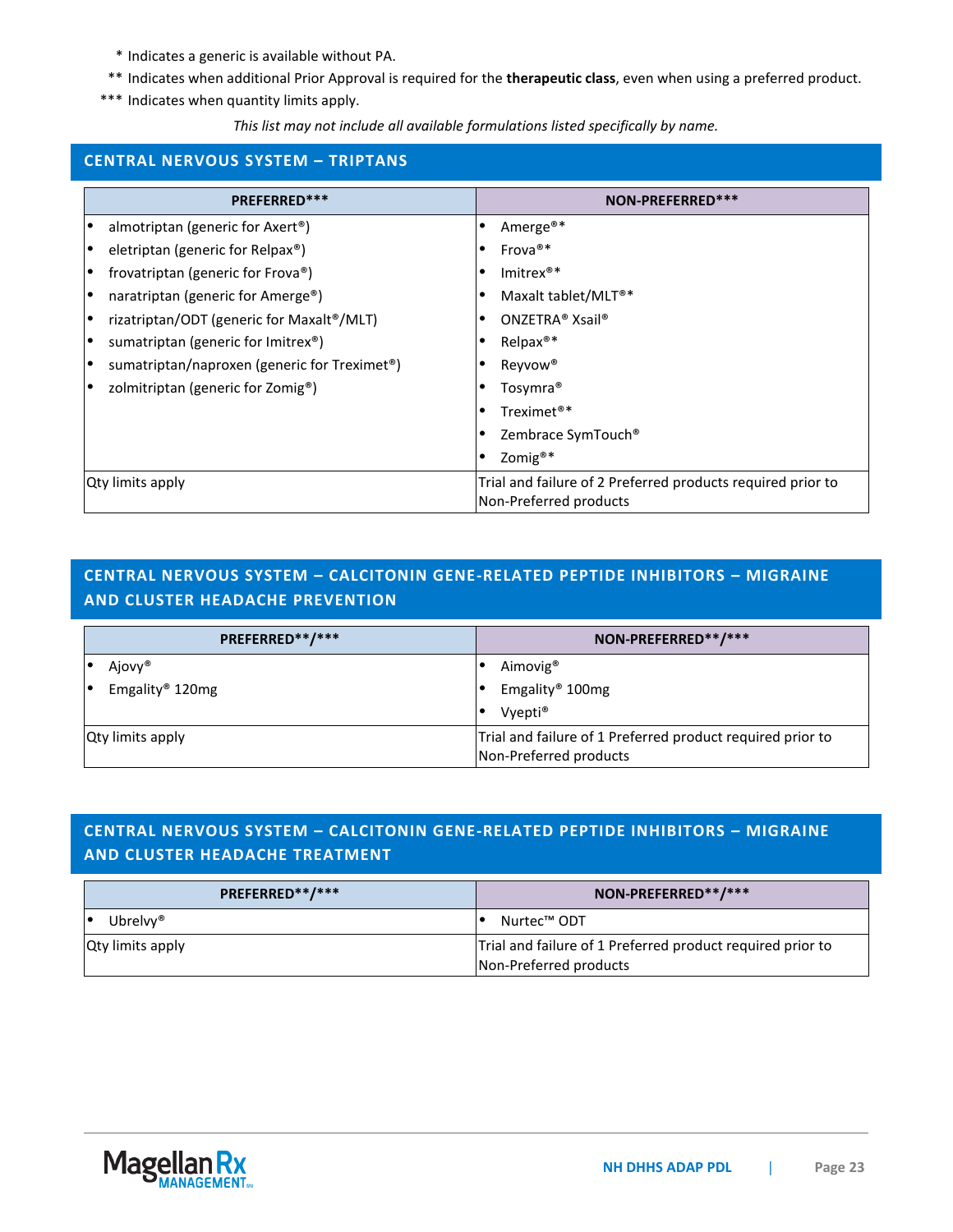\* Indicates a generic is available without PA.

\** Indicates when additional Prior Approval is required for the **therapeutic class**, even when using a preferred product.

\*** Indicates when quantity limits apply.

*This list may not include all available formulations listed specifically by name.*

## CENTRAL NERVOUS SYSTEM – TRIPTANS

| PREFERRED*** | NON-PREFERRED*** |
|---|---|
| • almotriptan (generic for Axert®)<br>• eletriptan (generic for Relpax®)<br>• frovatriptan (generic for Frova®)<br>• naratriptan (generic for Amerge®)<br>• rizatriptan/ODT (generic for Maxalt®/MLT)<br>• sumatriptan (generic for Imitrex®)<br>• sumatriptan/naproxen (generic for Treximet®)<br>• zolmitriptan (generic for Zomig®) | • Amerge®*<br>• Frova®*<br>• Imitrex®*<br>• Maxalt tablet/MLT®*<br>• ONZETRA® Xsail®<br>• Relpax®*<br>• Reyvow®<br>• Tosymra®<br>• Treximet®*<br>• Zembrace SymTouch®<br>• Zomig®* |
| Qty limits apply | Trial and failure of 2 Preferred products required prior to Non-Preferred products |

## CENTRAL NERVOUS SYSTEM – CALCITONIN GENE-RELATED PEPTIDE INHIBITORS – MIGRAINE AND CLUSTER HEADACHE PREVENTION

| PREFERRED**/*** | NON-PREFERRED**/*** |
|---|---|
| • Ajovy®<br>• Emgality® 120mg | • Aimovig®<br>• Emgality® 100mg<br>• Vyepti® |
| Qty limits apply | Trial and failure of 1 Preferred product required prior to Non-Preferred products |

## CENTRAL NERVOUS SYSTEM – CALCITONIN GENE-RELATED PEPTIDE INHIBITORS – MIGRAINE AND CLUSTER HEADACHE TREATMENT

| PREFERRED**/*** | NON-PREFERRED**/*** |
|---|---|
| • Ubrelvy® | • Nurtec™ ODT |
| Qty limits apply | Trial and failure of 1 Preferred product required prior to Non-Preferred products |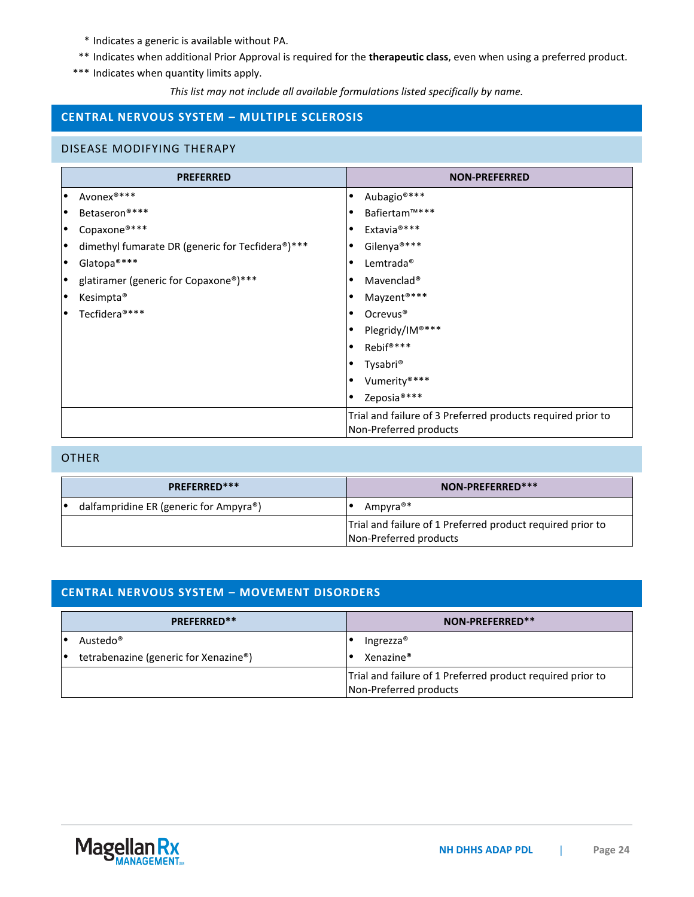\* Indicates a generic is available without PA.

\*\* Indicates when additional Prior Approval is required for the **therapeutic class**, even when using a preferred product.

\*\*\* Indicates when quantity limits apply.

*This list may not include all available formulations listed specifically by name.*

## CENTRAL NERVOUS SYSTEM – MULTIPLE SCLEROSIS

### DISEASE MODIFYING THERAPY

| PREFERRED | NON-PREFERRED |
|---|---|
| • Avonex®*** | • Aubagio®*** |
| • Betaseron®*** | • Bafiertam™*** |
| • Copaxone®*** | • Extavia®*** |
| • dimethyl fumarate DR (generic for Tecfidera®)*** | • Gilenya®*** |
| • Glatopa®*** | • Lemtrada® |
| • glatiramer (generic for Copaxone®)*** | • Mavenclad® |
| • Kesimpta® | • Mayzent®*** |
| • Tecfidera®*** | • Ocrevus® |
| | • Plegridy/IM®*** |
| | • Rebif®*** |
| | • Tysabri® |
| | • Vumerity®*** |
| | • Zeposia®*** |
| | Trial and failure of 3 Preferred products required prior to Non-Preferred products |

### OTHER

| PREFERRED*** | NON-PREFERRED*** |
|---|---|
| • dalfampridine ER (generic for Ampyra®) | • Ampyra®* |
| | Trial and failure of 1 Preferred product required prior to Non-Preferred products |

## CENTRAL NERVOUS SYSTEM – MOVEMENT DISORDERS

| PREFERRED** | NON-PREFERRED** |
|---|---|
| • Austedo® | • Ingrezza® |
| • tetrabenazine (generic for Xenazine®) | • Xenazine® |
| | Trial and failure of 1 Preferred product required prior to Non-Preferred products |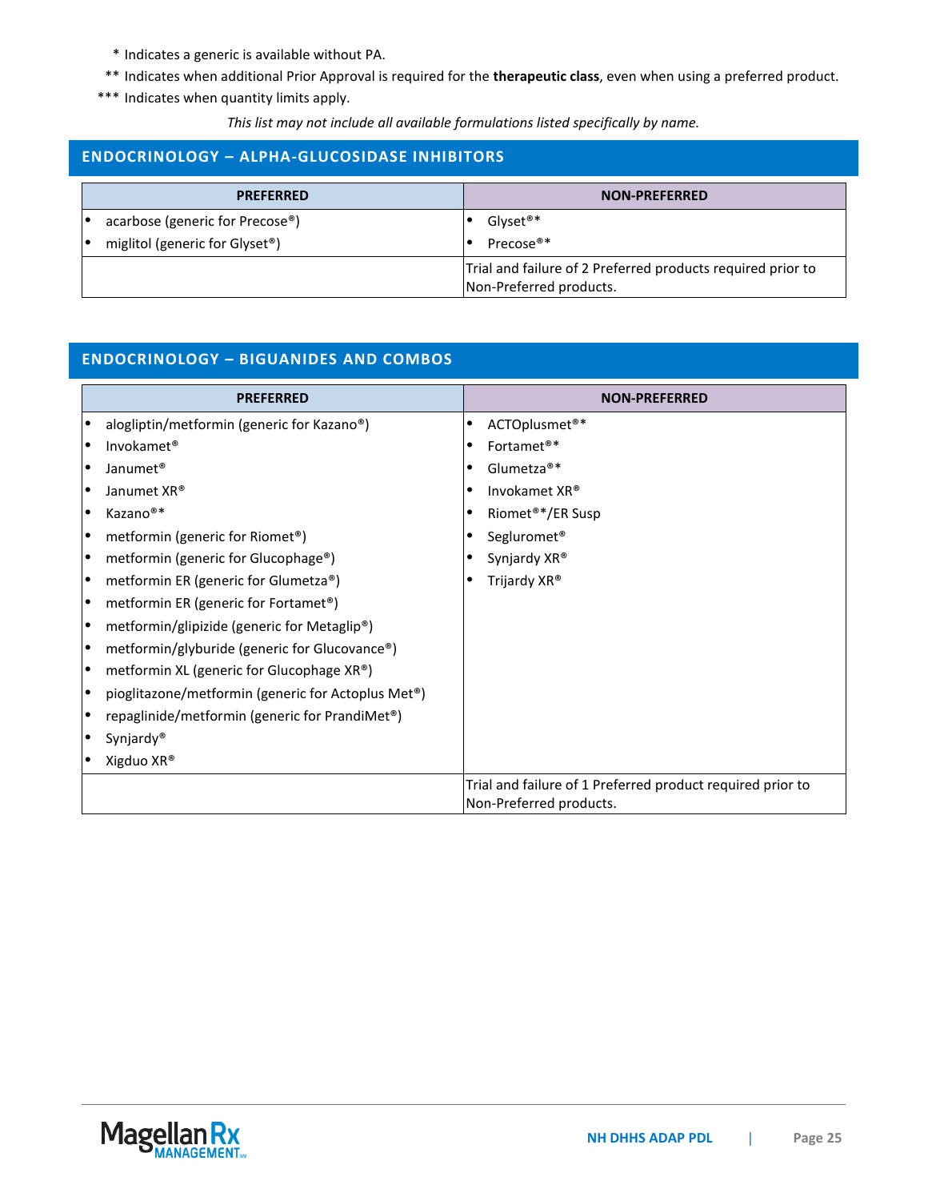\* Indicates a generic is available without PA.

\*\* Indicates when additional Prior Approval is required for the **therapeutic class**, even when using a preferred product.

\*\*\* Indicates when quantity limits apply.

*This list may not include all available formulations listed specifically by name.*

## ENDOCRINOLOGY – ALPHA-GLUCOSIDASE INHIBITORS

| PREFERRED | NON-PREFERRED |
|---|---|
| • acarbose (generic for Precose®)<br>• miglitol (generic for Glyset®) | • Glyset®*<br>• Precose®* |
| | Trial and failure of 2 Preferred products required prior to Non-Preferred products. |

## ENDOCRINOLOGY – BIGUANIDES AND COMBOS

| PREFERRED | NON-PREFERRED |
|---|---|
| • alogliptin/metformin (generic for Kazano®)<br>• Invokamet®<br>• Janumet®<br>• Janumet XR®<br>• Kazano®*<br>• metformin (generic for Riomet®)<br>• metformin (generic for Glucophage®)<br>• metformin ER (generic for Glumetza®)<br>• metformin ER (generic for Fortamet®)<br>• metformin/glipizide (generic for Metaglip®)<br>• metformin/glyburide (generic for Glucovance®)<br>• metformin XL (generic for Glucophage XR®)<br>• pioglitazone/metformin (generic for Actoplus Met®)<br>• repaglinide/metformin (generic for PrandiMet®)<br>• Synjardy®<br>• Xigduo XR® | • ACTOplusmet®*<br>• Fortamet®*<br>• Glumetza®*<br>• Invokamet XR®<br>• Riomet®*/ER Susp<br>• Segluromet®<br>• Synjardy XR®<br>• Trijardy XR® |
| | Trial and failure of 1 Preferred product required prior to Non-Preferred products. |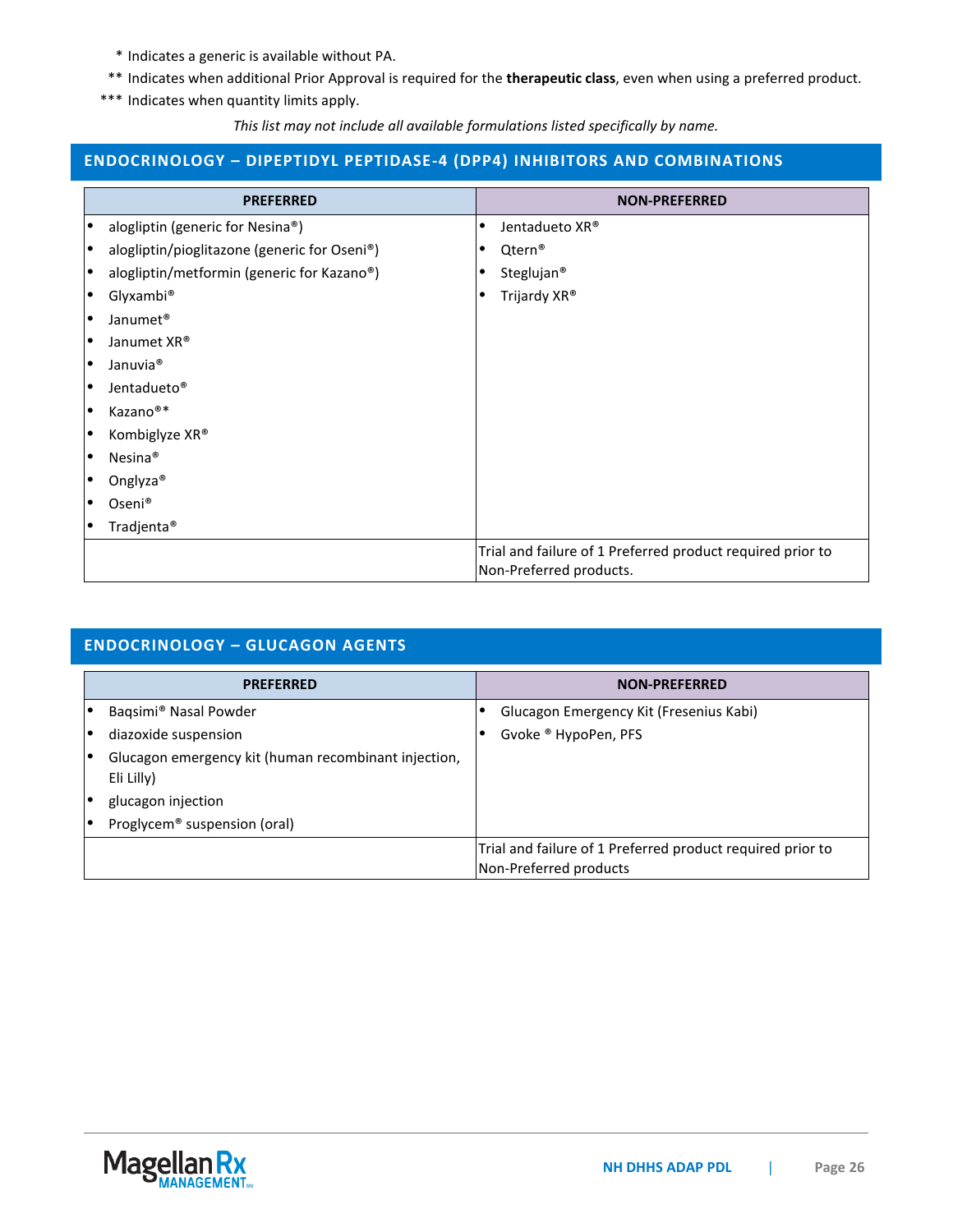\* Indicates a generic is available without PA.

\*\* Indicates when additional Prior Approval is required for the **therapeutic class**, even when using a preferred product.

\*\*\* Indicates when quantity limits apply.

*This list may not include all available formulations listed specifically by name.*

## ENDOCRINOLOGY – DIPEPTIDYL PEPTIDASE-4 (DPP4) INHIBITORS AND COMBINATIONS

| PREFERRED | NON-PREFERRED |
|---|---|
| • alogliptin (generic for Nesina®)<br>• alogliptin/pioglitazone (generic for Oseni®)<br>• alogliptin/metformin (generic for Kazano®)<br>• Glyxambi®<br>• Janumet®<br>• Janumet XR®<br>• Januvia®<br>• Jentadueto®<br>• Kazano®*<br>• Kombiglyze XR®<br>• Nesina®<br>• Onglyza®<br>• Oseni®<br>• Tradjenta® | • Jentadueto XR®<br>• Qtern®<br>• Steglujan®<br>• Trijardy XR® |
| | Trial and failure of 1 Preferred product required prior to Non-Preferred products. |

## ENDOCRINOLOGY – GLUCAGON AGENTS

| PREFERRED | NON-PREFERRED |
|---|---|
| • Baqsimi® Nasal Powder<br>• diazoxide suspension<br>• Glucagon emergency kit (human recombinant injection, Eli Lilly)<br>• glucagon injection<br>• Proglycem® suspension (oral) | • Glucagon Emergency Kit (Fresenius Kabi)<br>• Gvoke ® HypoPen, PFS |
| | Trial and failure of 1 Preferred product required prior to Non-Preferred products |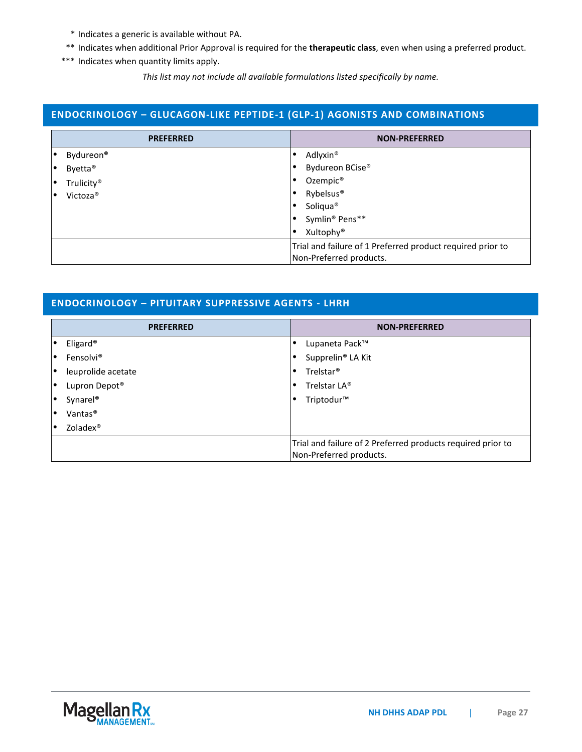\* Indicates a generic is available without PA.

\** Indicates when additional Prior Approval is required for the **therapeutic class**, even when using a preferred product.

\*** Indicates when quantity limits apply.

*This list may not include all available formulations listed specifically by name.*

## ENDOCRINOLOGY – GLUCAGON-LIKE PEPTIDE-1 (GLP-1) AGONISTS AND COMBINATIONS

| PREFERRED | NON-PREFERRED |
|---|---|
| • Bydureon®<br>• Byetta®<br>• Trulicity®<br>• Victoza® | • Adlyxin®<br>• Bydureon BCise®<br>• Ozempic®<br>• Rybelsus®<br>• Soliqua®<br>• Symlin® Pens**<br>• Xultophy® |
| | Trial and failure of 1 Preferred product required prior to Non-Preferred products. |

## ENDOCREINOLOGY – PITUITARY SUPPRESSIVE AGENTS - LHRH

| PREFERRED | NON-PREFERRED |
|---|---|
| • Eligard®<br>• Fensolvi®<br>• leuprolide acetate<br>• Lupron Depot®<br>• Synarel®<br>• Vantas®<br>• Zoladex® | • Lupaneta Pack™<br>• Supprelin® LA Kit<br>• Trelstar®<br>• Trelstar LA®<br>• Triptodur™ |
| | Trial and failure of 2 Preferred products required prior to Non-Preferred products. |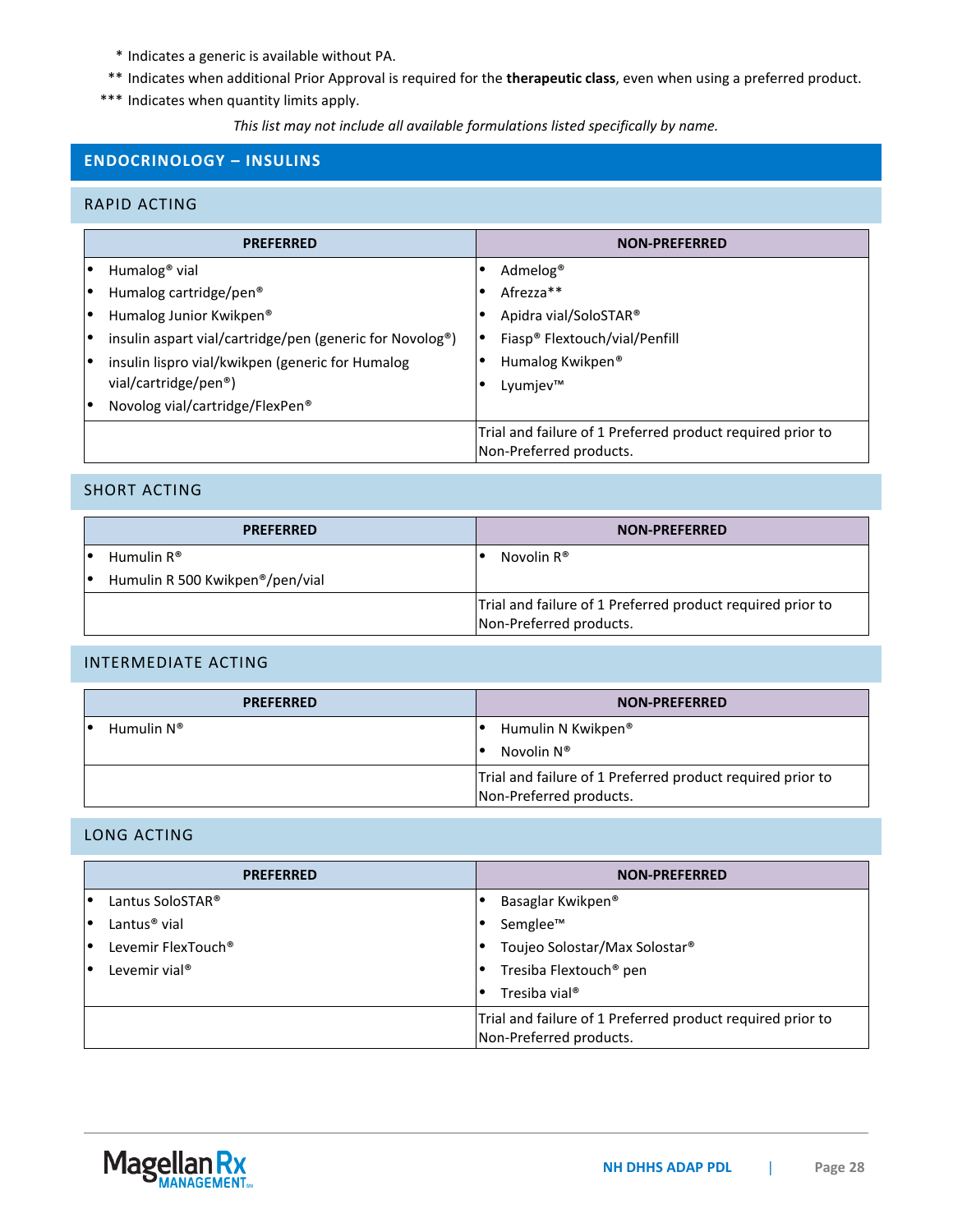\* Indicates a generic is available without PA.

\*\* Indicates when additional Prior Approval is required for the **therapeutic class**, even when using a preferred product.

\*\*\* Indicates when quantity limits apply.

*This list may not include all available formulations listed specifically by name.*

## ENDOCRINOLOGY – INSULINS

### RAPID ACTING

| PREFERRED | NON-PREFERRED |
|---|---|
| • Humalog® vial<br>• Humalog cartridge/pen®<br>• Humalog Junior Kwikpen®<br>• insulin aspart vial/cartridge/pen (generic for Novolog®)<br>• insulin lispro vial/kwikpen (generic for Humalog vial/cartridge/pen®)<br>• Novolog vial/cartridge/FlexPen® | • Admelog®<br>• Afrezza**<br>• Apidra vial/SoloSTAR®<br>• Fiasp® Flextouch/vial/Penfill<br>• Humalog Kwikpen®<br>• Lyumjev™ |
| | Trial and failure of 1 Preferred product required prior to Non-Preferred products. |

### SHORT ACTING

| PREFERRED | NON-PREFERRED |
|---|---|
| • Humulin R®<br>• Humulin R 500 Kwikpen®/pen/vial | • Novolin R® |
| | Trial and failure of 1 Preferred product required prior to Non-Preferred products. |

### INTERMEDIATE ACTING

| PREFERRED | NON-PREFERRED |
|---|---|
| • Humulin N® | • Humulin N Kwikpen®<br>• Novolin N® |
| | Trial and failure of 1 Preferred product required prior to Non-Preferred products. |

### LONG ACTING

| PREFERRED | NON-PREFERRED |
|---|---|
| • Lantus SoloSTAR®<br>• Lantus® vial<br>• Levemir FlexTouch®<br>• Levemir vial® | • Basaglar Kwikpen®<br>• Semglee™<br>• Toujeo Solostar/Max Solostar®<br>• Tresiba Flextouch® pen<br>• Tresiba vial® |
| | Trial and failure of 1 Preferred product required prior to Non-Preferred products. |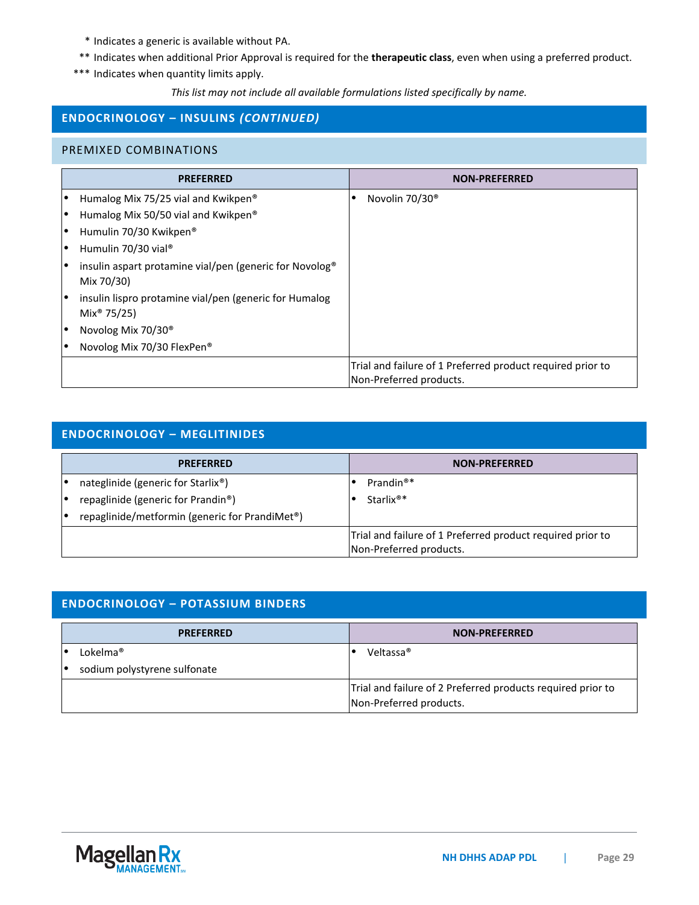\* Indicates a generic is available without PA.

\*\* Indicates when additional Prior Approval is required for the **therapeutic class**, even when using a preferred product.

\*\*\* Indicates when quantity limits apply.

*This list may not include all available formulations listed specifically by name.*

## ENDOCRINOLOGY – INSULINS *(CONTINUED)*

### PREMIXED COMBINATIONS

| PREFERRED | NON-PREFERRED |
|---|---|
| • Humalog Mix 75/25 vial and Kwikpen®<br>• Humalog Mix 50/50 vial and Kwikpen®<br>• Humulin 70/30 Kwikpen®<br>• Humulin 70/30 vial®<br>• insulin aspart protamine vial/pen (generic for Novolog® Mix 70/30)<br>• insulin lispro protamine vial/pen (generic for Humalog Mix® 75/25)<br>• Novolog Mix 70/30®<br>• Novolog Mix 70/30 FlexPen® | • Novolin 70/30® |
| | Trial and failure of 1 Preferred product required prior to Non-Preferred products. |

## ENDOCRINOLOGY – MEGLITINIDES

| PREFERRED | NON-PREFERRED |
|---|---|
| • nateglinide (generic for Starlix®)<br>• repaglinide (generic for Prandin®)<br>• repaglinide/metformin (generic for PrandiMet®) | • Prandin®*<br>• Starlix®* |
| | Trial and failure of 1 Preferred product required prior to Non-Preferred products. |

## ENDOCRINOLOGY – POTASSIUM BINDERS

| PREFERRED | NON-PREFERRED |
|---|---|
| • Lokelma®<br>• sodium polystyrene sulfonate | • Veltassa® |
| | Trial and failure of 2 Preferred products required prior to Non-Preferred products. |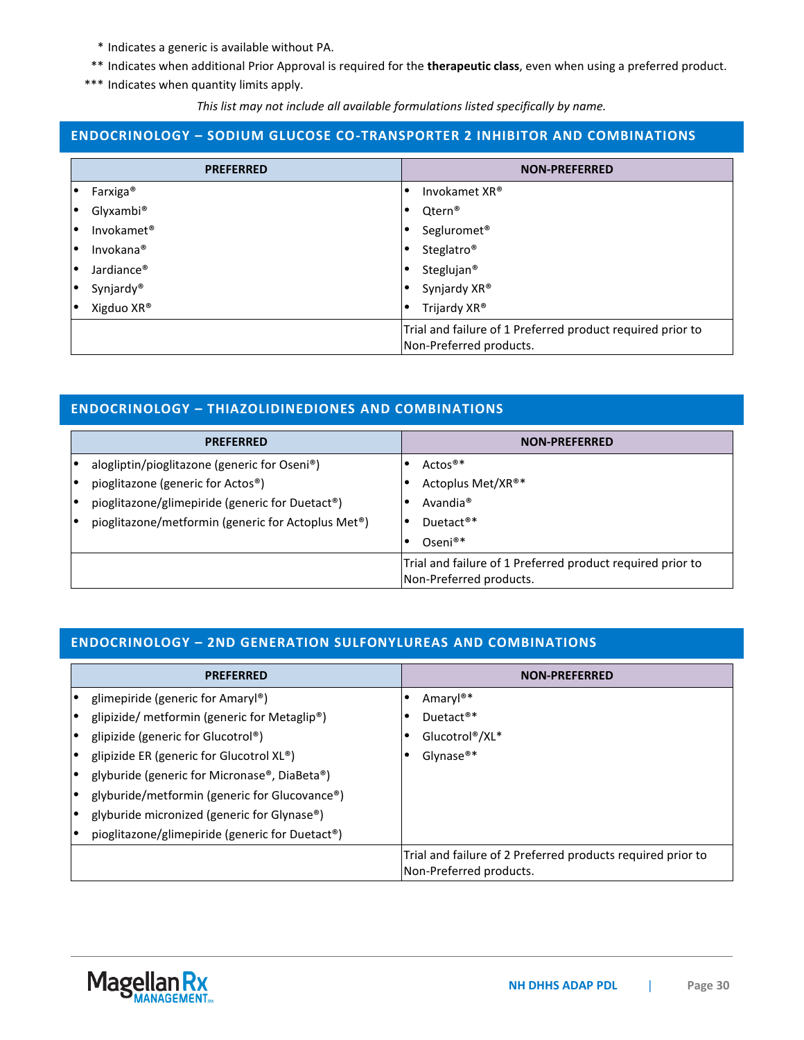\* Indicates a generic is available without PA.

\*\* Indicates when additional Prior Approval is required for the **therapeutic class**, even when using a preferred product.

\*\*\* Indicates when quantity limits apply.

*This list may not include all available formulations listed specifically by name.*

## ENDOCRINOLOGY – SODIUM GLUCOSE CO-TRANSPORTER 2 INHIBITOR AND COMBINATIONS

| PREFERRED | NON-PREFERRED |
|---|---|
| • Farxiga® | • Invokamet XR® |
| • Glyxambi® | • Qtern® |
| • Invokamet® | • Segluromet® |
| • Invokana® | • Steglatro® |
| • Jardiance® | • Steglujan® |
| • Synjardy® | • Synjardy XR® |
| • Xigduo XR® | • Trijardy XR® |
| | Trial and failure of 1 Preferred product required prior to Non-Preferred products. |

## ENDOCRINOLOGY – THIAZOLIDINEDIONES AND COMBINATIONS

| PREFERRED | NON-PREFERRED |
|---|---|
| • alogliptin/pioglitazone (generic for Oseni®) | • Actos®* |
| • pioglitazone (generic for Actos®) | • Actoplus Met/XR®* |
| • pioglitazone/glimepiride (generic for Duetact®) | • Avandia® |
| • pioglitazone/metformin (generic for Actoplus Met®) | • Duetact®* |
| | • Oseni®* |
| | Trial and failure of 1 Preferred product required prior to Non-Preferred products. |

## ENDOCRINOLOGY – 2ND GENERATION SULFONYLUREAS AND COMBINATIONS

| PREFERRED | NON-PREFERRED |
|---|---|
| • glimepiride (generic for Amaryl®) | • Amaryl®* |
| • glipizide/ metformin (generic for Metaglip®) | • Duetact®* |
| • glipizide (generic for Glucotrol®) | • Glucotrol®/XL* |
| • glipizide ER (generic for Glucotrol XL®) | • Glynase®* |
| • glyburide (generic for Micronase®, DiaBeta®) | |
| • glyburide/metformin (generic for Glucovance®) | |
| • glyburide micronized (generic for Glynase®) | |
| • pioglitazone/glimepiride (generic for Duetact®) | |
| | Trial and failure of 2 Preferred products required prior to Non-Preferred products. |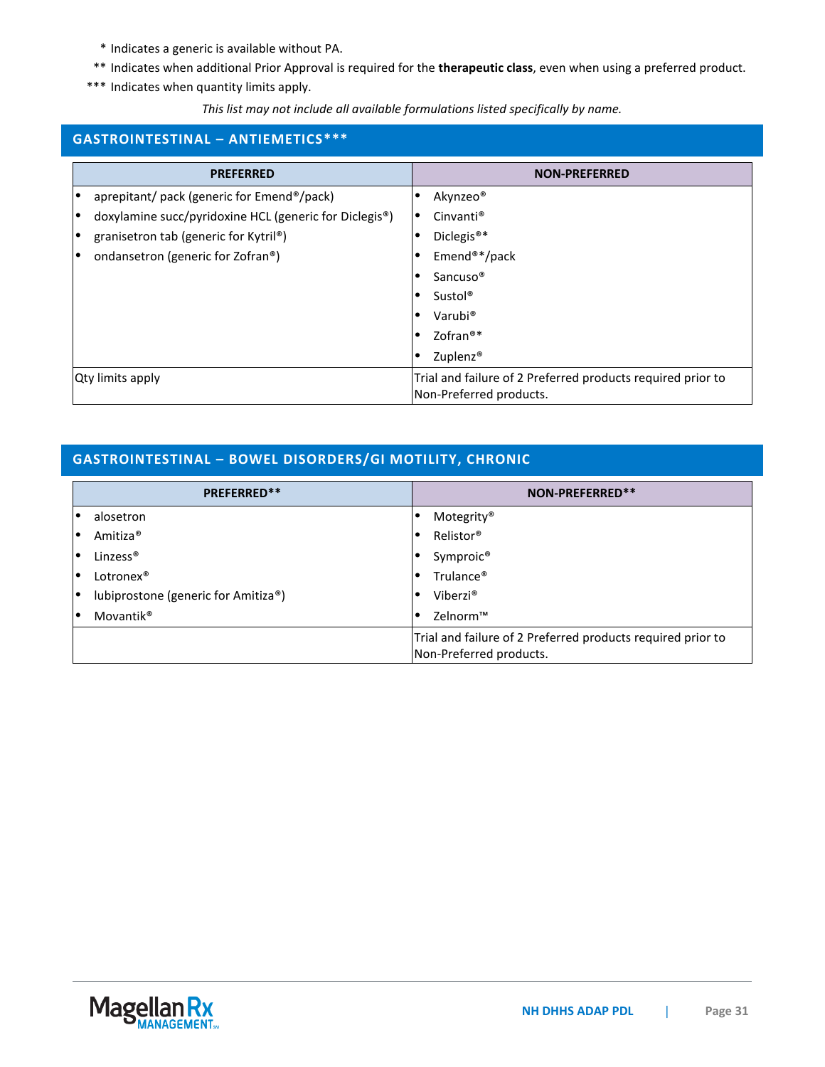\* Indicates a generic is available without PA.

\*\* Indicates when additional Prior Approval is required for the **therapeutic class**, even when using a preferred product.

\*\*\* Indicates when quantity limits apply.

*This list may not include all available formulations listed specifically by name.*

## GASTROINTESTINAL – ANTIEMETICS***

| PREFERRED | NON-PREFERRED |
|---|---|
| • aprepitant/ pack (generic for Emend®/pack)<br>• doxylamine succ/pyridoxine HCL (generic for Diclegis®)<br>• granisetron tab (generic for Kytril®)<br>• ondansetron (generic for Zofran®) | • Akynzeo®<br>• Cinvanti®<br>• Diclegis®*<br>• Emend®*/pack<br>• Sancuso®<br>• Sustol®<br>• Varubi®<br>• Zofran®*<br>• Zuplenz® |
| Qty limits apply | Trial and failure of 2 Preferred products required prior to Non-Preferred products. |

## GASTROINTESTINAL – BOWEL DISORDERS/GI MOTILITY, CHRONIC

| PREFERRED** | NON-PREFERRED** |
|---|---|
| • alosetron<br>• Amitiza®<br>• Linzess®<br>• Lotronex®<br>• lubiprostone (generic for Amitiza®)<br>• Movantik® | • Motegrity®<br>• Relistor®<br>• Symproic®<br>• Trulance®<br>• Viberzi®<br>• Zelnorm™ |
| | Trial and failure of 2 Preferred products required prior to Non-Preferred products. |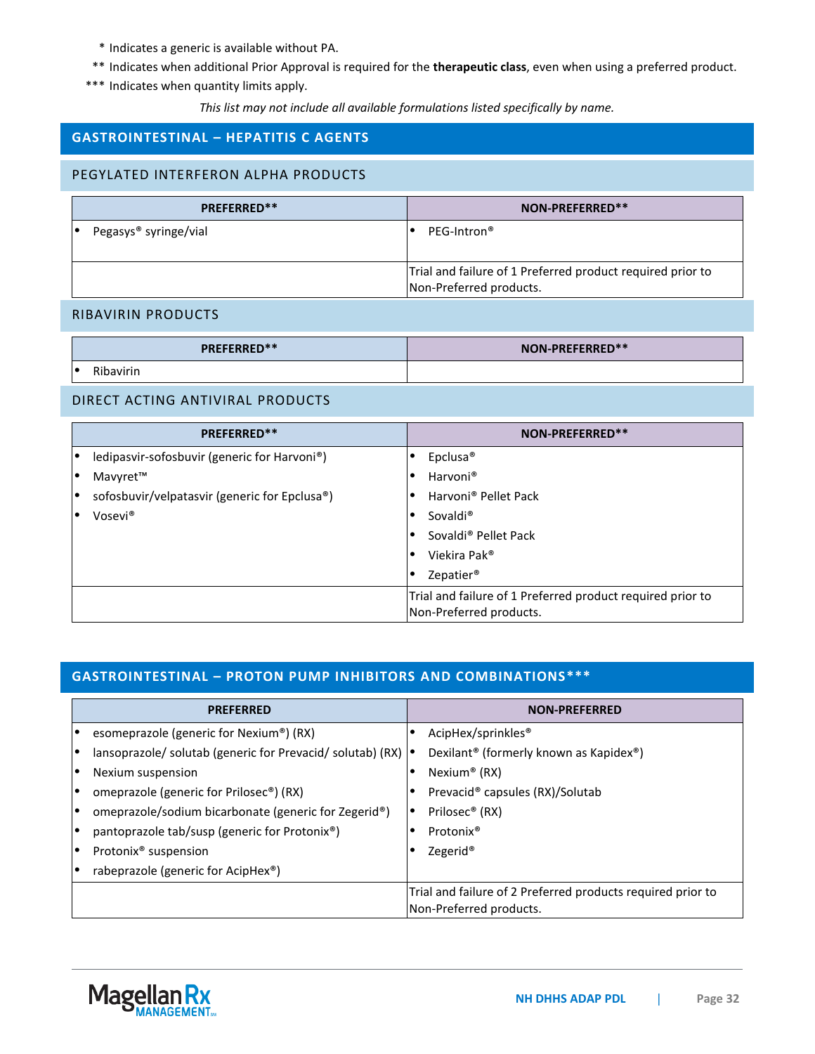\* Indicates a generic is available without PA.

\*\* Indicates when additional Prior Approval is required for the **therapeutic class**, even when using a preferred product.

\*\*\* Indicates when quantity limits apply.

*This list may not include all available formulations listed specifically by name.*

## GASTROINTESTINAL – HEPATITIS C AGENTS

### PEGYLATED INTERFERON ALPHA PRODUCTS

| PREFERRED** | NON-PREFERRED** |
|---|---|
| • Pegasys® syringe/vial | • PEG-Intron® |
| | Trial and failure of 1 Preferred product required prior to Non-Preferred products. |

### RIBAVIRIN PRODUCTS

| PREFERRED** | NON-PREFERRED** |
|---|---|
| • Ribavirin | |

### DIRECT ACTING ANTIVIRAL PRODUCTS

| PREFERRED** | NON-PREFERRED** |
|---|---|
| • ledipasvir-sofosbuvir (generic for Harvoni®)<br>• Mavyret™<br>• sofosbuvir/velpatasvir (generic for Epclusa®)<br>• Vosevi® | • Epclusa®<br>• Harvoni®<br>• Harvoni® Pellet Pack<br>• Sovaldi®<br>• Sovaldi® Pellet Pack<br>• Viekira Pak®<br>• Zepatier® |
| | Trial and failure of 1 Preferred product required prior to Non-Preferred products. |

## GASTROINTESTINAL – PROTON PUMP INHIBITORS AND COMBINATIONS***

| PREFERRED | NON-PREFERRED |
|---|---|
| • esomeprazole (generic for Nexium®) (RX)<br>• lansoprazole/ solutab (generic for Prevacid/ solutab) (RX)<br>• Nexium suspension<br>• omeprazole (generic for Prilosec®) (RX)<br>• omeprazole/sodium bicarbonate (generic for Zegerid®)<br>• pantoprazole tab/susp (generic for Protonix®)<br>• Protonix® suspension<br>• rabeprazole (generic for AcipHex®) | • AcipHex/sprinkles®<br>• Dexilant® (formerly known as Kapidex®)<br>• Nexium® (RX)<br>• Prevacid® capsules (RX)/Solutab<br>• Prilosec® (RX)<br>• Protonix®<br>• Zegerid® |
| | Trial and failure of 2 Preferred products required prior to Non-Preferred products. |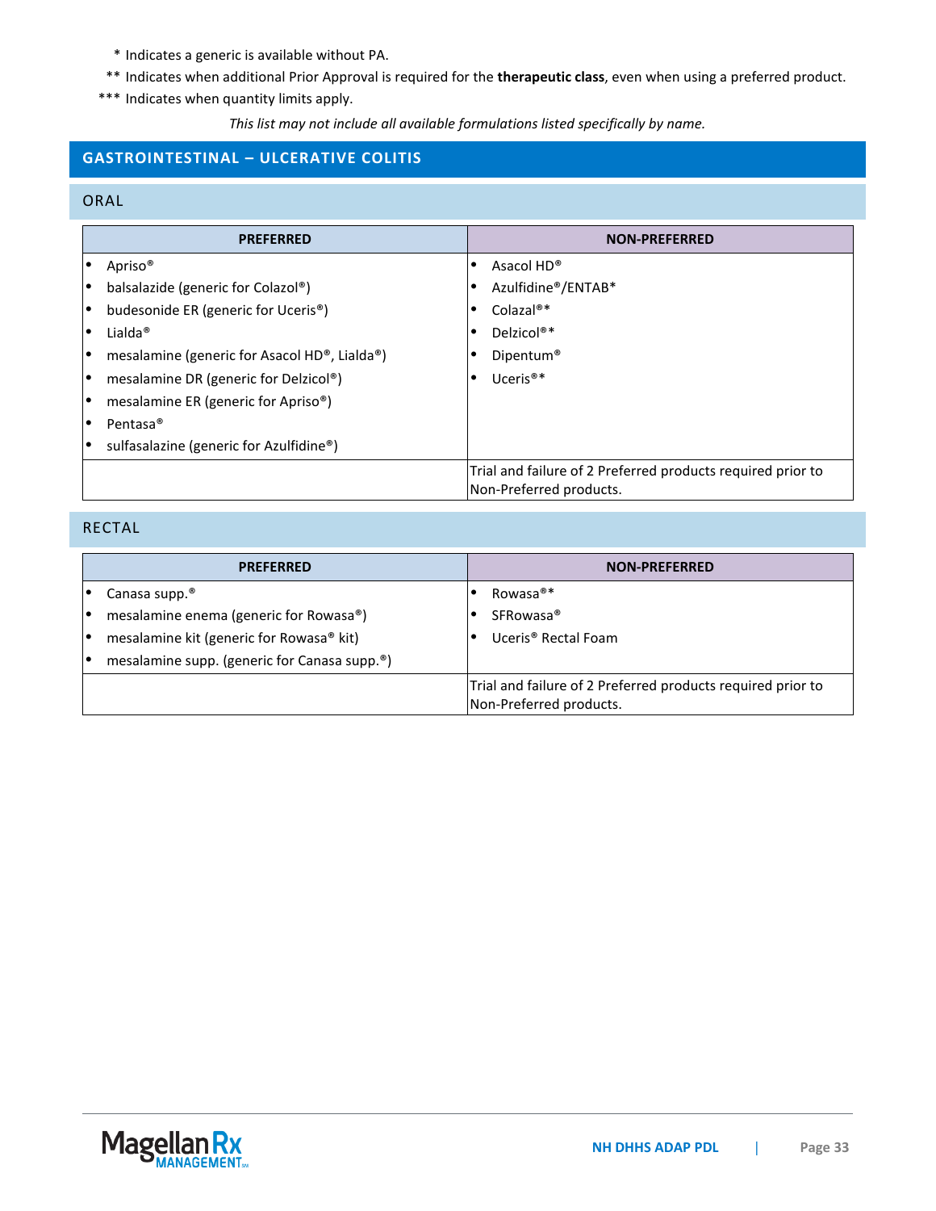\* Indicates a generic is available without PA.

\*\* Indicates when additional Prior Approval is required for the **therapeutic class**, even when using a preferred product.

\*\*\* Indicates when quantity limits apply.

*This list may not include all available formulations listed specifically by name.*

## GASTROINTESTINAL – ULCERATIVE COLITIS

### ORAL

| PREFERRED | NON-PREFERRED |
|---|---|
| • Apriso®<br>• balsalazide (generic for Colazol®)<br>• budesonide ER (generic for Uceris®)<br>• Lialda®<br>• mesalamine (generic for Asacol HD®, Lialda®)<br>• mesalamine DR (generic for Delzicol®)<br>• mesalamine ER (generic for Apriso®)<br>• Pentasa®<br>• sulfasalazine (generic for Azulfidine®) | • Asacol HD®<br>• Azulfidine®/ENTAB*<br>• Colazal®*<br>• Delzicol®*<br>• Dipentum®<br>• Uceris®* |
| | Trial and failure of 2 Preferred products required prior to Non-Preferred products. |

### RECTAL

| PREFERRED | NON-PREFERRED |
|---|---|
| • Canasa supp.®<br>• mesalamine enema (generic for Rowasa®)<br>• mesalamine kit (generic for Rowasa® kit)<br>• mesalamine supp. (generic for Canasa supp.®) | • Rowasa®*<br>• SFRowasa®<br>• Uceris® Rectal Foam |
| | Trial and failure of 2 Preferred products required prior to Non-Preferred products. |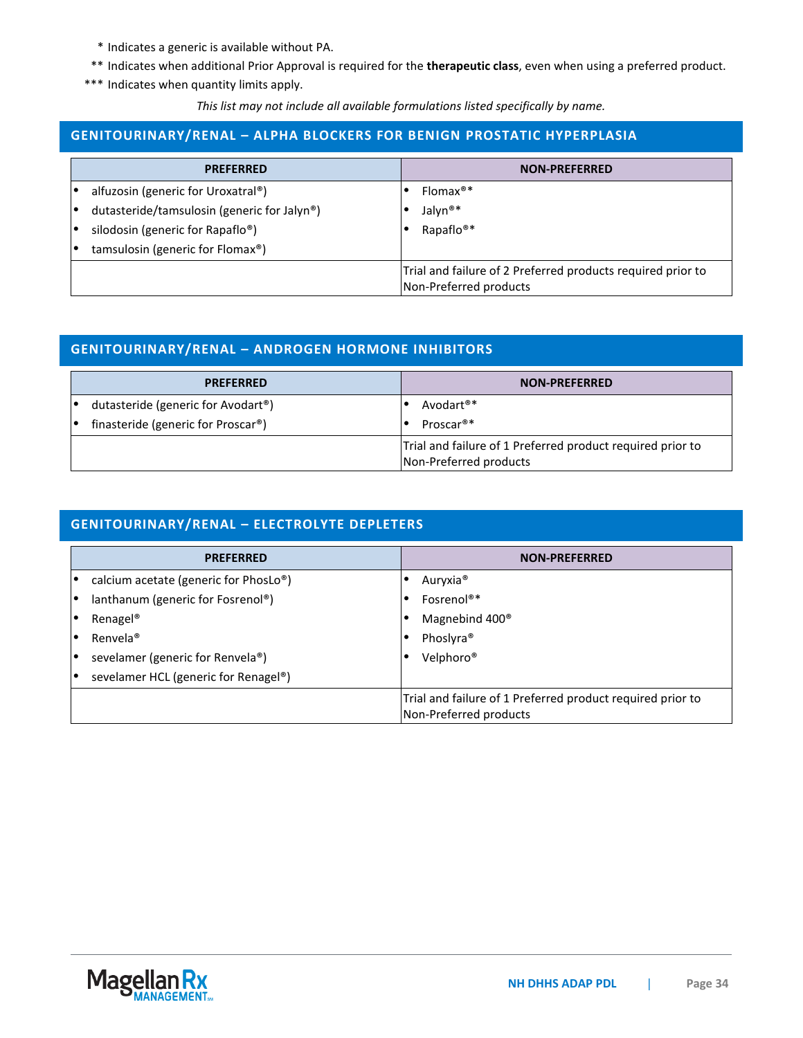\* Indicates a generic is available without PA.

\*\* Indicates when additional Prior Approval is required for the **therapeutic class**, even when using a preferred product.

\*\*\* Indicates when quantity limits apply.

*This list may not include all available formulations listed specifically by name.*

## GENITOURINARY/RENAL – ALPHA BLOCKERS FOR BENIGN PROSTATIC HYPERPLASIA

| PREFERRED | NON-PREFERRED |
|---|---|
| • alfuzosin (generic for Uroxatral®)<br>• dutasteride/tamsulosin (generic for Jalyn®)<br>• silodosin (generic for Rapaflo®)<br>• tamsulosin (generic for Flomax®) | • Flomax®*<br>• Jalyn®*<br>• Rapaflo®* |
| | Trial and failure of 2 Preferred products required prior to Non-Preferred products |

## GENITOURINARY/RENAL – ANDROGEN HORMONE INHIBITORS

| PREFERRED | NON-PREFERRED |
|---|---|
| • dutasteride (generic for Avodart®)<br>• finasteride (generic for Proscar®) | • Avodart®*<br>• Proscar®* |
| | Trial and failure of 1 Preferred product required prior to Non-Preferred products |

## GENITOURINARY/RENAL – ELECTROLYTE DEPLETERS

| PREFERRED | NON-PREFERRED |
|---|---|
| • calcium acetate (generic for PhosLo®)<br>• lanthanum (generic for Fosrenol®)<br>• Renagel®<br>• Renvela®<br>• sevelamer (generic for Renvela®)<br>• sevelamer HCL (generic for Renagel®) | • Auryxia®<br>• Fosrenol®*<br>• Magnebind 400®<br>• Phoslyra®<br>• Velphoro® |
| | Trial and failure of 1 Preferred product required prior to Non-Preferred products |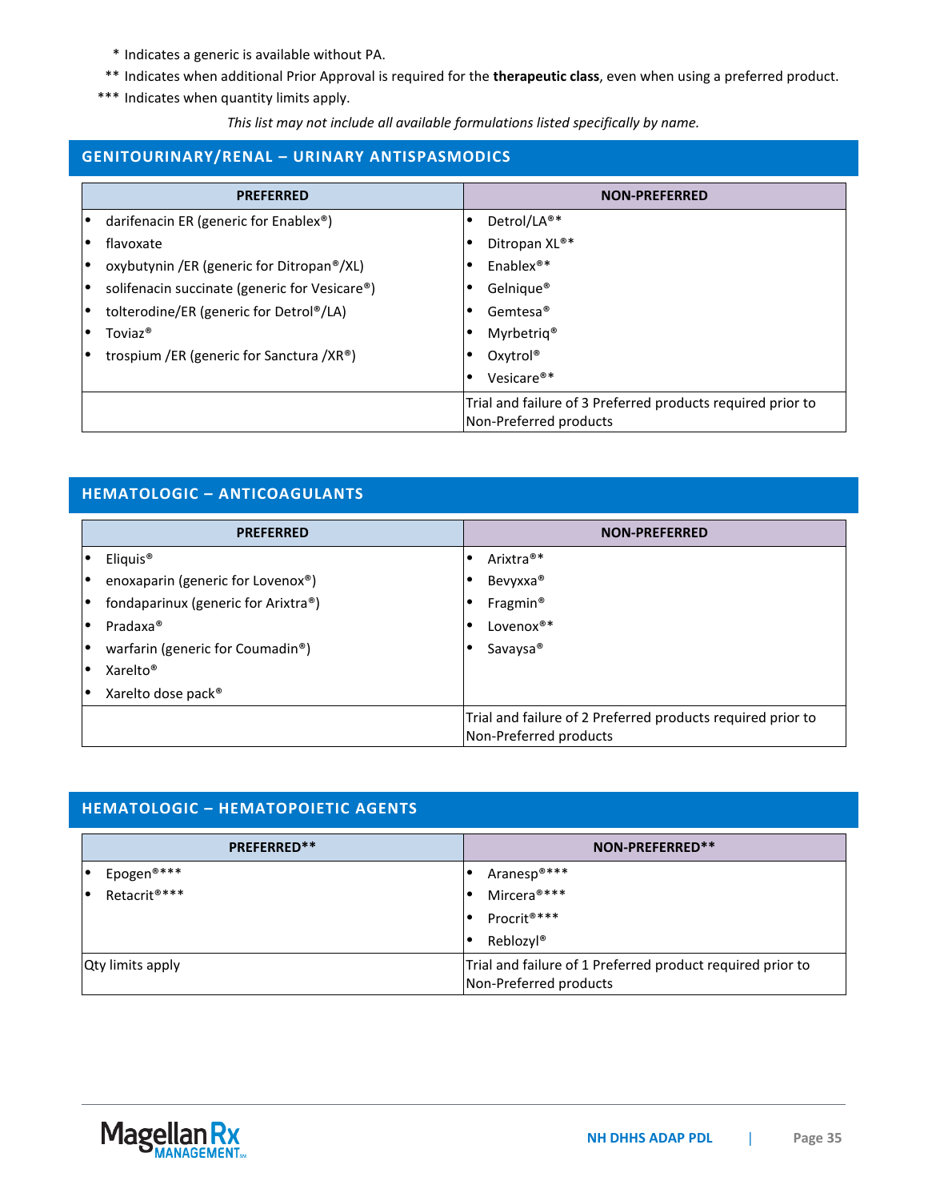\* Indicates a generic is available without PA.

\*\* Indicates when additional Prior Approval is required for the **therapeutic class**, even when using a preferred product.

\*\*\* Indicates when quantity limits apply.

*This list may not include all available formulations listed specifically by name.*

## GENITOURINARY/RENAL – URINARY ANTISPASMODICS

| PREFERRED | NON-PREFERRED |
|---|---|
| • darifenacin ER (generic for Enablex®)<br>• flavoxate<br>• oxybutynin /ER (generic for Ditropan®/XL)<br>• solifenacin succinate (generic for Vesicare®)<br>• tolterodine/ER (generic for Detrol®/LA)<br>• Toviaz®<br>• trospium /ER (generic for Sanctura /XR®) | • Detrol/LA®*<br>• Ditropan XL®*<br>• Enablex®*<br>• Gelnique®<br>• Gemtesa®<br>• Myrbetriq®<br>• Oxytrol®<br>• Vesicare®* |
| | Trial and failure of 3 Preferred products required prior to Non-Preferred products |

## HEMATOLOGIC – ANTICOAGULANTS

| PREFERRED | NON-PREFERRED |
|---|---|
| • Eliquis®<br>• enoxaparin (generic for Lovenox®)<br>• fondaparinux (generic for Arixtra®)<br>• Pradaxa®<br>• warfarin (generic for Coumadin®)<br>• Xarelto®<br>• Xarelto dose pack® | • Arixtra®*<br>• Bevyxxa®<br>• Fragmin®<br>• Lovenox®*<br>• Savaysa® |
| | Trial and failure of 2 Preferred products required prior to Non-Preferred products |

## HEMATOLOGIC – HEMATOPOIETIC AGENTS

| PREFERRED** | NON-PREFERRED** |
|---|---|
| • Epogen®***<br>• Retacrit®*** | • Aranesp®***<br>• Mircera®***<br>• Procrit®***<br>• Reblozyl® |
| Qty limits apply | Trial and failure of 1 Preferred product required prior to Non-Preferred products |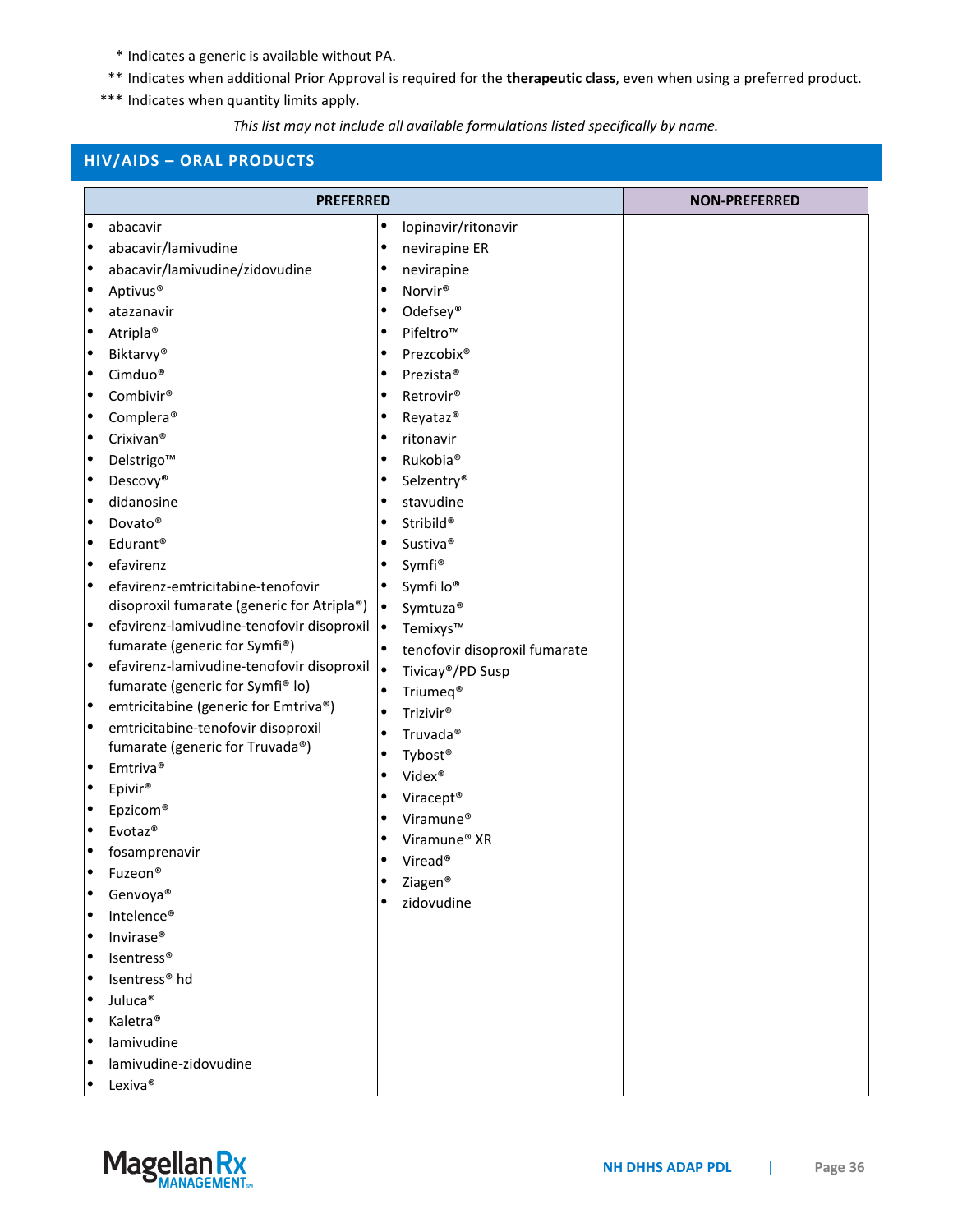\* Indicates a generic is available without PA.

\*\* Indicates when additional Prior Approval is required for the **therapeutic class**, even when using a preferred product.

\*\*\* Indicates when quantity limits apply.

*This list may not include all available formulations listed specifically by name.*

## HIV/AIDS – ORAL PRODUCTS

| PREFERRED | | NON-PREFERRED |
|---|---|---|
| • abacavir<br>• abacavir/lamivudine<br>• abacavir/lamivudine/zidovudine<br>• Aptivus®<br>• atazanavir<br>• Atripla®<br>• Biktarvy®<br>• Cimduo®<br>• Combivir®<br>• Complera®<br>• Crixivan®<br>• Delstrigo™<br>• Descovy®<br>• didanosine<br>• Dovato®<br>• Edurant®<br>• efavirenz<br>• efavirenz-emtricitabine-tenofovir disoproxil fumarate (generic for Atripla®)<br>• efavirenz-lamivudine-tenofovir disoproxil fumarate (generic for Symfi®)<br>• efavirenz-lamivudine-tenofovir disoproxil fumarate (generic for Symfi® lo)<br>• emtricitabine (generic for Emtriva®)<br>• emtricitabine-tenofovir disoproxil fumarate (generic for Truvada®)<br>• Emtriva®<br>• Epivir®<br>• Epzicom®<br>• Evotaz®<br>• fosamprenavir<br>• Fuzeon®<br>• Genvoya®<br>• Intelence®<br>• Invirase®<br>• Isentress®<br>• Isentress® hd<br>• Juluca®<br>• Kaletra®<br>• lamivudine<br>• lamivudine-zidovudine<br>• Lexiva® | • lopinavir/ritonavir<br>• nevirapine ER<br>• nevirapine<br>• Norvir®<br>• Odefsey®<br>• Pifeltro™<br>• Prezcobix®<br>• Prezista®<br>• Retrovir®<br>• Reyataz®<br>• ritonavir<br>• Rukobia®<br>• Selzentry®<br>• stavudine<br>• Stribild®<br>• Sustiva®<br>• Symfi®<br>• Symfi lo®<br>• Symtuza®<br>• Temixys™<br>• tenofovir disoproxil fumarate<br>• Tivicay®/PD Susp<br>• Triumeq®<br>• Trizivir®<br>• Truvada®<br>• Tybost®<br>• Videx®<br>• Viracept®<br>• Viramune®<br>• Viramune® XR<br>• Viread®<br>• Ziagen®<br>• zidovudine | |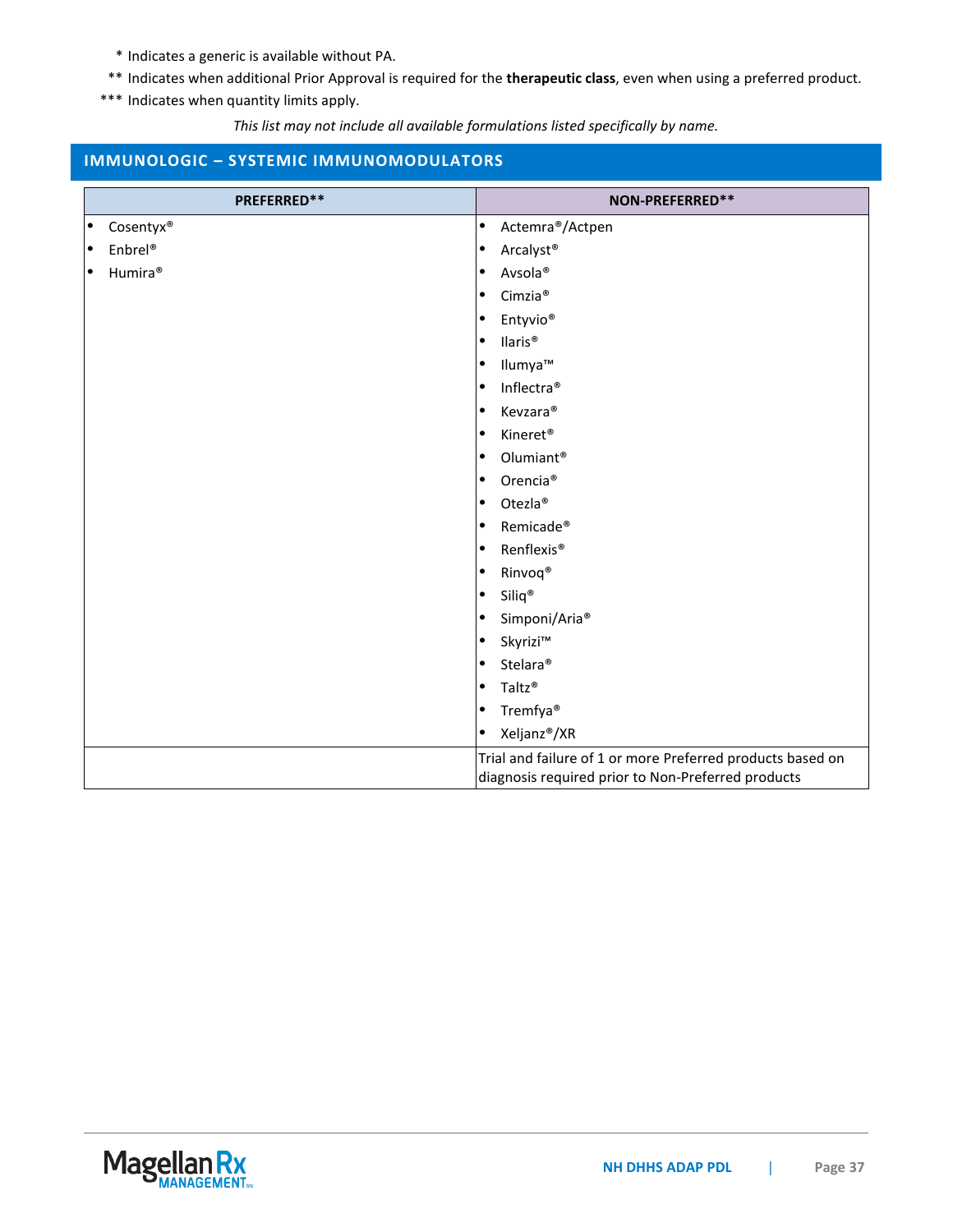\* Indicates a generic is available without PA.

\*\* Indicates when additional Prior Approval is required for the **therapeutic class**, even when using a preferred product.

\*\*\* Indicates when quantity limits apply.

*This list may not include all available formulations listed specifically by name.*

## IMMUNOLOGIC – SYSTEMIC IMMUNOMODULATORS

| PREFERRED** | NON-PREFERRED** |
|---|---|
| • Cosentyx®<br>• Enbrel®<br>• Humira® | • Actemra®/Actpen<br>• Arcalyst®<br>• Avsola®<br>• Cimzia®<br>• Entyvio®<br>• Ilaris®<br>• Ilumya™<br>• Inflectra®<br>• Kevzara®<br>• Kineret®<br>• Olumiant®<br>• Orencia®<br>• Otezla®<br>• Remicade®<br>• Renflexis®<br>• Rinvoq®<br>• Siliq®<br>• Simponi/Aria®<br>• Skyrizi™<br>• Stelara®<br>• Taltz®<br>• Tremfya®<br>• Xeljanz®/XR |
| | Trial and failure of 1 or more Preferred products based on diagnosis required prior to Non-Preferred products |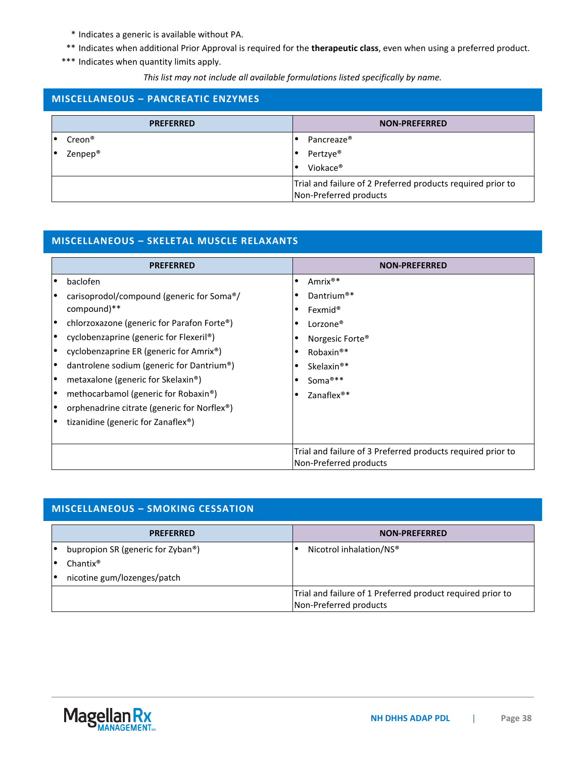\* Indicates a generic is available without PA.

\*\* Indicates when additional Prior Approval is required for the **therapeutic class**, even when using a preferred product.

\*\*\* Indicates when quantity limits apply.

*This list may not include all available formulations listed specifically by name.*

## MISCELLANEOUS – PANCREATIC ENZYMES

| PREFERRED | NON-PREFERRED |
|---|---|
| • Creon®<br>• Zenpep® | • Pancreaze®<br>• Pertzye®<br>• Viokace® |
| | Trial and failure of 2 Preferred products required prior to Non-Preferred products |

## MISCELLANEOUS – SKELETAL MUSCLE RELAXANTS

| PREFERRED | NON-PREFERRED |
|---|---|
| • baclofen<br>• carisoprodol/compound (generic for Soma®/compound)**<br>• chlorzoxazone (generic for Parafon Forte®)<br>• cyclobenzaprine (generic for Flexeril®)<br>• cyclobenzaprine ER (generic for Amrix®)<br>• dantrolene sodium (generic for Dantrium®)<br>• metaxalone (generic for Skelaxin®)<br>• methocarbamol (generic for Robaxin®)<br>• orphenadrine citrate (generic for Norflex®)<br>• tizanidine (generic for Zanaflex®) | • Amrix®*<br>• Dantrium®*<br>• Fexmid®<br>• Lorzone®<br>• Norgesic Forte®<br>• Robaxin®*<br>• Skelaxin®*<br>• Soma®**<br>• Zanaflex®* |
| | Trial and failure of 3 Preferred products required prior to Non-Preferred products |

## MISCELLANEOUS – SMOKING CESSATION

| PREFERRED | NON-PREFERRED |
|---|---|
| • bupropion SR (generic for Zyban®)<br>• Chantix®<br>• nicotine gum/lozenges/patch | • Nicotrol inhalation/NS® |
| | Trial and failure of 1 Preferred product required prior to Non-Preferred products |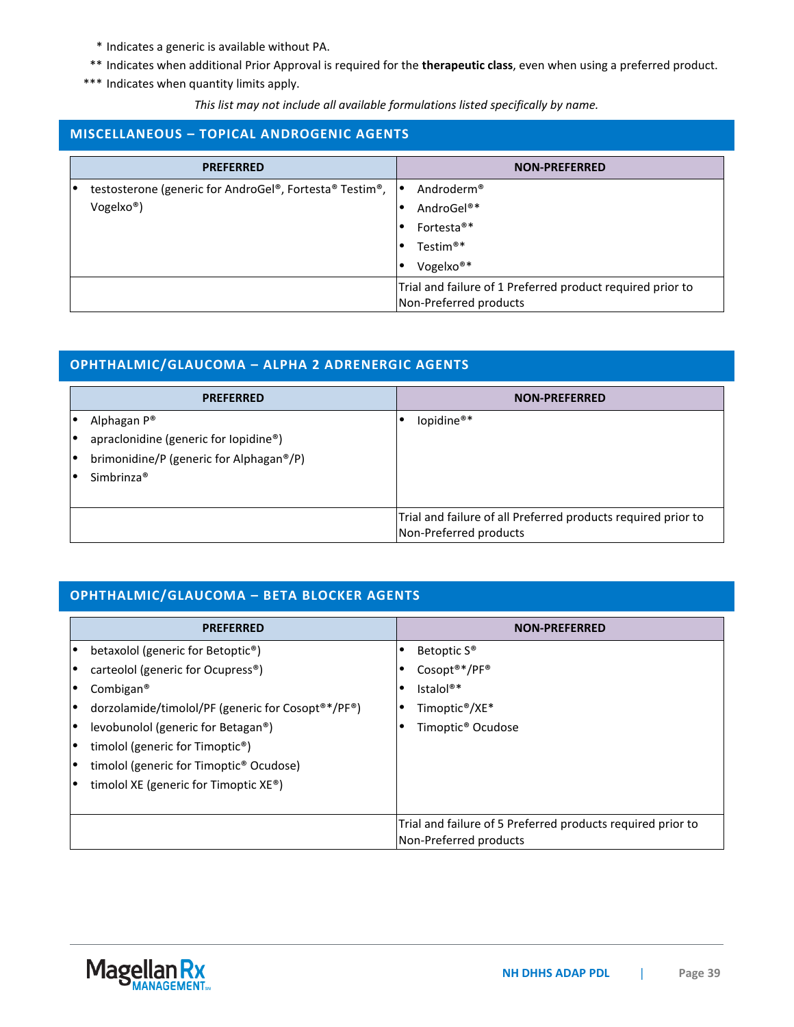\* Indicates a generic is available without PA.

\*\* Indicates when additional Prior Approval is required for the **therapeutic class**, even when using a preferred product.

\*\*\* Indicates when quantity limits apply.

*This list may not include all available formulations listed specifically by name.*

## MISCELLANEOUS – TOPICAL ANDROGENIC AGENTS

| PREFERRED | NON-PREFERRED |
|---|---|
| • testosterone (generic for AndroGel®, Fortesta® Testim®, Vogelxo®) | • Androderm®<br>• AndroGel®*<br>• Fortesta®*<br>• Testim®*<br>• Vogelxo®* |
| | Trial and failure of 1 Preferred product required prior to Non-Preferred products |

## OPHTHALMIC/GLAUCOMA – ALPHA 2 ADRENERGIC AGENTS

| PREFERRED | NON-PREFERRED |
|---|---|
| • Alphagan P®<br>• apraclonidine (generic for Iopidine®)<br>• brimonidine/P (generic for Alphagan®/P)<br>• Simbrinza® | • Iopidine®* |
| | Trial and failure of all Preferred products required prior to Non-Preferred products |

## OPHTHALMIC/GLAUCOMA – BETA BLOCKER AGENTS

| PREFERRED | NON-PREFERRED |
|---|---|
| • betaxolol (generic for Betoptic®)<br>• carteolol (generic for Ocupress®)<br>• Combigan®<br>• dorzolamide/timolol/PF (generic for Cosopt®*/PF®)<br>• levobunolol (generic for Betagan®)<br>• timolol (generic for Timoptic®)<br>• timolol (generic for Timoptic® Ocudose)<br>• timolol XE (generic for Timoptic XE®) | • Betoptic S®<br>• Cosopt®*/PF®<br>• Istalol®*<br>• Timoptic®/XE*<br>• Timoptic® Ocudose |
| | Trial and failure of 5 Preferred products required prior to Non-Preferred products |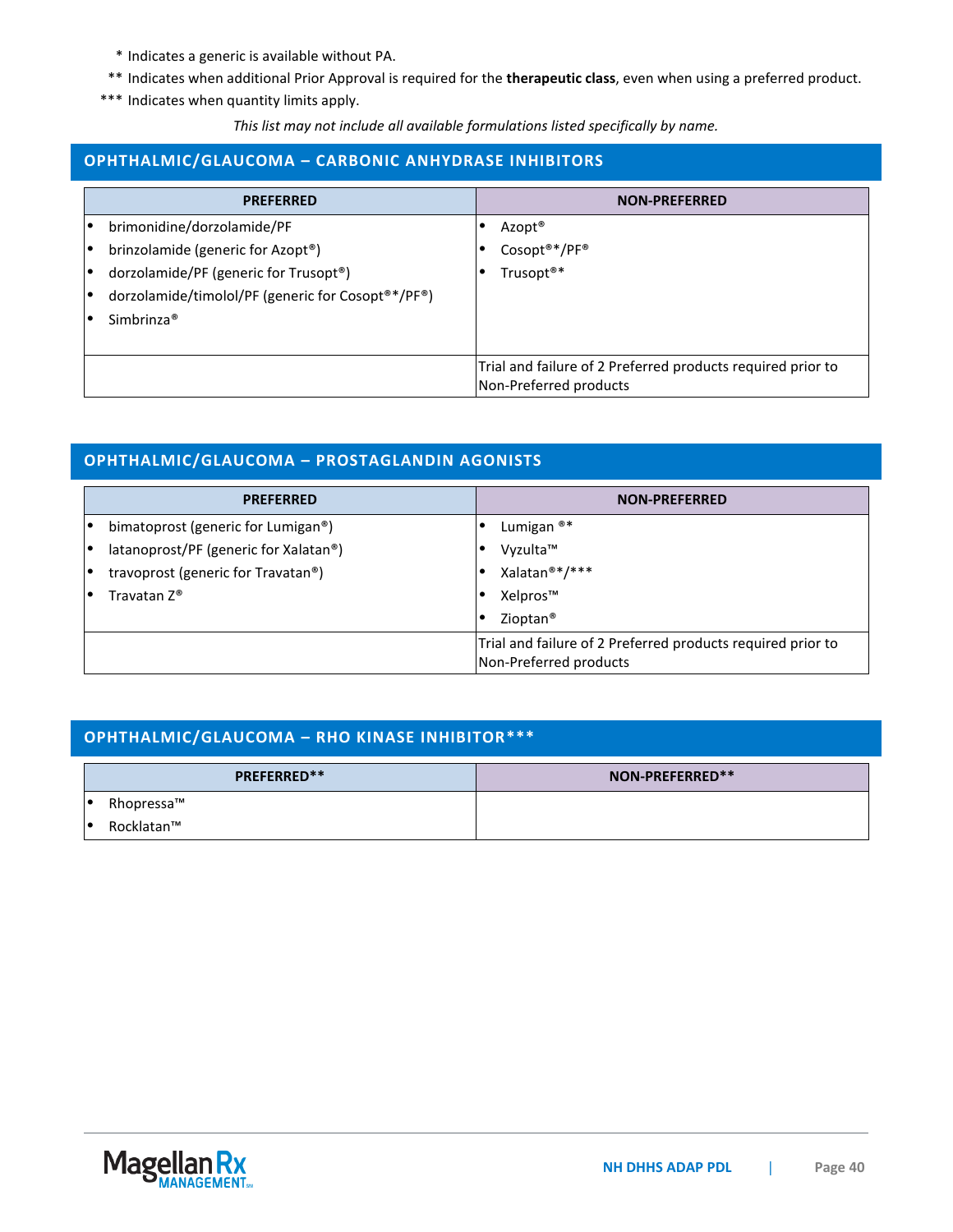\* Indicates a generic is available without PA.

\*\* Indicates when additional Prior Approval is required for the **therapeutic class**, even when using a preferred product.

\*\*\* Indicates when quantity limits apply.

*This list may not include all available formulations listed specifically by name.*

## OPHTHALMIC/GLAUCOMA – CARBONIC ANHYDRASE INHIBITORS

| PREFERRED | NON-PREFERRED |
|---|---|
| • brimonidine/dorzolamide/PF<br>• brinzolamide (generic for Azopt®)<br>• dorzolamide/PF (generic for Trusopt®)<br>• dorzolamide/timolol/PF (generic for Cosopt®*/PF®)<br>• Simbrinza® | • Azopt®<br>• Cosopt®*/PF®<br>• Trusopt®* |
| | Trial and failure of 2 Preferred products required prior to Non-Preferred products |

## OPHTHALMIC/GLAUCOMA – PROSTAGLANDIN AGONISTS

| PREFERRED | NON-PREFERRED |
|---|---|
| • bimatoprost (generic for Lumigan®)<br>• latanoprost/PF (generic for Xalatan®)<br>• travoprost (generic for Travatan®)<br>• Travatan Z® | • Lumigan ®*<br>• Vyzulta™<br>• Xalatan®*/***<br>• Xelpros™<br>• Zioptan® |
| | Trial and failure of 2 Preferred products required prior to Non-Preferred products |

## OPHTHALMIC/GLAUCOMA – RHO KINASE INHIBITOR***

| PREFERRED** | NON-PREFERRED** |
|---|---|
| • Rhopressa™<br>• Rocklatan™ | |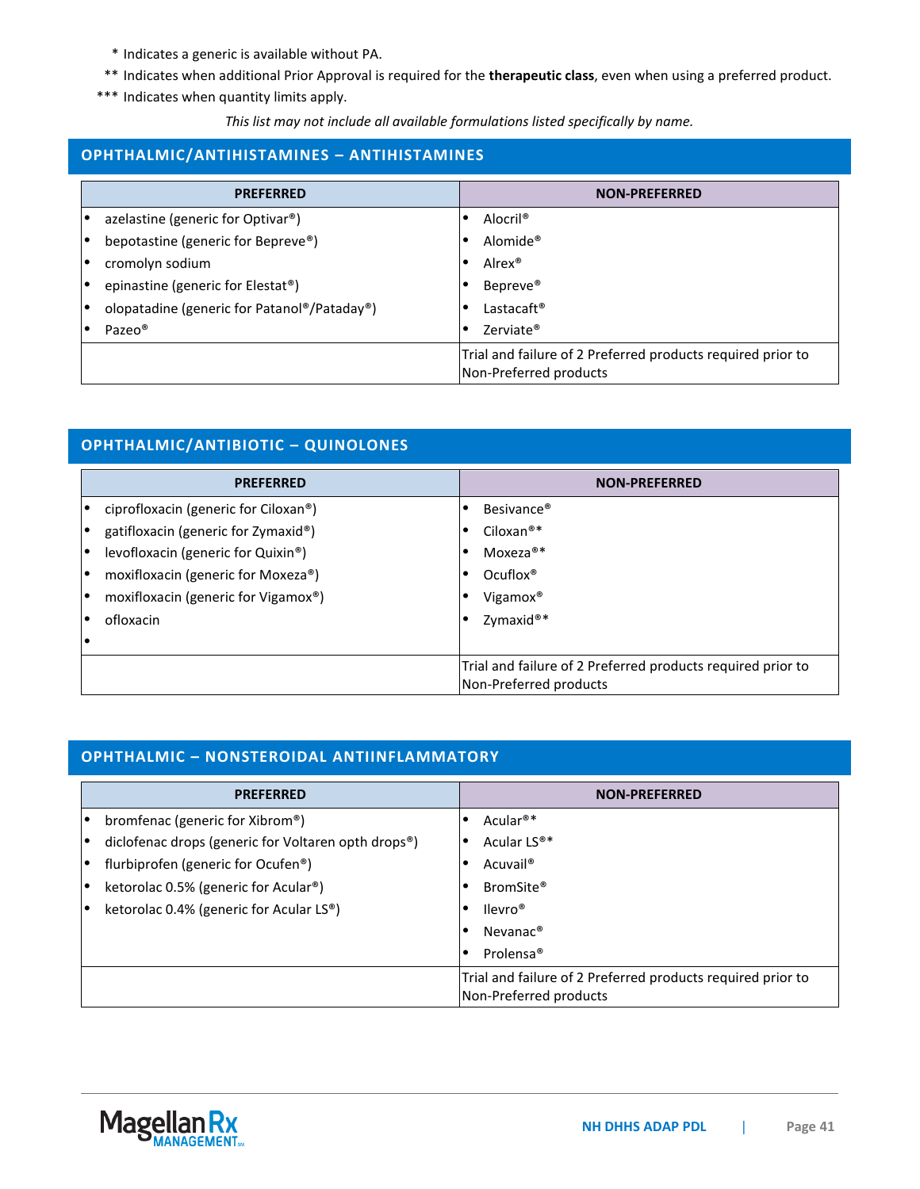\* Indicates a generic is available without PA.

\*\* Indicates when additional Prior Approval is required for the **therapeutic class**, even when using a preferred product.

\*\*\* Indicates when quantity limits apply.

*This list may not include all available formulations listed specifically by name.*

## OPHTHALMIC/ANTIHISTAMINES – ANTIHISTAMINES

| PREFERRED | NON-PREFERRED |
|---|---|
| • azelastine (generic for Optivar®) | • Alocril® |
| • bepotastine (generic for Bepreve®) | • Alomide® |
| • cromolyn sodium | • Alrex® |
| • epinastine (generic for Elestat®) | • Bepreve® |
| • olopatadine (generic for Patanol®/Pataday®) | • Lastacaft® |
| • Pazeo® | • Zerviate® |
| | Trial and failure of 2 Preferred products required prior to Non-Preferred products |

## OPHTHALMIC/ANTIBIOTIC – QUINOLONES

| PREFERRED | NON-PREFERRED |
|---|---|
| • ciprofloxacin (generic for Ciloxan®) | • Besivance® |
| • gatifloxacin (generic for Zymaxid®) | • Ciloxan®* |
| • levofloxacin (generic for Quixin®) | • Moxeza®* |
| • moxifloxacin (generic for Moxeza®) | • Ocuflox® |
| • moxifloxacin (generic for Vigamox®) | • Vigamox® |
| • ofloxacin | • Zymaxid®* |
| • | |
| | Trial and failure of 2 Preferred products required prior to Non-Preferred products |

## OPHTHALMIC – NONSTEROIDAL ANTIINFLAMMATORY

| PREFERRED | NON-PREFERRED |
|---|---|
| • bromfenac (generic for Xibrom®) | • Acular®* |
| • diclofenac drops (generic for Voltaren opth drops®) | • Acular LS®* |
| • flurbiprofen (generic for Ocufen®) | • Acuvail® |
| • ketorolac 0.5% (generic for Acular®) | • BromSite® |
| • ketorolac 0.4% (generic for Acular LS®) | • Ilevro® |
| | • Nevanac® |
| | • Prolensa® |
| | Trial and failure of 2 Preferred products required prior to Non-Preferred products |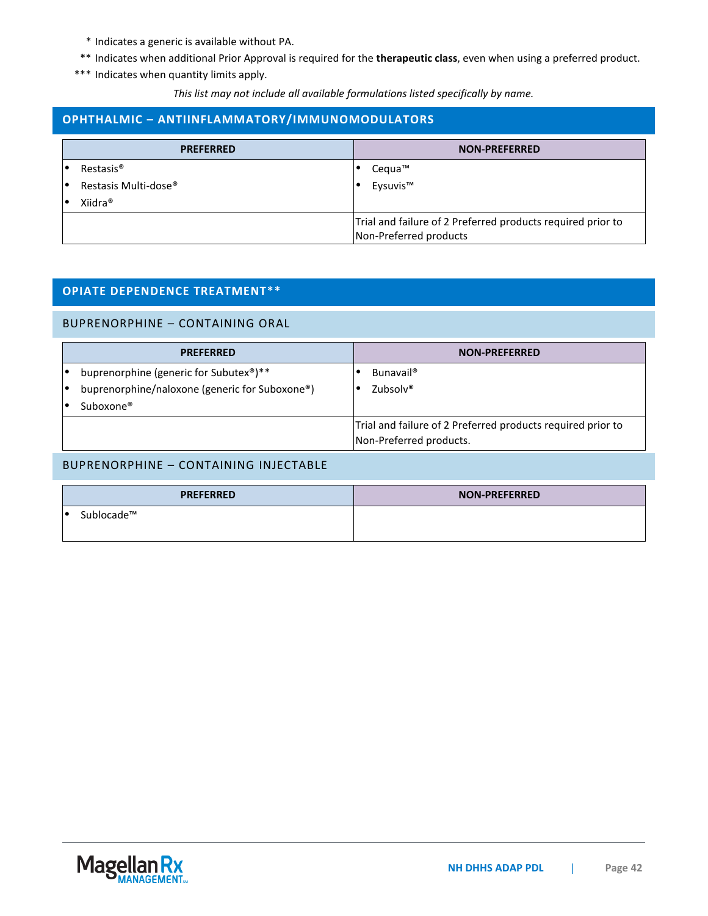\* Indicates a generic is available without PA.

\*\* Indicates when additional Prior Approval is required for the **therapeutic class**, even when using a preferred product.

\*\*\* Indicates when quantity limits apply.

*This list may not include all available formulations listed specifically by name.*

## OPHTHALMIC – ANTIINFLAMMATORY/IMMUNOMODULATORS

| PREFERRED | NON-PREFERRED |
|---|---|
| • Restasis®<br>• Restasis Multi-dose®<br>• Xiidra® | • Cequa™<br>• Eysuvis™ |
| | Trial and failure of 2 Preferred products required prior to Non-Preferred products |

## OPIATE DEPENDENCE TREATMENT**

### BUPRENORPHINE – CONTAINING ORAL

| PREFERRED | NON-PREFERRED |
|---|---|
| • buprenorphine (generic for Subutex®)**<br>• buprenorphine/naloxone (generic for Suboxone®)<br>• Suboxone® | • Bunavail®<br>• Zubsolv® |
| | Trial and failure of 2 Preferred products required prior to Non-Preferred products. |

### BUPRENORPHINE – CONTAINING INJECTABLE

| PREFERRED | NON-PREFERRED |
|---|---|
| • Sublocade™ | |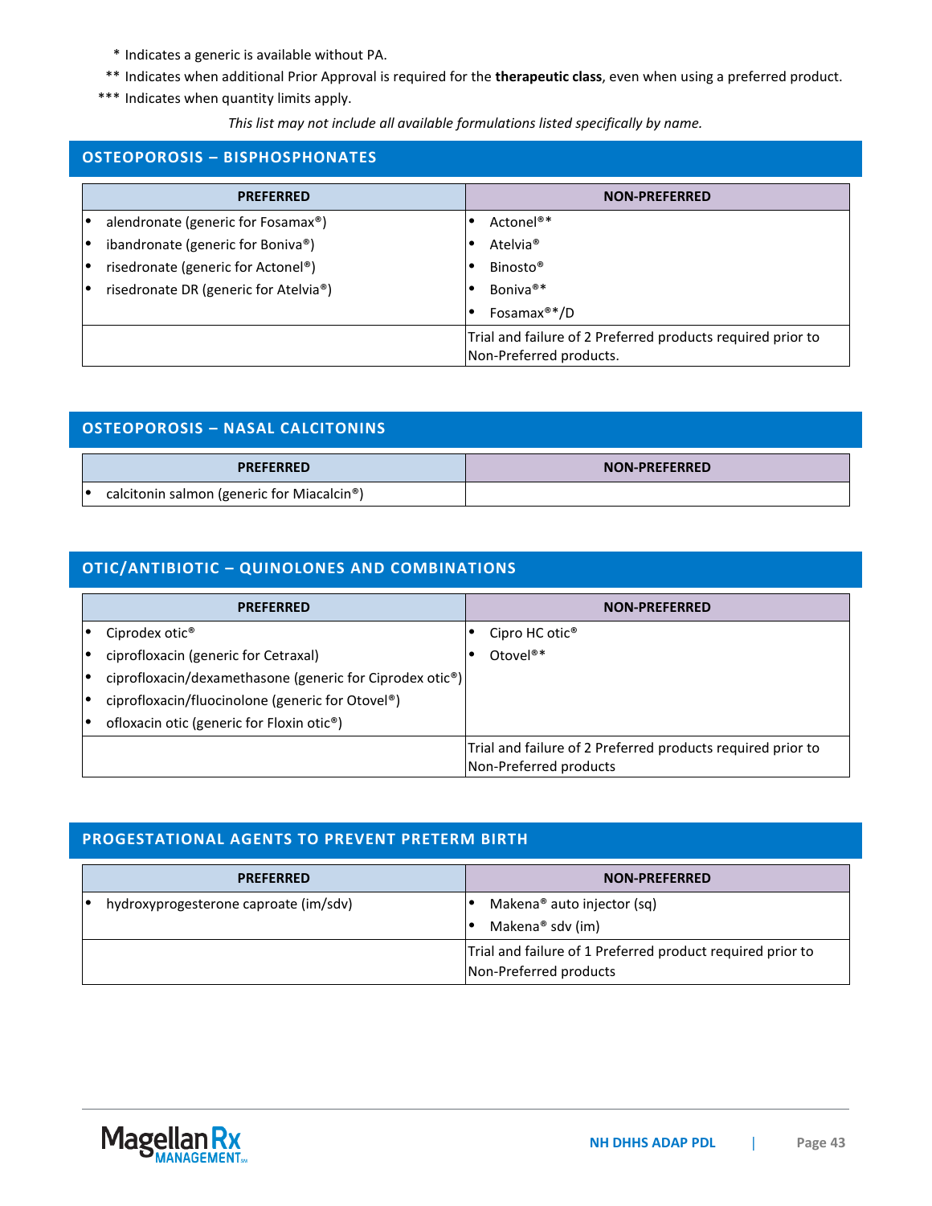\* Indicates a generic is available without PA.

\*\* Indicates when additional Prior Approval is required for the **therapeutic class**, even when using a preferred product.

\*\*\* Indicates when quantity limits apply.

*This list may not include all available formulations listed specifically by name.*

## OSTEOPOROSIS – BISPHOSPHONATES

| PREFERRED | NON-PREFERRED |
|---|---|
| • alendronate (generic for Fosamax®)<br>• ibandronate (generic for Boniva®)<br>• risedronate (generic for Actonel®)<br>• risedronate DR (generic for Atelvia®) | • Actonel®*<br>• Atelvia®<br>• Binosto®<br>• Boniva®*<br>• Fosamax®*/D |
| | Trial and failure of 2 Preferred products required prior to Non-Preferred products. |

## OSTEOPOROSIS – NASAL CALCITONINS

| PREFERRED | NON-PREFERRED |
|---|---|
| • calcitonin salmon (generic for Miacalcin®) | |

## OTIC/ANTIBIOTIC – QUINOLONES AND COMBINATIONS

| PREFERRED | NON-PREFERRED |
|---|---|
| • Ciprodex otic®<br>• ciprofloxacin (generic for Cetraxal)<br>• ciprofloxacin/dexamethasone (generic for Ciprodex otic®)<br>• ciprofloxacin/fluocinolone (generic for Otovel®)<br>• ofloxacin otic (generic for Floxin otic®) | • Cipro HC otic®<br>• Otovel®* |
| | Trial and failure of 2 Preferred products required prior to Non-Preferred products |

## PROGESTATIONAL AGENTS TO PREVENT PRETERM BIRTH

| PREFERRED | NON-PREFERRED |
|---|---|
| • hydroxyprogesterone caproate (im/sdv) | • Makena® auto injector (sq)<br>• Makena® sdv (im) |
| | Trial and failure of 1 Preferred product required prior to Non-Preferred products |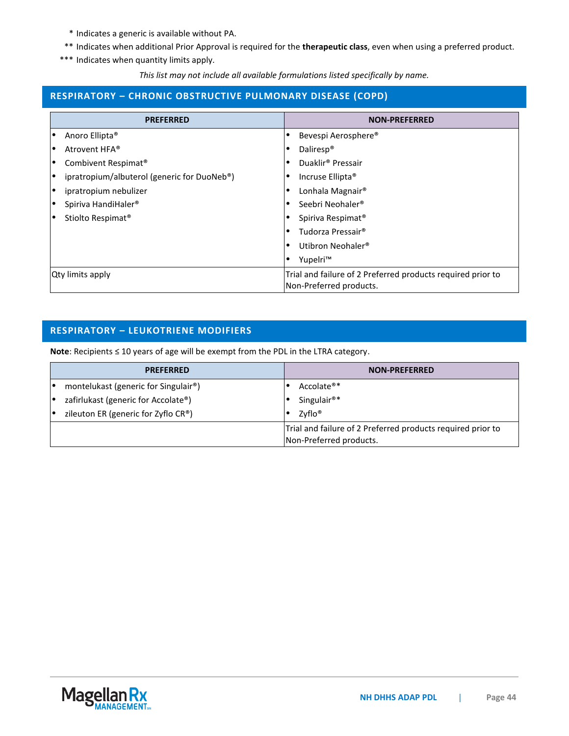\* Indicates a generic is available without PA.

\*\* Indicates when additional Prior Approval is required for the **therapeutic class**, even when using a preferred product.

\*\*\* Indicates when quantity limits apply.

*This list may not include all available formulations listed specifically by name.*

## RESPIRATORY – CHRONIC OBSTRUCTIVE PULMONARY DISEASE (COPD)

| PREFERRED | NON-PREFERRED |
|---|---|
| • Anoro Ellipta®<br>• Atrovent HFA®<br>• Combivent Respimat®<br>• ipratropium/albuterol (generic for DuoNeb®)<br>• ipratropium nebulizer<br>• Spiriva HandiHaler®<br>• Stiolto Respimat® | • Bevespi Aerosphere®<br>• Daliresp®<br>• Duaklir® Pressair<br>• Incruse Ellipta®<br>• Lonhala Magnair®<br>• Seebri Neohaler®<br>• Spiriva Respimat®<br>• Tudorza Pressair®<br>• Utibron Neohaler®<br>• Yupelri™ |
| Qty limits apply | Trial and failure of 2 Preferred products required prior to Non-Preferred products. |

## RESPIRATORY – LEUKOTRIENE MODIFIERS

**Note**: Recipients ≤ 10 years of age will be exempt from the PDL in the LTRA category.

| PREFERRED | NON-PREFERRED |
|---|---|
| • montelukast (generic for Singulair®)<br>• zafirlukast (generic for Accolate®)<br>• zileuton ER (generic for Zyflo CR®) | • Accolate®*<br>• Singulair®*<br>• Zyflo® |
| | Trial and failure of 2 Preferred products required prior to Non-Preferred products. |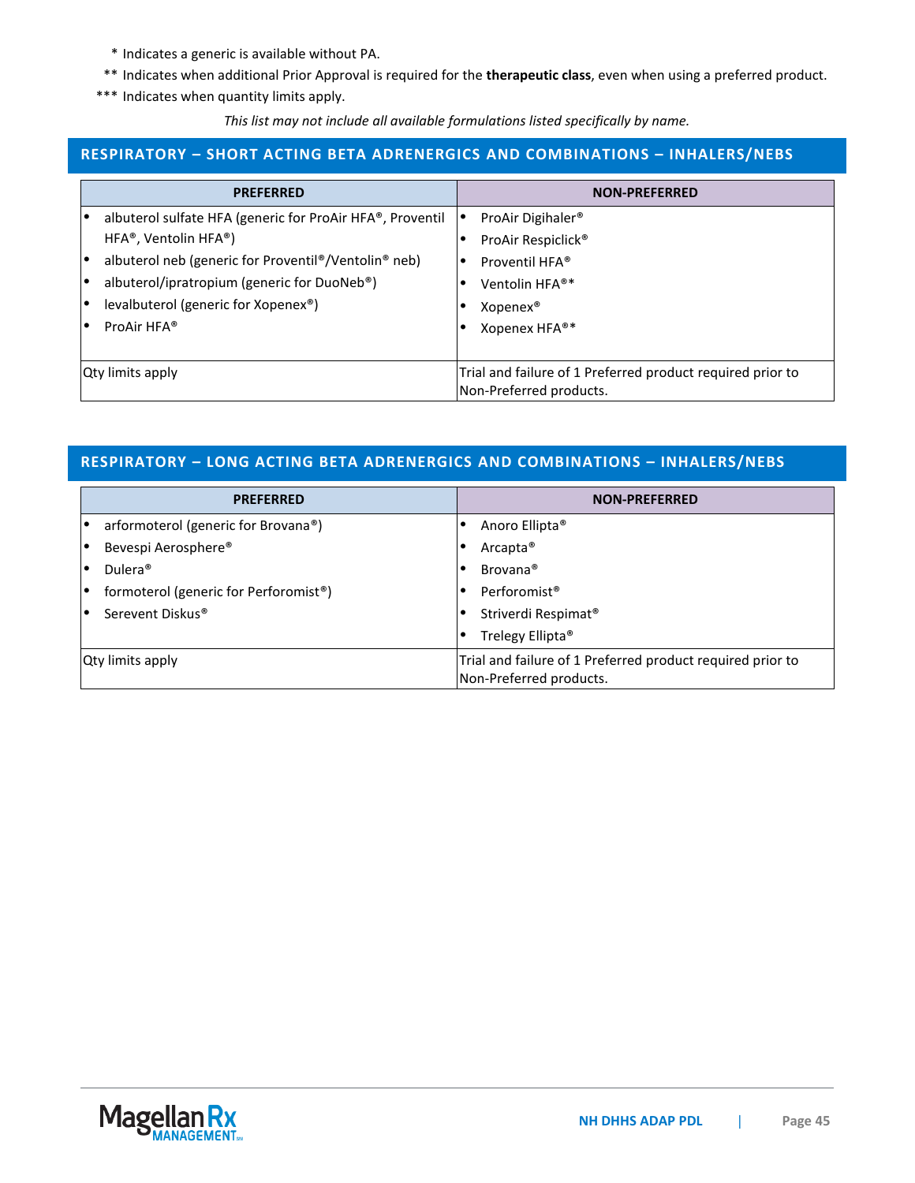\* Indicates a generic is available without PA.

\*\* Indicates when additional Prior Approval is required for the **therapeutic class**, even when using a preferred product.

\*\*\* Indicates when quantity limits apply.

*This list may not include all available formulations listed specifically by name.*

## RESPIRATORY – SHORT ACTING BETA ADRENERGICS AND COMBINATIONS – INHALERS/NEBS

| PREFERRED | NON-PREFERRED |
|---|---|
| • albuterol sulfate HFA (generic for ProAir HFA®, Proventil HFA®, Ventolin HFA®)<br>• albuterol neb (generic for Proventil®/Ventolin® neb)<br>• albuterol/ipratropium (generic for DuoNeb®)<br>• levalbuterol (generic for Xopenex®)<br>• ProAir HFA® | • ProAir Digihaler®<br>• ProAir Respiclick®<br>• Proventil HFA®<br>• Ventolin HFA®*<br>• Xopenex®<br>• Xopenex HFA®* |
| Qty limits apply | Trial and failure of 1 Preferred product required prior to Non-Preferred products. |

## RESPIRATORY – LONG ACTING BETA ADRENERGICS AND COMBINATIONS – INHALERS/NEBS

| PREFERRED | NON-PREFERRED |
|---|---|
| • arformoterol (generic for Brovana®)<br>• Bevespi Aerosphere®<br>• Dulera®<br>• formoterol (generic for Perforomist®)<br>• Serevent Diskus® | • Anoro Ellipta®<br>• Arcapta®<br>• Brovana®<br>• Perforomist®<br>• Striverdi Respimat®<br>• Trelegy Ellipta® |
| Qty limits apply | Trial and failure of 1 Preferred product required prior to Non-Preferred products. |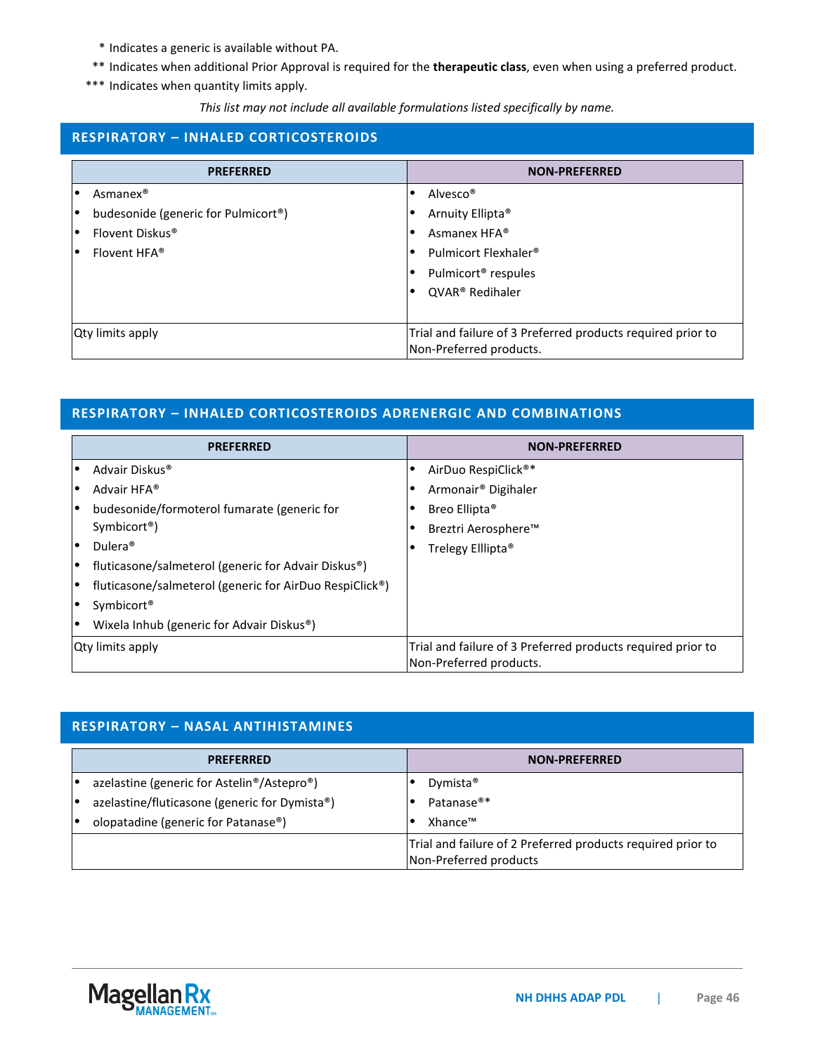\* Indicates a generic is available without PA.

\*\* Indicates when additional Prior Approval is required for the **therapeutic class**, even when using a preferred product.

\*\*\* Indicates when quantity limits apply.

*This list may not include all available formulations listed specifically by name.*

## RESPIRATORY – INHALED CORTICOSTEROIDS

| PREFERRED | NON-PREFERRED |
|---|---|
| • Asmanex®<br>• budesonide (generic for Pulmicort®)<br>• Flovent Diskus®<br>• Flovent HFA® | • Alvesco®<br>• Arnuity Ellipta®<br>• Asmanex HFA®<br>• Pulmicort Flexhaler®<br>• Pulmicort® respules<br>• QVAR® Redihaler |
| Qty limits apply | Trial and failure of 3 Preferred products required prior to Non-Preferred products. |

## RESPIRATORY – INHALED CORTICOSTEROIDS ADRENERGIC AND COMBINATIONS

| PREFERRED | NON-PREFERRED |
|---|---|
| • Advair Diskus®<br>• Advair HFA®<br>• budesonide/formoterol fumarate (generic for Symbicort®)<br>• Dulera®<br>• fluticasone/salmeterol (generic for Advair Diskus®)<br>• fluticasone/salmeterol (generic for AirDuo RespiClick®)<br>• Symbicort®<br>• Wixela Inhub (generic for Advair Diskus®) | • AirDuo RespiClick®*<br>• Armonair® Digihaler<br>• Breo Ellipta®<br>• Breztri Aerosphere™<br>• Trelegy Elllipta® |
| Qty limits apply | Trial and failure of 3 Preferred products required prior to Non-Preferred products. |

## RESPIRATORY – NASAL ANTIHISTAMINES

| PREFERRED | NON-PREFERRED |
|---|---|
| • azelastine (generic for Astelin®/Astepro®)<br>• azelastine/fluticasone (generic for Dymista®)<br>• olopatadine (generic for Patanase®) | • Dymista®<br>• Patanase®*<br>• Xhance™ |
| | Trial and failure of 2 Preferred products required prior to Non-Preferred products |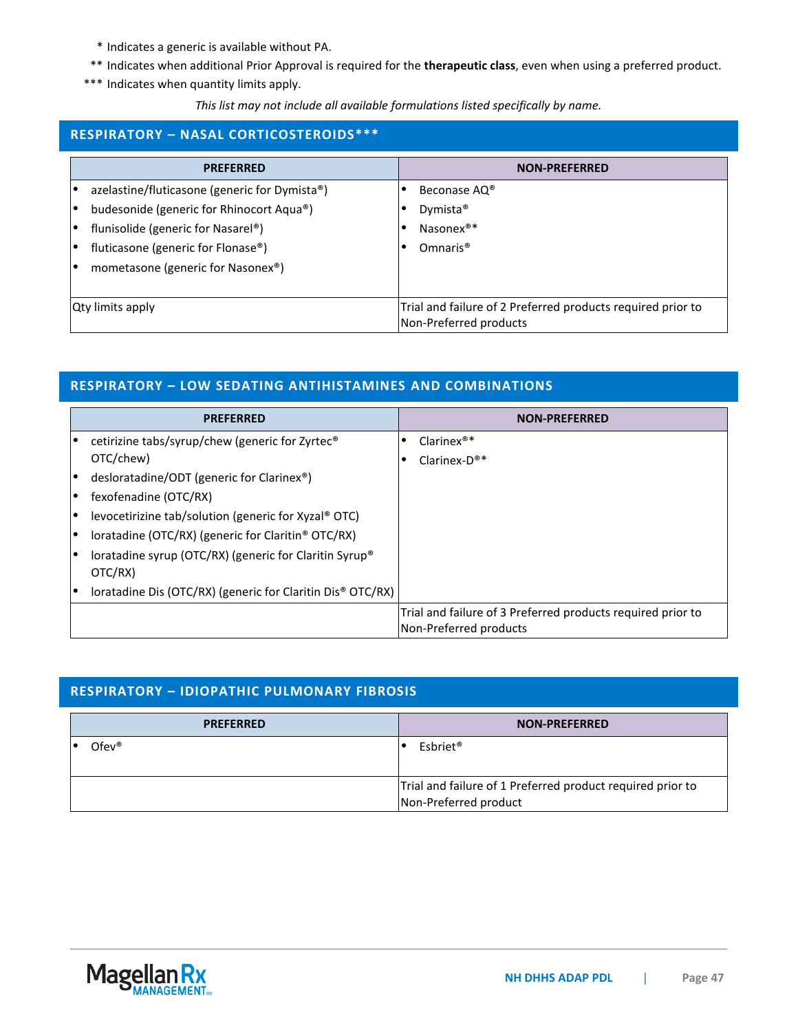\* Indicates a generic is available without PA.

\*\* Indicates when additional Prior Approval is required for the **therapeutic class**, even when using a preferred product.

\*\*\* Indicates when quantity limits apply.

*This list may not include all available formulations listed specifically by name.*

## RESPIRATORY – NASAL CORTICOSTEROIDS***

| PREFERRED | NON-PREFERRED |
|---|---|
| • azelastine/fluticasone (generic for Dymista®)<br>• budesonide (generic for Rhinocort Aqua®)<br>• flunisolide (generic for Nasarel®)<br>• fluticasone (generic for Flonase®)<br>• mometasone (generic for Nasonex®) | • Beconase AQ®<br>• Dymista®<br>• Nasonex®*<br>• Omnaris® |
| Qty limits apply | Trial and failure of 2 Preferred products required prior to Non-Preferred products |

## RESPIRATORY – LOW SEDATING ANTIHISTAMINES AND COMBINATIONS

| PREFERRED | NON-PREFERRED |
|---|---|
| • cetirizine tabs/syrup/chew (generic for Zyrtec® OTC/chew)<br>• desloratadine/ODT (generic for Clarinex®)<br>• fexofenadine (OTC/RX)<br>• levocetirizine tab/solution (generic for Xyzal® OTC)<br>• loratadine (OTC/RX) (generic for Claritin® OTC/RX)<br>• loratadine syrup (OTC/RX) (generic for Claritin Syrup® OTC/RX)<br>• loratadine Dis (OTC/RX) (generic for Claritin Dis® OTC/RX) | • Clarinex®*<br>• Clarinex-D®* |
| | Trial and failure of 3 Preferred products required prior to Non-Preferred products |

## RESPIRATORY – IDIOPATHIC PULMONARY FIBROSIS

| PREFERRED | NON-PREFERRED |
|---|---|
| • Ofev® | • Esbriet® |
| | Trial and failure of 1 Preferred product required prior to Non-Preferred product |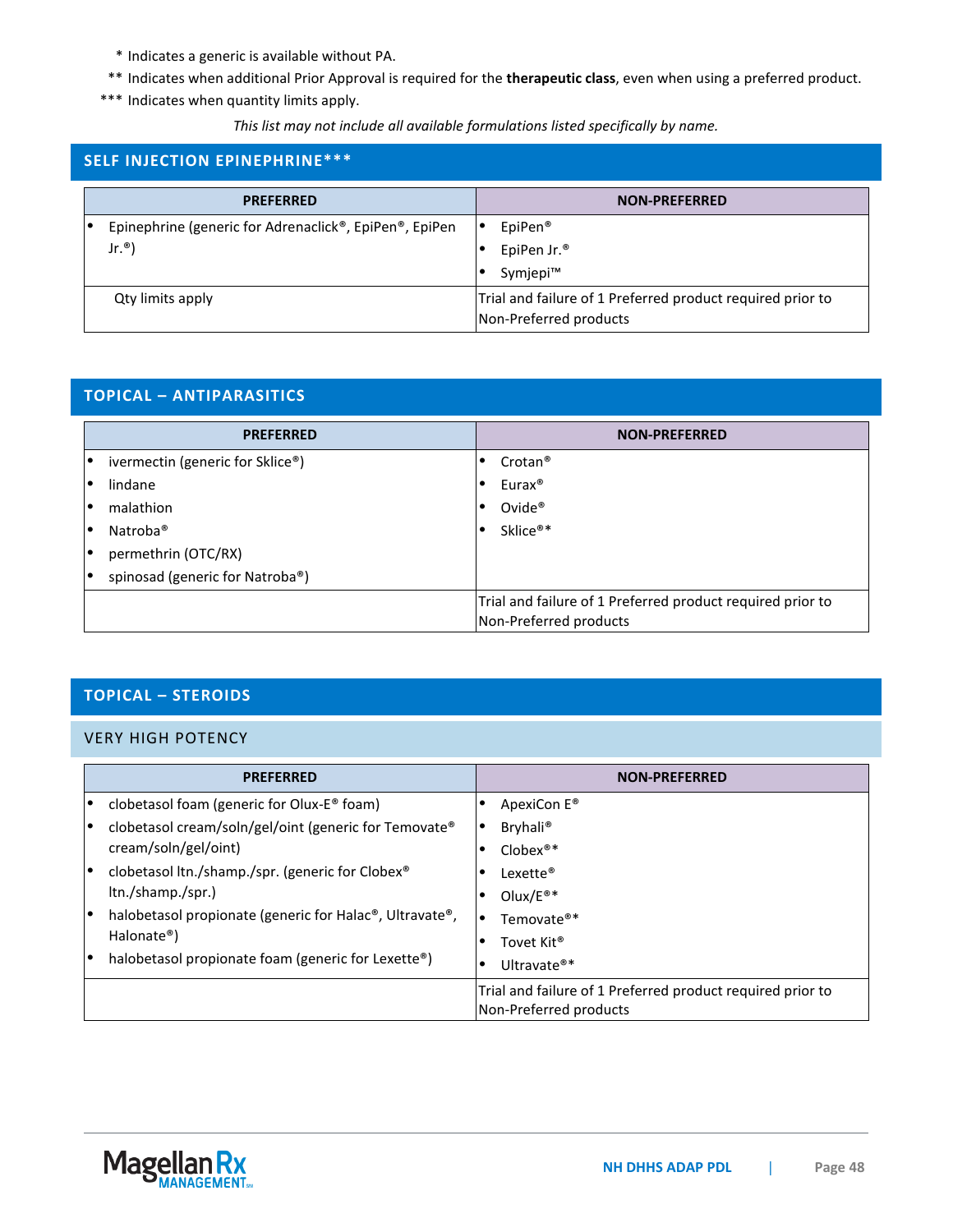\* Indicates a generic is available without PA.

\*\* Indicates when additional Prior Approval is required for the **therapeutic class**, even when using a preferred product.

\*\*\* Indicates when quantity limits apply.

*This list may not include all available formulations listed specifically by name.*

## SELF INJECTION EPINEPHRINE***

| PREFERRED | NON-PREFERRED |
|---|---|
| • Epinephrine (generic for Adrenaclick®, EpiPen®, EpiPen Jr.®) | • EpiPen®<br>• EpiPen Jr.®<br>• Symjepi™ |
| Qty limits apply | Trial and failure of 1 Preferred product required prior to Non-Preferred products |

## TOPICAL – ANTIPARASITICS

| PREFERRED | NON-PREFERRED |
|---|---|
| • ivermectin (generic for Sklice®)<br>• lindane<br>• malathion<br>• Natroba®<br>• permethrin (OTC/RX)<br>• spinosad (generic for Natroba®) | • Crotan®<br>• Eurax®<br>• Ovide®<br>• Sklice®* |
| | Trial and failure of 1 Preferred product required prior to Non-Preferred products |

## TOPICAL – STEROIDS

### VERY HIGH POTENCY

| PREFERRED | NON-PREFERRED |
|---|---|
| • clobetasol foam (generic for Olux-E® foam)<br>• clobetasol cream/soln/gel/oint (generic for Temovate® cream/soln/gel/oint)<br>• clobetasol ltn./shamp./spr. (generic for Clobex® ltn./shamp./spr.)<br>• halobetasol propionate (generic for Halac®, Ultravate®, Halonate®)<br>• halobetasol propionate foam (generic for Lexette®) | • ApexiCon E®<br>• Bryhali®<br>• Clobex®*<br>• Lexette®<br>• Olux/E®*<br>• Temovate®*<br>• Tovet Kit®<br>• Ultravate®* |
| | Trial and failure of 1 Preferred product required prior to Non-Preferred products |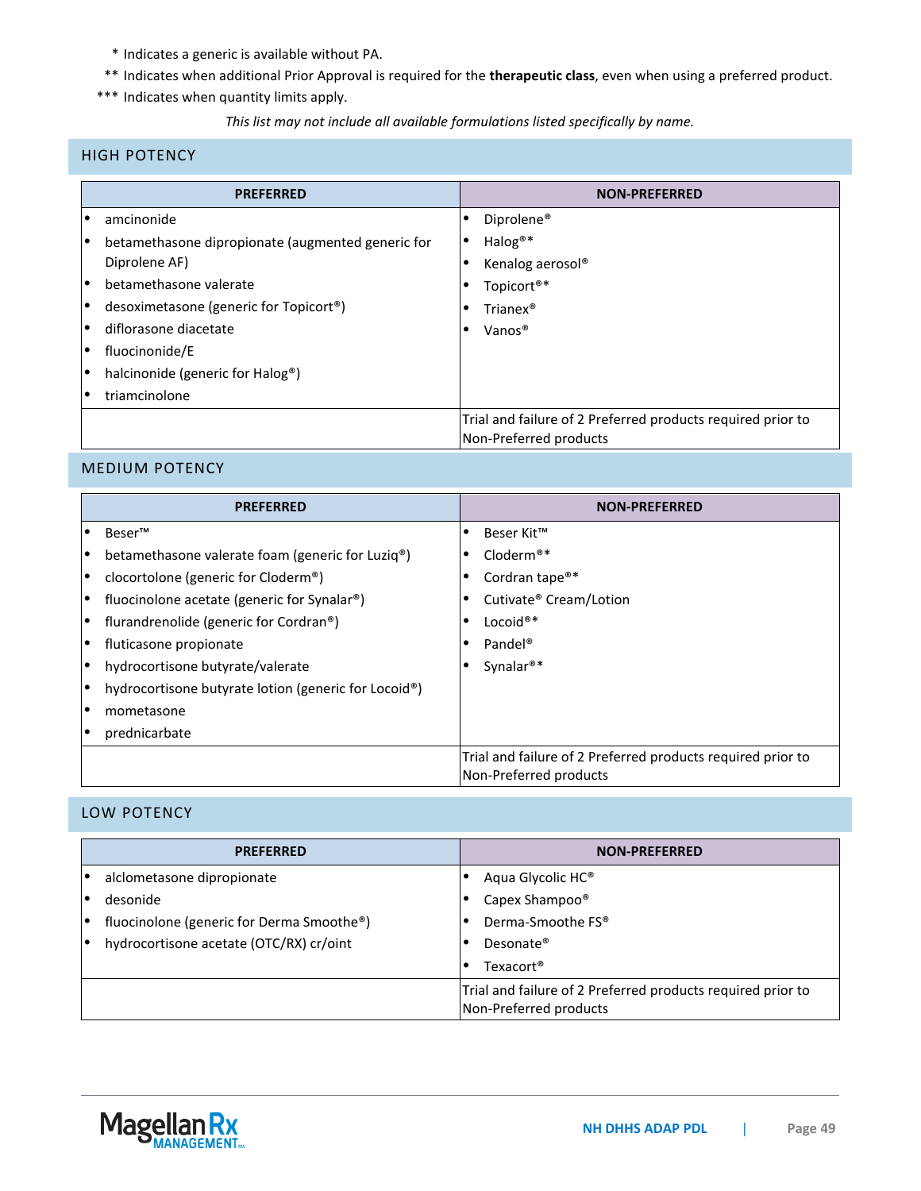\* Indicates a generic is available without PA.

\*\* Indicates when additional Prior Approval is required for the **therapeutic class**, even when using a preferred product.

\*\*\* Indicates when quantity limits apply.

*This list may not include all available formulations listed specifically by name.*

## HIGH POTENCY

| PREFERRED | NON-PREFERRED |
|---|---|
| • amcinonide<br>• betamethasone dipropionate (augmented generic for Diprolene AF)<br>• betamethasone valerate<br>• desoximetasone (generic for Topicort®)<br>• diflorasone diacetate<br>• fluocinonide/E<br>• halcinonide (generic for Halog®)<br>• triamcinolone | • Diprolene®<br>• Halog®*<br>• Kenalog aerosol®<br>• Topicort®*<br>• Trianex®<br>• Vanos® |
| | Trial and failure of 2 Preferred products required prior to Non-Preferred products |

## MEDIUM POTENCY

| PREFERRED | NON-PREFERRED |
|---|---|
| • Beser™<br>• betamethasone valerate foam (generic for Luziq®)<br>• clocortolone (generic for Cloderm®)<br>• fluocinolone acetate (generic for Synalar®)<br>• flurandrenolide (generic for Cordran®)<br>• fluticasone propionate<br>• hydrocortisone butyrate/valerate<br>• hydrocortisone butyrate lotion (generic for Locoid®)<br>• mometasone<br>• prednicarbate | • Beser Kit™<br>• Cloderm®*<br>• Cordran tape®*<br>• Cutivate® Cream/Lotion<br>• Locoid®*<br>• Pandel®<br>• Synalar®* |
| | Trial and failure of 2 Preferred products required prior to Non-Preferred products |

## LOW POTENCY

| PREFERRED | NON-PREFERRED |
|---|---|
| • alclometasone dipropionate<br>• desonide<br>• fluocinolone (generic for Derma Smoothe®)<br>• hydrocortisone acetate (OTC/RX) cr/oint | • Aqua Glycolic HC®<br>• Capex Shampoo®<br>• Derma-Smoothe FS®<br>• Desonate®<br>• Texacort® |
| | Trial and failure of 2 Preferred products required prior to Non-Preferred products |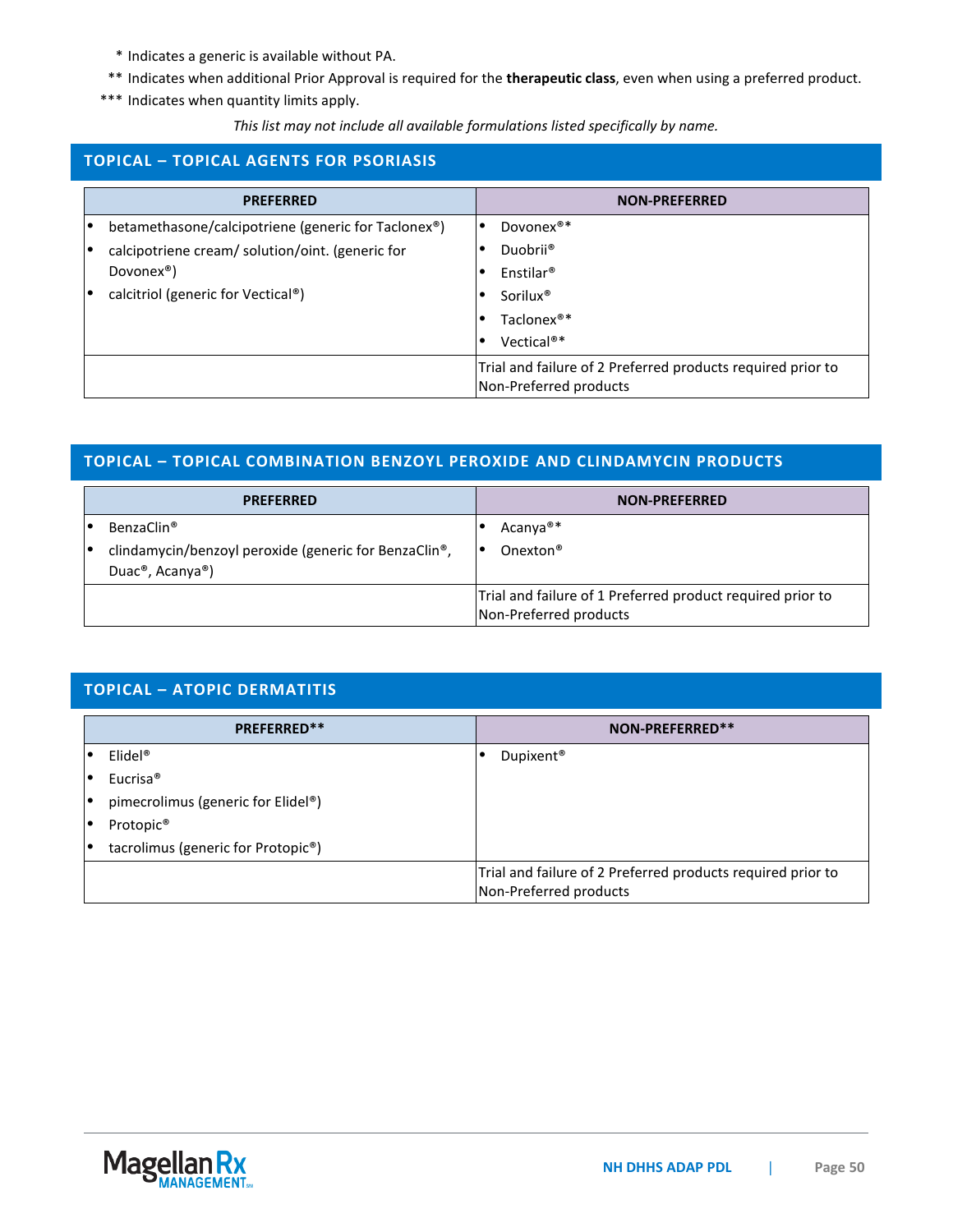\* Indicates a generic is available without PA.

\*\* Indicates when additional Prior Approval is required for the **therapeutic class**, even when using a preferred product.

\*\*\* Indicates when quantity limits apply.

*This list may not include all available formulations listed specifically by name.*

## TOPICAL – TOPICAL AGENTS FOR PSORIASIS

| PREFERRED | NON-PREFERRED |
|---|---|
| • betamethasone/calcipotriene (generic for Taclonex®)<br>• calcipotriene cream/ solution/oint. (generic for Dovonex®)<br>• calcitriol (generic for Vectical®) | • Dovonex®*<br>• Duobrii®<br>• Enstilar®<br>• Sorilux®<br>• Taclonex®*<br>• Vectical®* |
| | Trial and failure of 2 Preferred products required prior to Non-Preferred products |

## TOPICAL – TOPICAL COMBINATION BENZOYL PEROXIDE AND CLINDAMYCIN PRODUCTS

| PREFERRED | NON-PREFERRED |
|---|---|
| • BenzaClin®<br>• clindamycin/benzoyl peroxide (generic for BenzaClin®, Duac®, Acanya®) | • Acanya®*<br>• Onexton® |
| | Trial and failure of 1 Preferred product required prior to Non-Preferred products |

## TOPICAL – ATOPIC DERMATITIS

| PREFERRED** | NON-PREFERRED** |
|---|---|
| • Elidel®<br>• Eucrisa®<br>• pimecrolimus (generic for Elidel®)<br>• Protopic®<br>• tacrolimus (generic for Protopic®) | • Dupixent® |
| | Trial and failure of 2 Preferred products required prior to Non-Preferred products |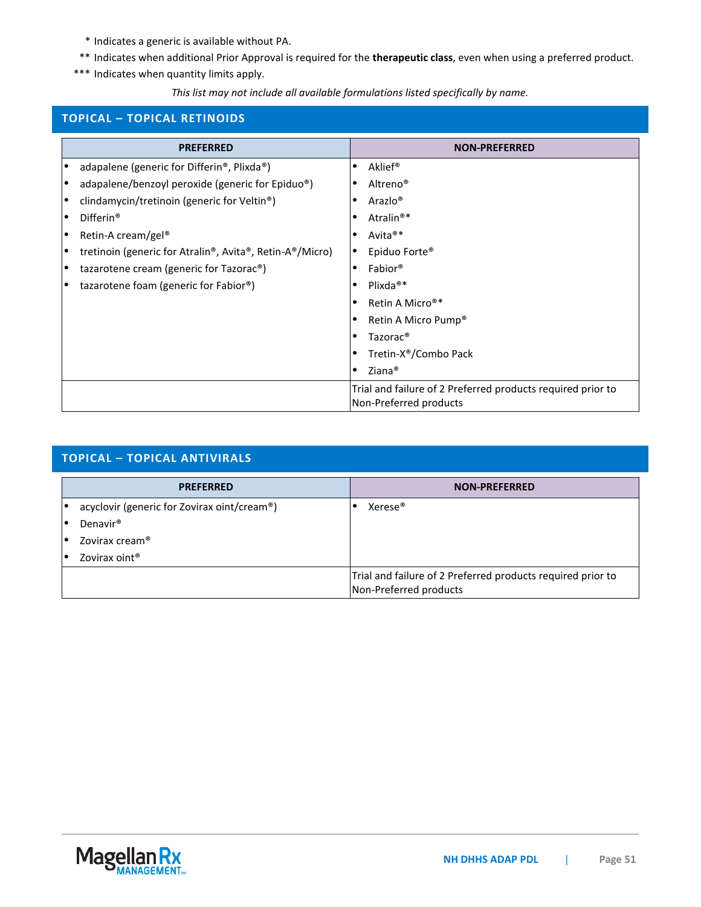\* Indicates a generic is available without PA.

\*\* Indicates when additional Prior Approval is required for the **therapeutic class**, even when using a preferred product.

\*\*\* Indicates when quantity limits apply.

*This list may not include all available formulations listed specifically by name.*

## TOPICAL – TOPICAL RETINOIDS

| PREFERRED | NON-PREFERRED |
|---|---|
| • adapalene (generic for Differin®, Plixda®)<br>• adapalene/benzoyl peroxide (generic for Epiduo®)<br>• clindamycin/tretinoin (generic for Veltin®)<br>• Differin®<br>• Retin-A cream/gel®<br>• tretinoin (generic for Atralin®, Avita®, Retin-A®/Micro)<br>• tazarotene cream (generic for Tazorac®)<br>• tazarotene foam (generic for Fabior®) | • Aklief®<br>• Altreno®<br>• Arazlo®<br>• Atralin®*<br>• Avita®*<br>• Epiduo Forte®<br>• Fabior®<br>• Plixda®*<br>• Retin A Micro®*<br>• Retin A Micro Pump®<br>• Tazorac®<br>• Tretin-X®/Combo Pack<br>• Ziana® |
| | Trial and failure of 2 Preferred products required prior to Non-Preferred products |

## TOPICAL – TOPICAL ANTIVIRALS

| PREFERRED | NON-PREFERRED |
|---|---|
| • acyclovir (generic for Zovirax oint/cream®)<br>• Denavir®<br>• Zovirax cream®<br>• Zovirax oint® | • Xerese® |
| | Trial and failure of 2 Preferred products required prior to Non-Preferred products |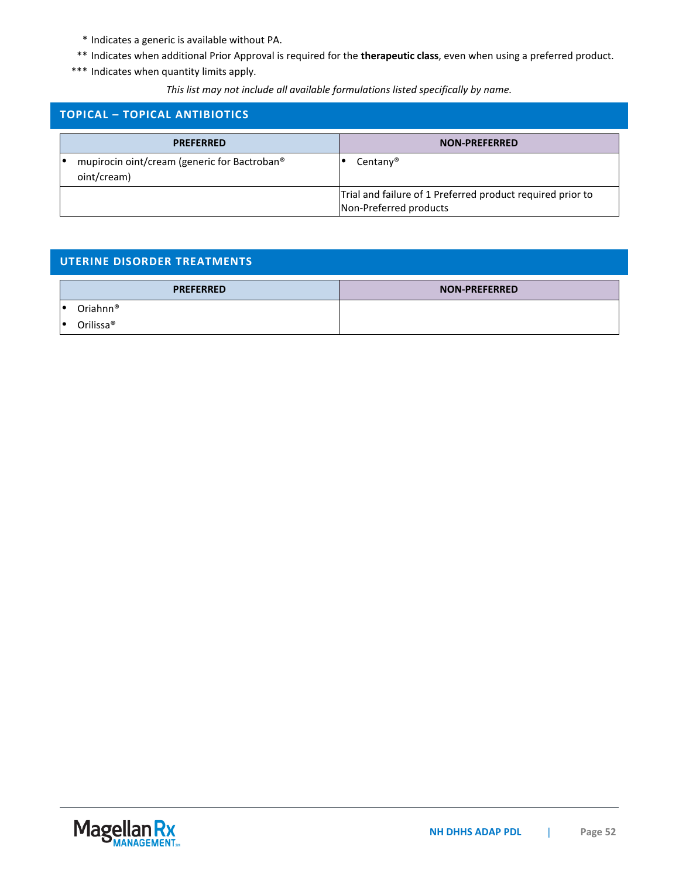\* Indicates a generic is available without PA.

\*\* Indicates when additional Prior Approval is required for the **therapeutic class**, even when using a preferred product.

\*\*\* Indicates when quantity limits apply.

*This list may not include all available formulations listed specifically by name.*

## TOPICAL – TOPICAL ANTIBIOTICS

| PREFERRED | NON-PREFERRED |
| --- | --- |
| • mupirocin oint/cream (generic for Bactroban® oint/cream) | • Centany® |
| | Trial and failure of 1 Preferred product required prior to Non-Preferred products |

## UTERINE DISORDER TREATMENTS

| PREFERRED | NON-PREFERRED |
| --- | --- |
| • Oriahnn®<br>• Orilissa® | |